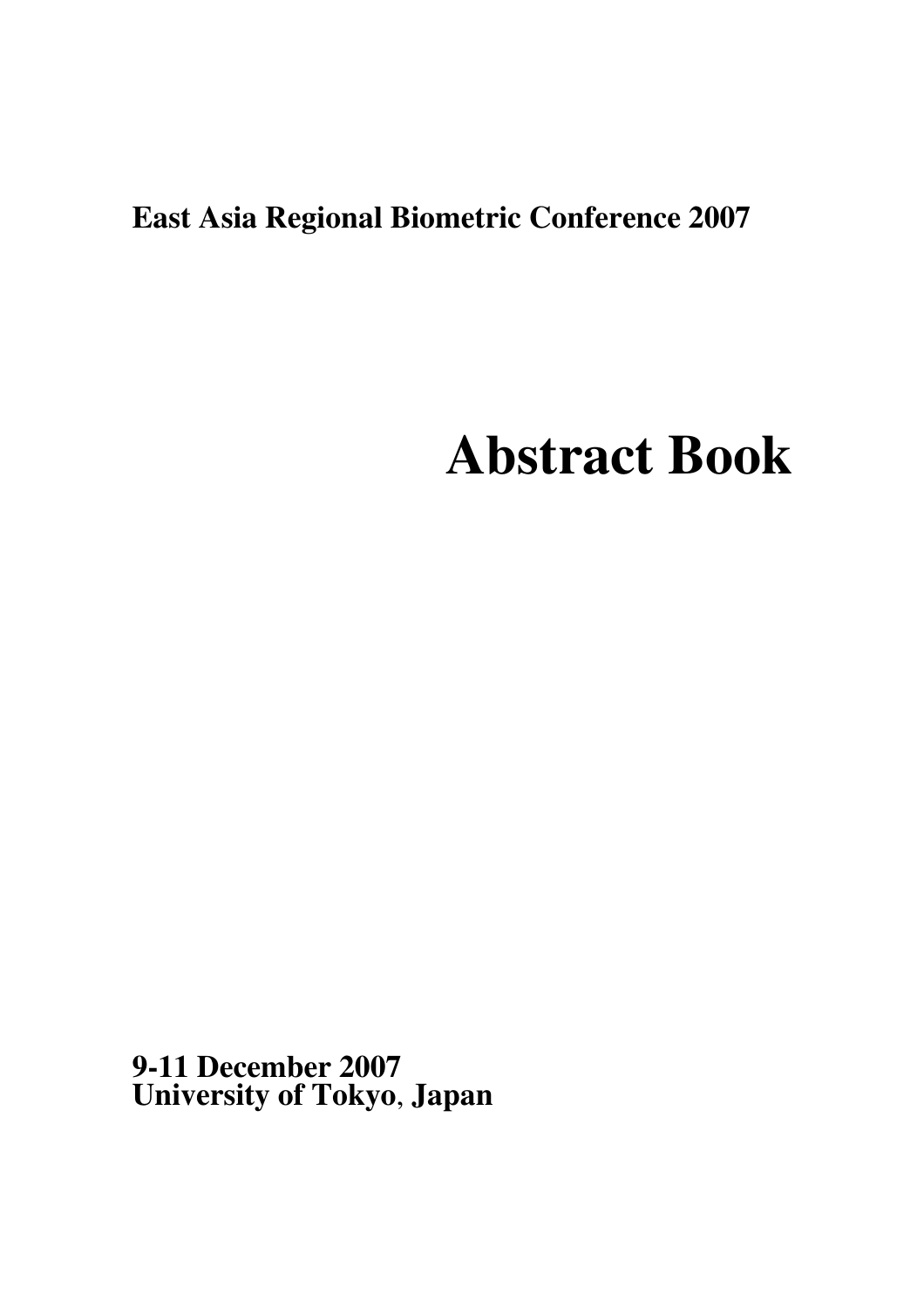**East Asia Regional Biometric Conference 2007**

# Abstract Book

**9-11 December 2007**
**University of Tokyo, Japan**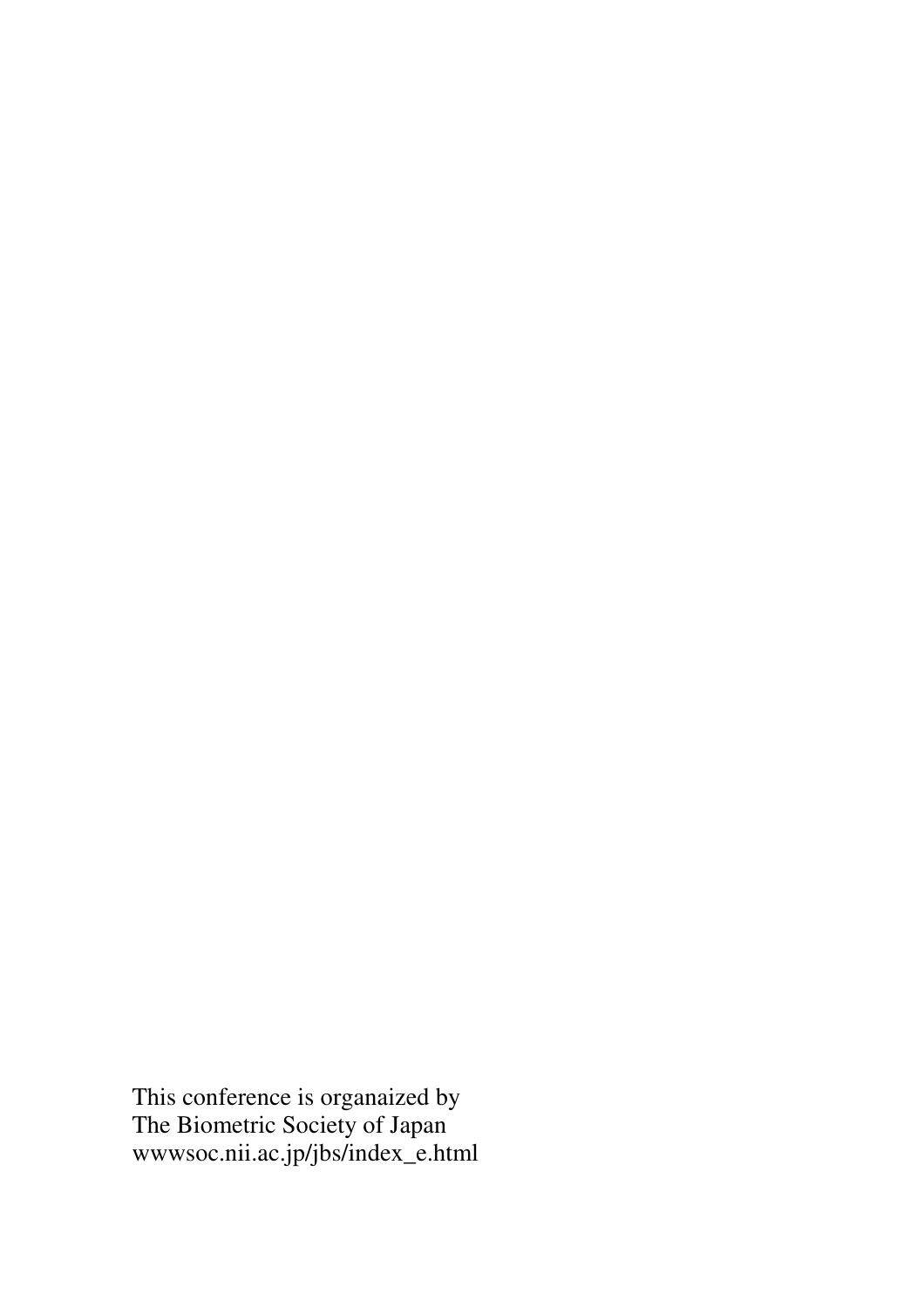This conference is organaized by
The Biometric Society of Japan
wwwsoc.nii.ac.jp/jbs/index_e.html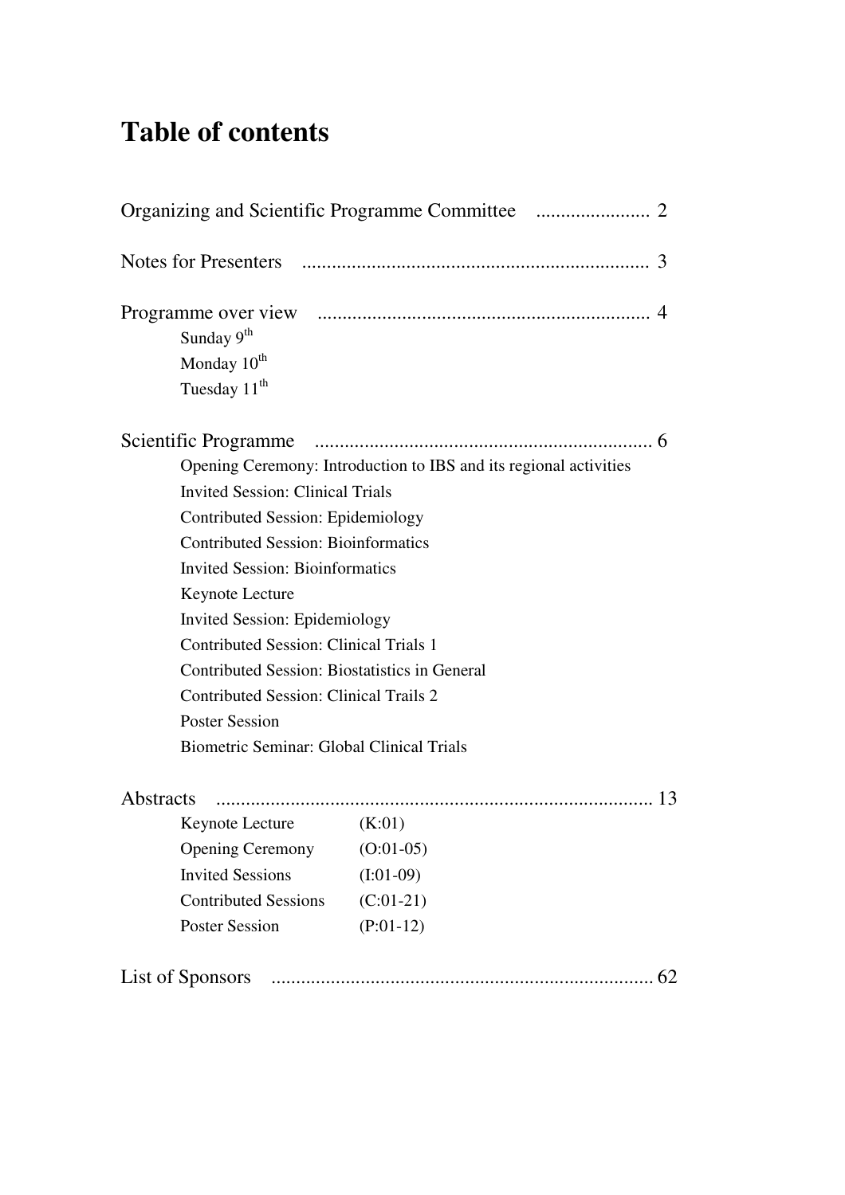# Table of contents

Organizing and Scientific Programme Committee ....................... 2

Notes for Presenters ..................................................................... 3

Programme over view .................................................................. 4

- Sunday 9th
- Monday 10th
- Tuesday 11th

Scientific Programme ................................................................... 6

- Opening Ceremony: Introduction to IBS and its regional activities
- Invited Session: Clinical Trials
- Contributed Session: Epidemiology
- Contributed Session: Bioinformatics
- Invited Session: Bioinformatics
- Keynote Lecture
- Invited Session: Epidemiology
- Contributed Session: Clinical Trials 1
- Contributed Session: Biostatistics in General
- Contributed Session: Clinical Trails 2
- Poster Session
- Biometric Seminar: Global Clinical Trials

Abstracts ....................................................................................... 13

| | |
|---|---|
| Keynote Lecture | (K:01) |
| Opening Ceremony | (O:01-05) |
| Invited Sessions | (I:01-09) |
| Contributed Sessions | (C:01-21) |
| Poster Session | (P:01-12) |

List of Sponsors ............................................................................ 62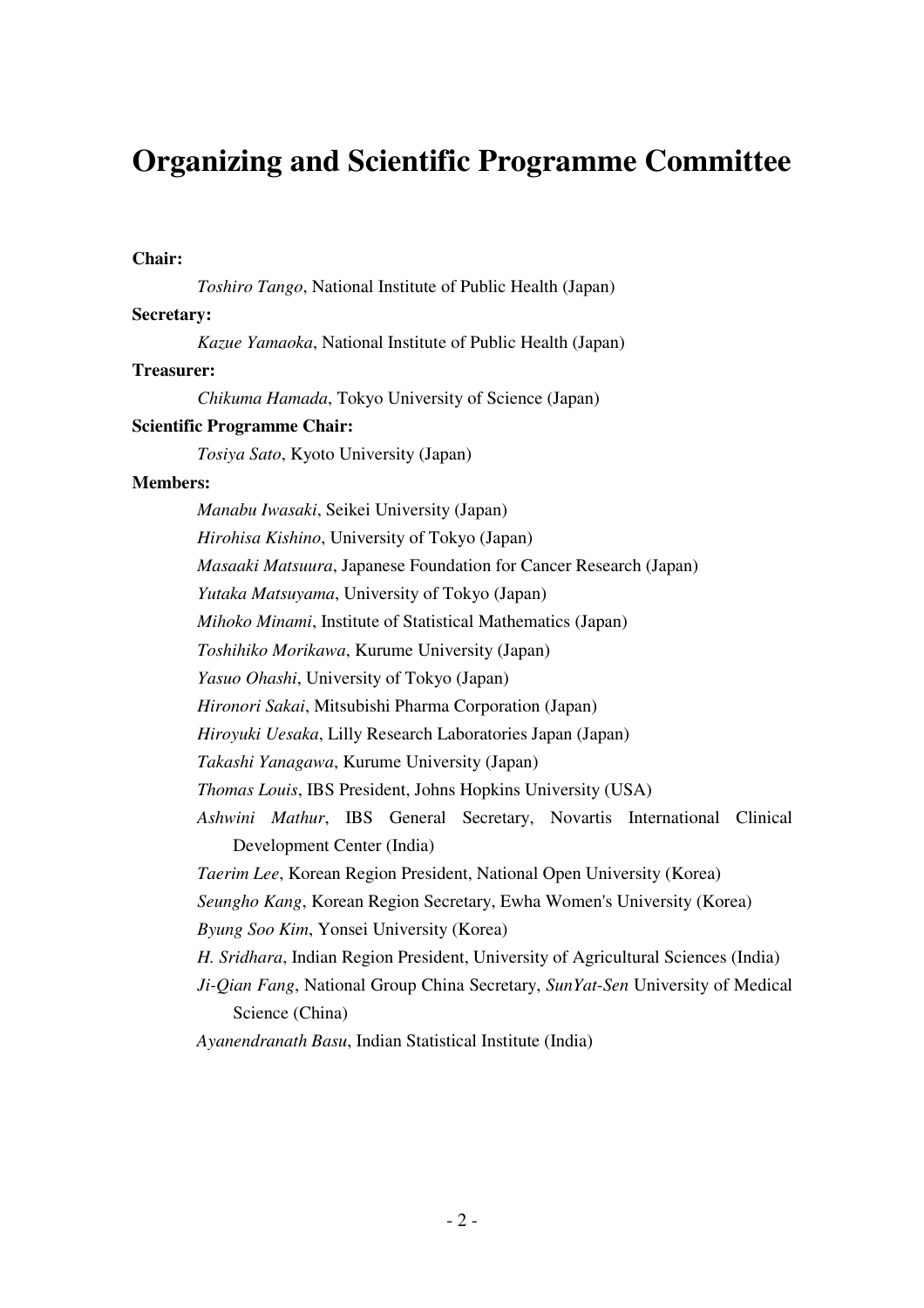# Organizing and Scientific Programme Committee

**Chair:**

*Toshiro Tango*, National Institute of Public Health (Japan)

**Secretary:**

*Kazue Yamaoka*, National Institute of Public Health (Japan)

**Treasurer:**

*Chikuma Hamada*, Tokyo University of Science (Japan)

**Scientific Programme Chair:**

*Tosiya Sato*, Kyoto University (Japan)

**Members:**

*Manabu Iwasaki*, Seikei University (Japan)

*Hirohisa Kishino*, University of Tokyo (Japan)

*Masaaki Matsuura*, Japanese Foundation for Cancer Research (Japan)

*Yutaka Matsuyama*, University of Tokyo (Japan)

*Mihoko Minami*, Institute of Statistical Mathematics (Japan)

*Toshihiko Morikawa*, Kurume University (Japan)

*Yasuo Ohashi*, University of Tokyo (Japan)

*Hironori Sakai*, Mitsubishi Pharma Corporation (Japan)

*Hiroyuki Uesaka*, Lilly Research Laboratories Japan (Japan)

*Takashi Yanagawa*, Kurume University (Japan)

*Thomas Louis*, IBS President, Johns Hopkins University (USA)

*Ashwini Mathur*, IBS General Secretary, Novartis International Clinical Development Center (India)

*Taerim Lee*, Korean Region President, National Open University (Korea)

*Seungho Kang*, Korean Region Secretary, Ewha Women's University (Korea)

*Byung Soo Kim*, Yonsei University (Korea)

*H. Sridhara*, Indian Region President, University of Agricultural Sciences (India)

*Ji-Qian Fang*, National Group China Secretary, *SunYat-Sen* University of Medical Science (China)

*Ayanendranath Basu*, Indian Statistical Institute (India)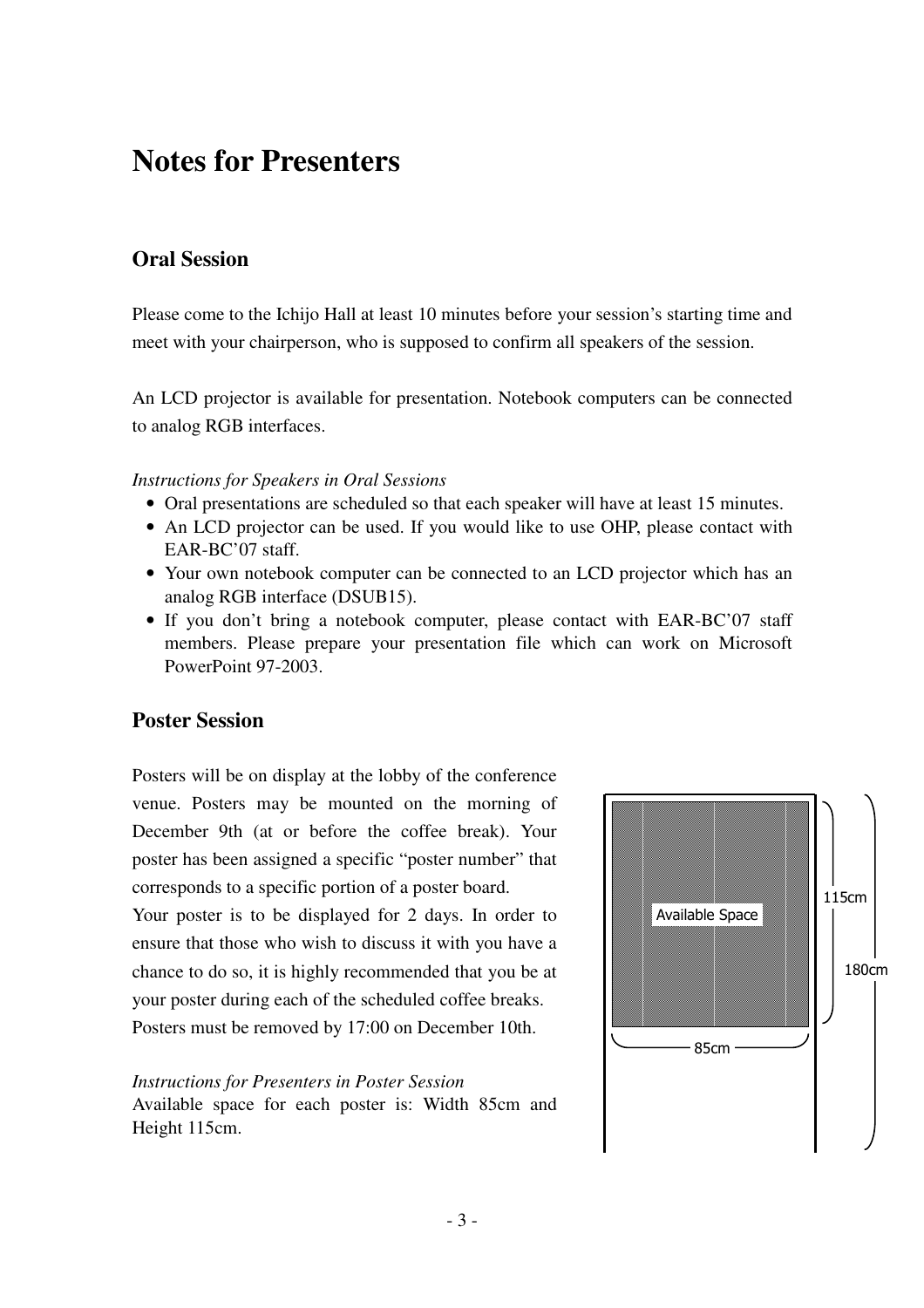# Notes for Presenters

## Oral Session

Please come to the Ichijo Hall at least 10 minutes before your session's starting time and meet with your chairperson, who is supposed to confirm all speakers of the session.

An LCD projector is available for presentation. Notebook computers can be connected to analog RGB interfaces.

*Instructions for Speakers in Oral Sessions*

- Oral presentations are scheduled so that each speaker will have at least 15 minutes.
- An LCD projector can be used. If you would like to use OHP, please contact with EAR-BC'07 staff.
- Your own notebook computer can be connected to an LCD projector which has an analog RGB interface (DSUB15).
- If you don't bring a notebook computer, please contact with EAR-BC'07 staff members. Please prepare your presentation file which can work on Microsoft PowerPoint 97-2003.

## Poster Session

Posters will be on display at the lobby of the conference venue. Posters may be mounted on the morning of December 9th (at or before the coffee break). Your poster has been assigned a specific "poster number" that corresponds to a specific portion of a poster board.

Your poster is to be displayed for 2 days. In order to ensure that those who wish to discuss it with you have a chance to do so, it is highly recommended that you be at your poster during each of the scheduled coffee breaks.

Posters must be removed by 17:00 on December 10th.

*Instructions for Presenters in Poster Session*

Available space for each poster is: Width 85cm and Height 115cm.

Available Space

115cm

180cm

85cm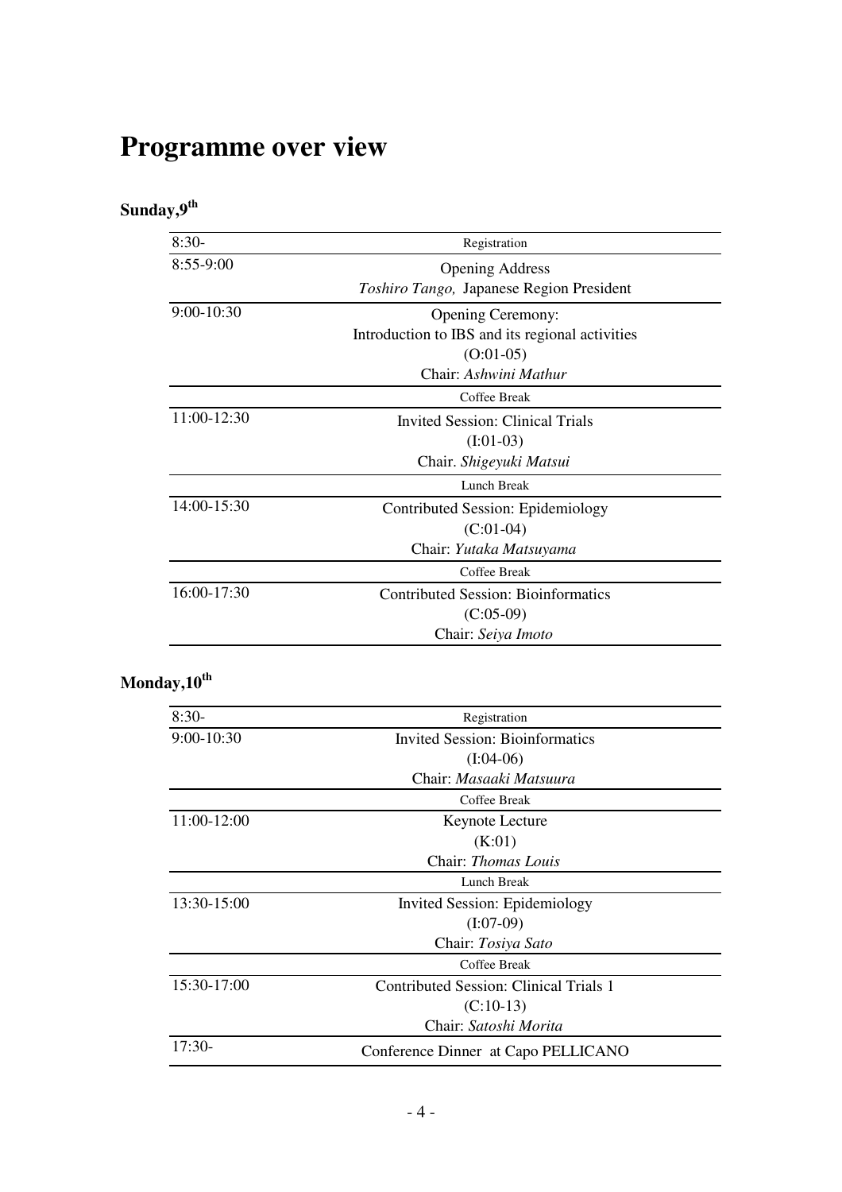# Programme over view

## Sunday,9[th]

| | |
|---|---|
| 8:30- | Registration |
| 8:55-9:00 | Opening Address<br>*Toshiro Tango,* Japanese Region President |
| 9:00-10:30 | Opening Ceremony:<br>Introduction to IBS and its regional activities<br>(O:01-05)<br>Chair: *Ashwini Mathur* |
| | Coffee Break |
| 11:00-12:30 | Invited Session: Clinical Trials<br>(I:01-03)<br>Chair. *Shigeyuki Matsui* |
| | Lunch Break |
| 14:00-15:30 | Contributed Session: Epidemiology<br>(C:01-04)<br>Chair: *Yutaka Matsuyama* |
| | Coffee Break |
| 16:00-17:30 | Contributed Session: Bioinformatics<br>(C:05-09)<br>Chair: *Seiya Imoto* |

## Monday,10[th]

| | |
|---|---|
| 8:30- | Registration |
| 9:00-10:30 | Invited Session: Bioinformatics<br>(I:04-06)<br>Chair: *Masaaki Matsuura* |
| | Coffee Break |
| 11:00-12:00 | Keynote Lecture<br>(K:01)<br>Chair: *Thomas Louis* |
| | Lunch Break |
| 13:30-15:00 | Invited Session: Epidemiology<br>(I:07-09)<br>Chair: *Tosiya Sato* |
| | Coffee Break |
| 15:30-17:00 | Contributed Session: Clinical Trials 1<br>(C:10-13)<br>Chair: *Satoshi Morita* |
| 17:30- | Conference Dinner at Capo PELLICANO |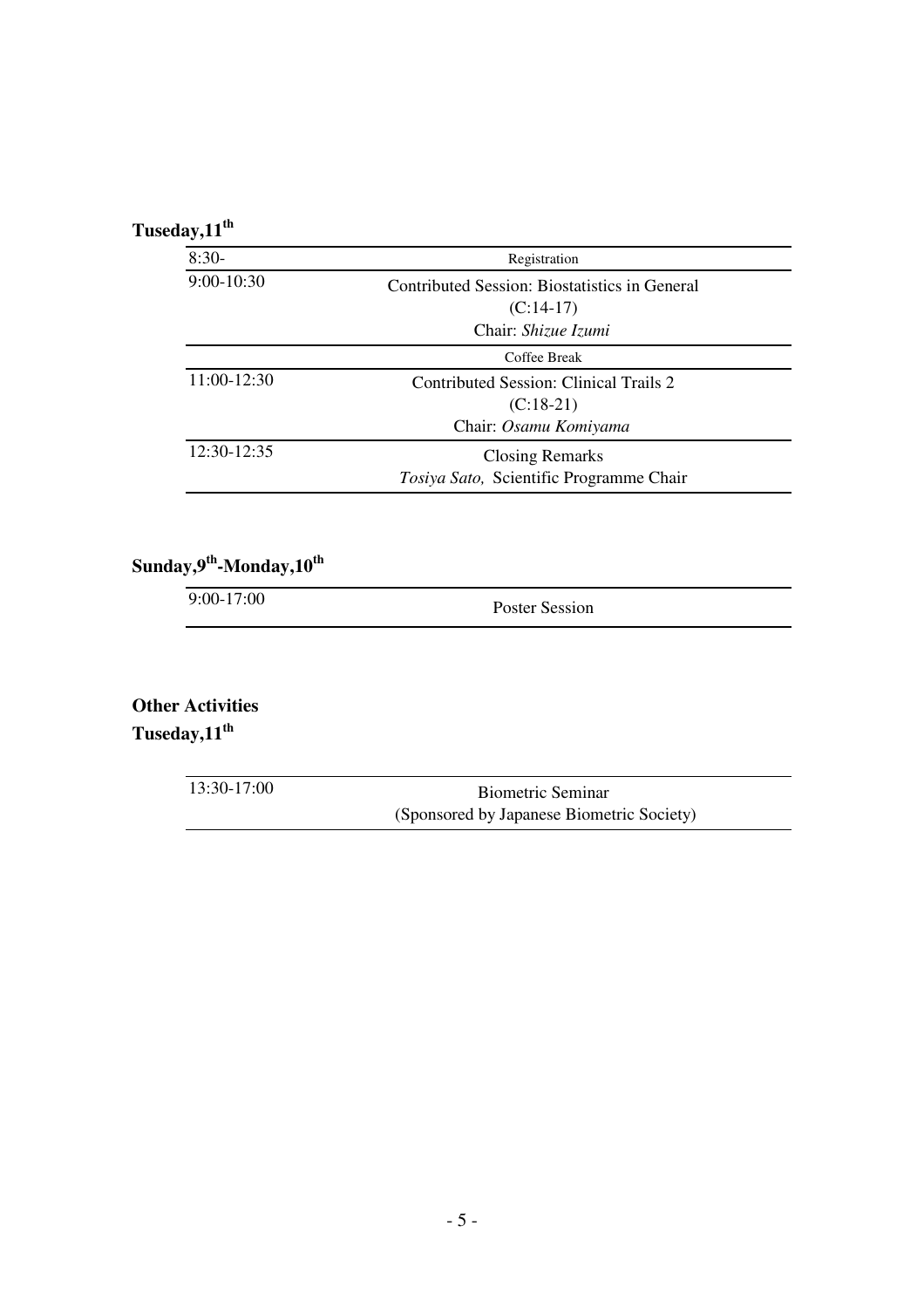## Tuseday,11th

| Time | Programme |
|---|---|
| 8:30- | Registration |
| 9:00-10:30 | Contributed Session: Biostatistics in General<br>(C:14-17)<br>Chair: *Shizue Izumi* |
| | Coffee Break |
| 11:00-12:30 | Contributed Session: Clinical Trails 2<br>(C:18-21)<br>Chair: *Osamu Komiyama* |
| 12:30-12:35 | Closing Remarks<br>*Tosiya Sato,* Scientific Programme Chair |

## Sunday,9th-Monday,10th

| Time | Programme |
|---|---|
| 9:00-17:00 | Poster Session |

## Other Activities

## Tuseday,11th

| Time | Programme |
|---|---|
| 13:30-17:00 | Biometric Seminar<br>(Sponsored by Japanese Biometric Society) |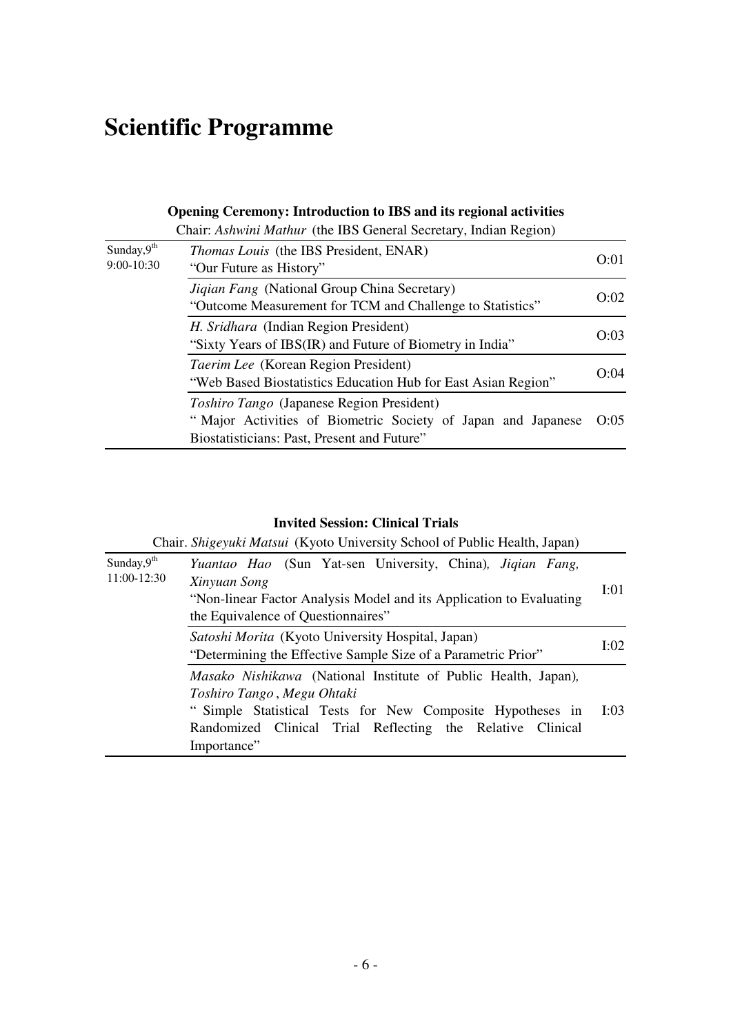# Scientific Programme

**Opening Ceremony: Introduction to IBS and its regional activities**

Chair: *Ashwini Mathur* (the IBS General Secretary, Indian Region)

| | | |
|---|---|---|
| Sunday,9[th] 9:00-10:30 | *Thomas Louis* (the IBS President, ENAR) "Our Future as History" | O:01 |
| | *Jiqian Fang* (National Group China Secretary) "Outcome Measurement for TCM and Challenge to Statistics" | O:02 |
| | *H. Sridhara* (Indian Region President) "Sixty Years of IBS(IR) and Future of Biometry in India" | O:03 |
| | *Taerim Lee* (Korean Region President) "Web Based Biostatistics Education Hub for East Asian Region" | O:04 |
| | *Toshiro Tango* (Japanese Region President) " Major Activities of Biometric Society of Japan and Japanese Biostatisticians: Past, Present and Future" | O:05 |

**Invited Session: Clinical Trials**

Chair. *Shigeyuki Matsui* (Kyoto University School of Public Health, Japan)

| | | |
|---|---|---|
| Sunday,9[th] 11:00-12:30 | *Yuantao Hao* (Sun Yat-sen University, China), *Jiqian Fang, Xinyuan Song* "Non-linear Factor Analysis Model and its Application to Evaluating the Equivalence of Questionnaires" | I:01 |
| | *Satoshi Morita* (Kyoto University Hospital, Japan) "Determining the Effective Sample Size of a Parametric Prior" | I:02 |
| | *Masako Nishikawa* (National Institute of Public Health, Japan), *Toshiro Tango* , *Megu Ohtaki* " Simple Statistical Tests for New Composite Hypotheses in Randomized Clinical Trial Reflecting the Relative Clinical Importance" | I:03 |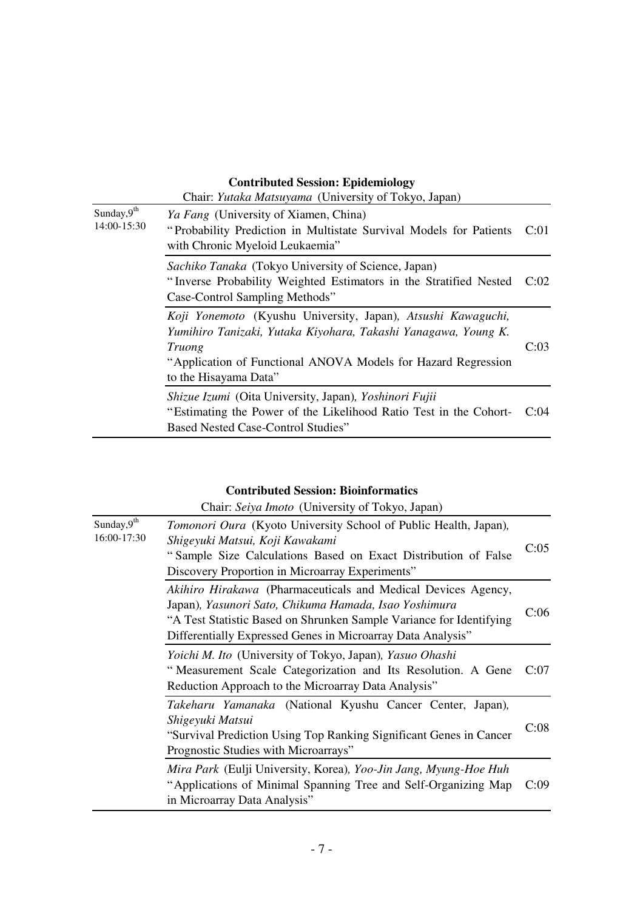### Contributed Session: Epidemiology

Chair: *Yutaka Matsuyama* (University of Tokyo, Japan)

| | | |
|---|---|---|
| Sunday, 9th<br>14:00-15:30 | *Ya Fang* (University of Xiamen, China)<br>"Probability Prediction in Multistate Survival Models for Patients with Chronic Myeloid Leukaemia" | C:01 |
| | *Sachiko Tanaka* (Tokyo University of Science, Japan)<br>"Inverse Probability Weighted Estimators in the Stratified Nested Case-Control Sampling Methods" | C:02 |
| | *Koji Yonemoto* (Kyushu University, Japan), *Atsushi Kawaguchi, Yumihiro Tanizaki, Yutaka Kiyohara, Takashi Yanagawa, Young K. Truong*<br>"Application of Functional ANOVA Models for Hazard Regression to the Hisayama Data" | C:03 |
| | *Shizue Izumi* (Oita University, Japan), *Yoshinori Fujii*<br>"Estimating the Power of the Likelihood Ratio Test in the Cohort-Based Nested Case-Control Studies" | C:04 |

### Contributed Session: Bioinformatics

Chair: *Seiya Imoto* (University of Tokyo, Japan)

| | | |
|---|---|---|
| Sunday, 9th<br>16:00-17:30 | *Tomonori Oura* (Kyoto University School of Public Health, Japan), *Shigeyuki Matsui, Koji Kawakami*<br>"Sample Size Calculations Based on Exact Distribution of False Discovery Proportion in Microarray Experiments" | C:05 |
| | *Akihiro Hirakawa* (Pharmaceuticals and Medical Devices Agency, Japan), *Yasunori Sato, Chikuma Hamada, Isao Yoshimura*<br>"A Test Statistic Based on Shrunken Sample Variance for Identifying Differentially Expressed Genes in Microarray Data Analysis" | C:06 |
| | *Yoichi M. Ito* (University of Tokyo, Japan), *Yasuo Ohashi*<br>"Measurement Scale Categorization and Its Resolution. A Gene Reduction Approach to the Microarray Data Analysis" | C:07 |
| | *Takeharu Yamanaka* (National Kyushu Cancer Center, Japan), *Shigeyuki Matsui*<br>"Survival Prediction Using Top Ranking Significant Genes in Cancer Prognostic Studies with Microarrays" | C:08 |
| | *Mira Park* (Eulji University, Korea), *Yoo-Jin Jang, Myung-Hoe Huh*<br>"Applications of Minimal Spanning Tree and Self-Organizing Map in Microarray Data Analysis" | C:09 |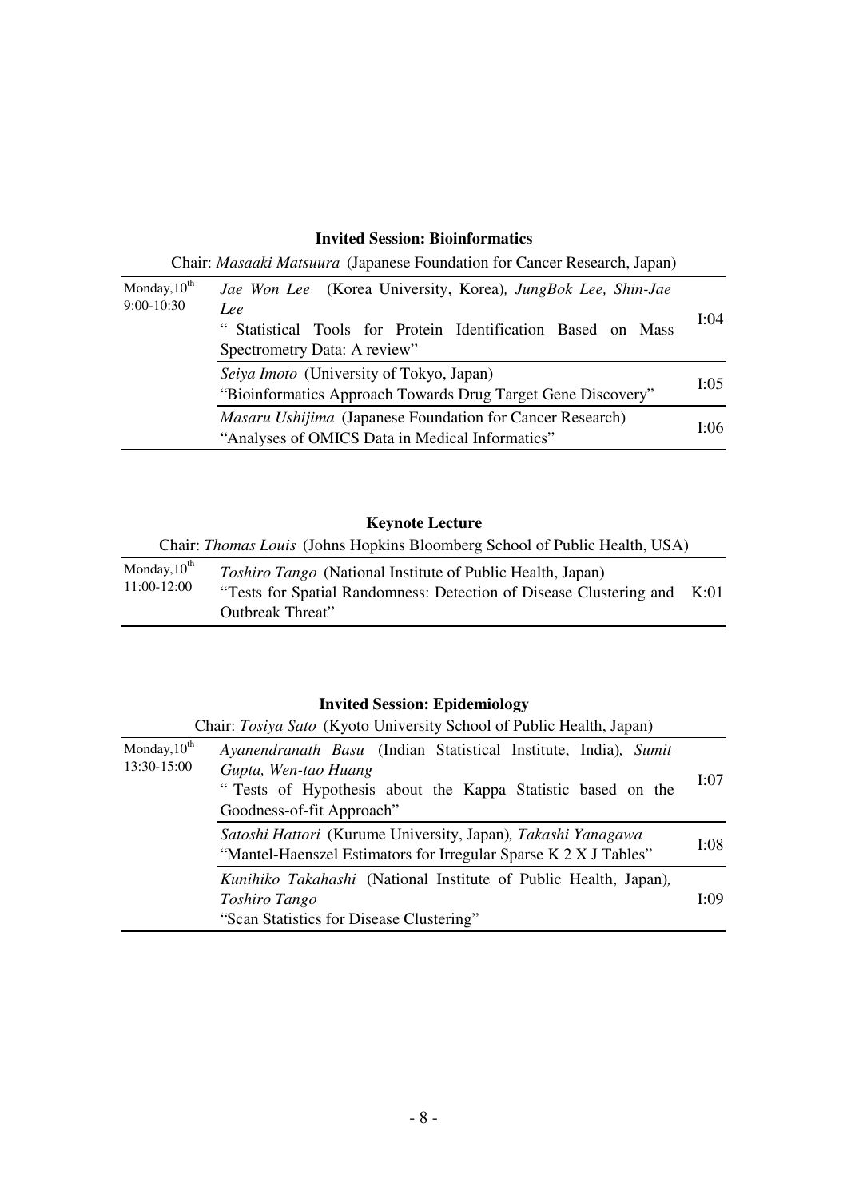### Invited Session: Bioinformatics

Chair: *Masaaki Matsuura* (Japanese Foundation for Cancer Research, Japan)

| | | |
|---|---|---|
| Monday, 10th 9:00-10:30 | *Jae Won Lee* (Korea University, Korea), *JungBok Lee, Shin-Jae Lee*<br>" Statistical Tools for Protein Identification Based on Mass Spectrometry Data: A review" | I:04 |
| | *Seiya Imoto* (University of Tokyo, Japan)<br>"Bioinformatics Approach Towards Drug Target Gene Discovery" | I:05 |
| | *Masaru Ushijima* (Japanese Foundation for Cancer Research)<br>"Analyses of OMICS Data in Medical Informatics" | I:06 |

### Keynote Lecture

Chair: *Thomas Louis* (Johns Hopkins Bloomberg School of Public Health, USA)

| | | |
|---|---|---|
| Monday, 10th 11:00-12:00 | *Toshiro Tango* (National Institute of Public Health, Japan)<br>"Tests for Spatial Randomness: Detection of Disease Clustering and Outbreak Threat" | K:01 |

### Invited Session: Epidemiology

Chair: *Tosiya Sato* (Kyoto University School of Public Health, Japan)

| | | |
|---|---|---|
| Monday, 10th 13:30-15:00 | *Ayanendranath Basu* (Indian Statistical Institute, India), *Sumit Gupta, Wen-tao Huang*<br>" Tests of Hypothesis about the Kappa Statistic based on the Goodness-of-fit Approach" | I:07 |
| | *Satoshi Hattori* (Kurume University, Japan), *Takashi Yanagawa*<br>"Mantel-Haenszel Estimators for Irregular Sparse K 2 X J Tables" | I:08 |
| | *Kunihiko Takahashi* (National Institute of Public Health, Japan), *Toshiro Tango*<br>"Scan Statistics for Disease Clustering" | I:09 |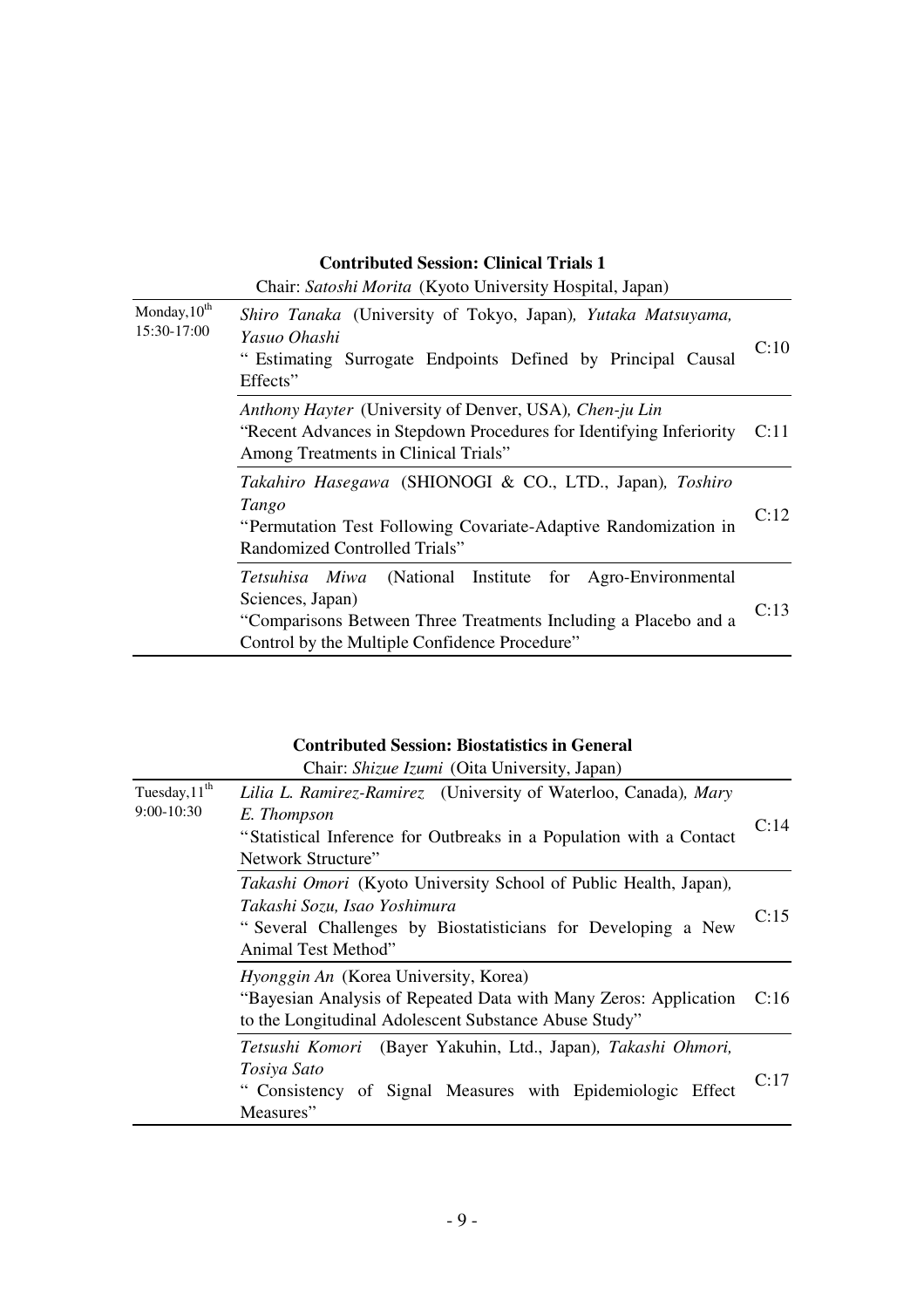### Contributed Session: Clinical Trials 1

Chair: *Satoshi Morita* (Kyoto University Hospital, Japan)

| | | |
|---|---|---|
| Monday, 10th 15:30-17:00 | *Shiro Tanaka* (University of Tokyo, Japan), *Yutaka Matsuyama, Yasuo Ohashi* " Estimating Surrogate Endpoints Defined by Principal Causal Effects" | C:10 |
| | *Anthony Hayter* (University of Denver, USA), *Chen-ju Lin* "Recent Advances in Stepdown Procedures for Identifying Inferiority Among Treatments in Clinical Trials" | C:11 |
| | *Takahiro Hasegawa* (SHIONOGI & CO., LTD., Japan), *Toshiro Tango* "Permutation Test Following Covariate-Adaptive Randomization in Randomized Controlled Trials" | C:12 |
| | *Tetsuhisa Miwa* (National Institute for Agro-Environmental Sciences, Japan) "Comparisons Between Three Treatments Including a Placebo and a Control by the Multiple Confidence Procedure" | C:13 |

### Contributed Session: Biostatistics in General

Chair: *Shizue Izumi* (Oita University, Japan)

| | | |
|---|---|---|
| Tuesday, 11th 9:00-10:30 | *Lilia L. Ramirez-Ramirez* (University of Waterloo, Canada), *Mary E. Thompson* "Statistical Inference for Outbreaks in a Population with a Contact Network Structure" | C:14 |
| | *Takashi Omori* (Kyoto University School of Public Health, Japan), *Takashi Sozu, Isao Yoshimura* " Several Challenges by Biostatisticians for Developing a New Animal Test Method" | C:15 |
| | *Hyonggin An* (Korea University, Korea) "Bayesian Analysis of Repeated Data with Many Zeros: Application to the Longitudinal Adolescent Substance Abuse Study" | C:16 |
| | *Tetsushi Komori* (Bayer Yakuhin, Ltd., Japan), *Takashi Ohmori, Tosiya Sato* " Consistency of Signal Measures with Epidemiologic Effect Measures" | C:17 |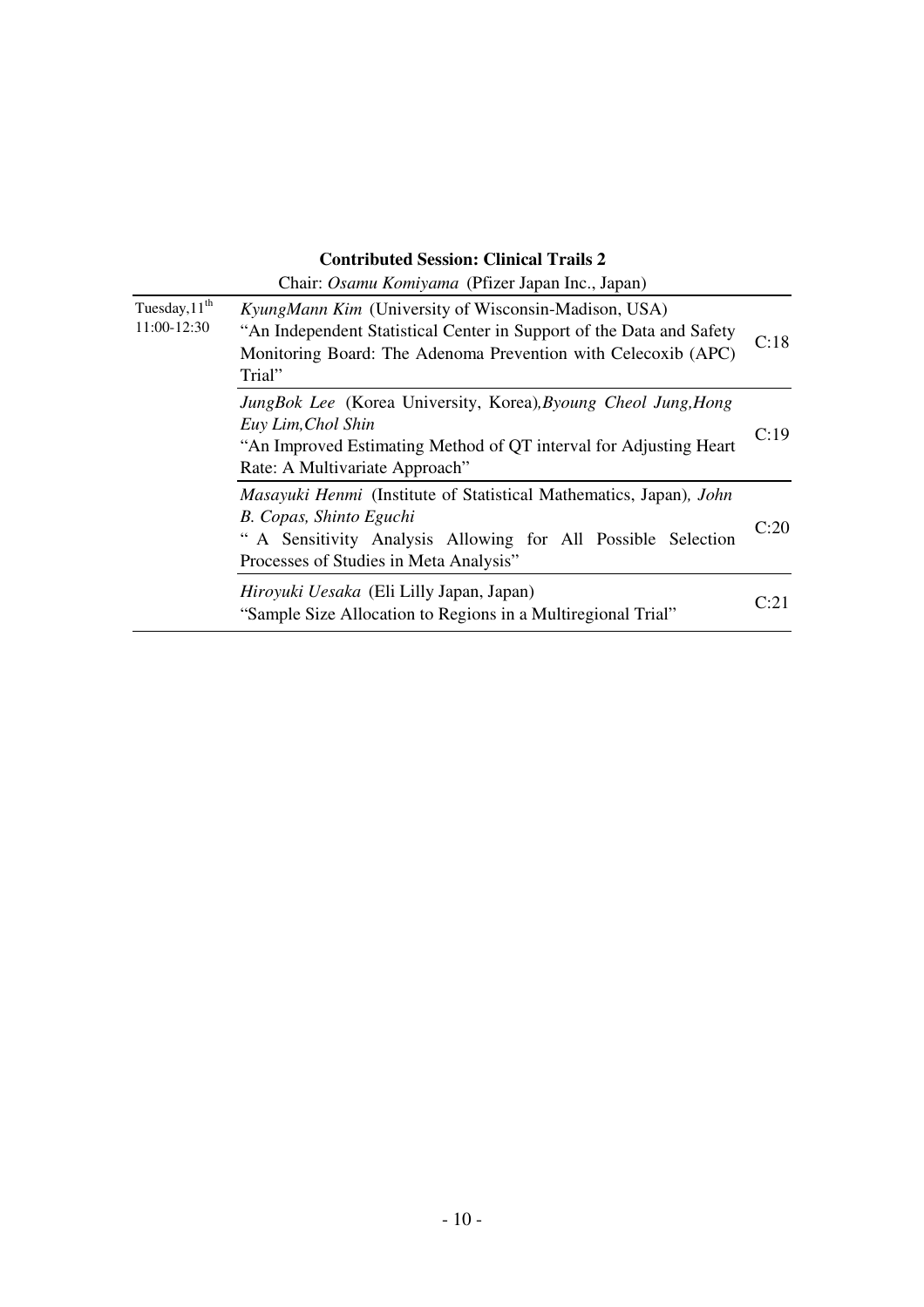**Contributed Session: Clinical Trails 2**

Chair: *Osamu Komiyama* (Pfizer Japan Inc., Japan)

| | | |
|---|---|---|
| Tuesday, 11th<br>11:00-12:30 | *KyungMann Kim* (University of Wisconsin-Madison, USA)<br>"An Independent Statistical Center in Support of the Data and Safety Monitoring Board: The Adenoma Prevention with Celecoxib (APC) Trial" | C:18 |
| | *JungBok Lee* (Korea University, Korea), *Byoung Cheol Jung, Hong Euy Lim, Chol Shin*<br>"An Improved Estimating Method of QT interval for Adjusting Heart Rate: A Multivariate Approach" | C:19 |
| | *Masayuki Henmi* (Institute of Statistical Mathematics, Japan), *John B. Copas, Shinto Eguchi*<br>" A Sensitivity Analysis Allowing for All Possible Selection Processes of Studies in Meta Analysis" | C:20 |
| | *Hiroyuki Uesaka* (Eli Lilly Japan, Japan)<br>"Sample Size Allocation to Regions in a Multiregional Trial" | C:21 |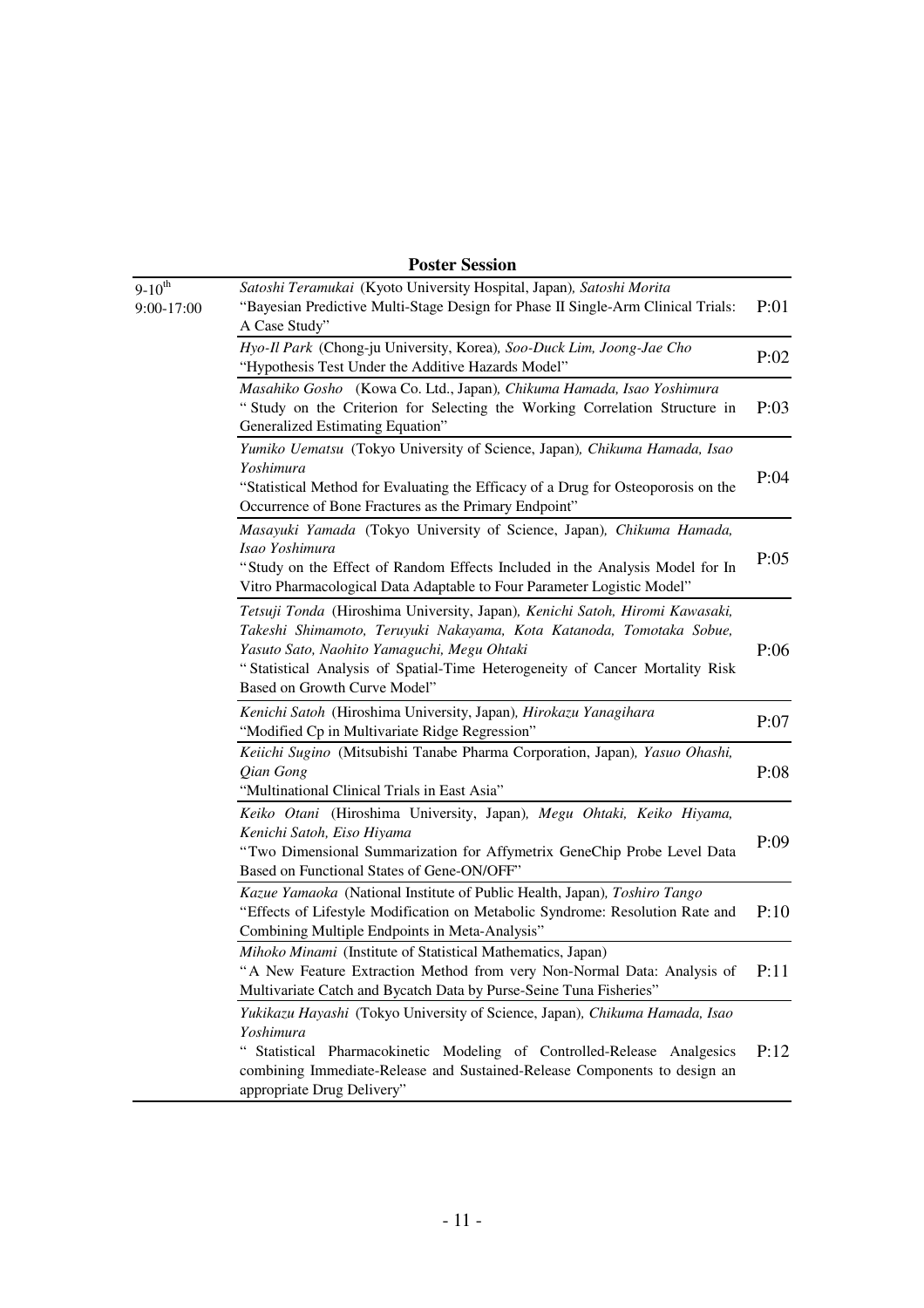## Poster Session

| | | |
|---|---|---|
| 9-10th<br>9:00-17:00 | *Satoshi Teramukai* (Kyoto University Hospital, Japan), *Satoshi Morita*<br>"Bayesian Predictive Multi-Stage Design for Phase II Single-Arm Clinical Trials: A Case Study" | P:01 |
| | *Hyo-Il Park* (Chong-ju University, Korea), *Soo-Duck Lim, Joong-Jae Cho*<br>"Hypothesis Test Under the Additive Hazards Model" | P:02 |
| | *Masahiko Gosho* (Kowa Co. Ltd., Japan), *Chikuma Hamada, Isao Yoshimura*<br>" Study on the Criterion for Selecting the Working Correlation Structure in Generalized Estimating Equation" | P:03 |
| | *Yumiko Uematsu* (Tokyo University of Science, Japan), *Chikuma Hamada, Isao Yoshimura*<br>"Statistical Method for Evaluating the Efficacy of a Drug for Osteoporosis on the Occurrence of Bone Fractures as the Primary Endpoint" | P:04 |
| | *Masayuki Yamada* (Tokyo University of Science, Japan), *Chikuma Hamada, Isao Yoshimura*<br>"Study on the Effect of Random Effects Included in the Analysis Model for In Vitro Pharmacological Data Adaptable to Four Parameter Logistic Model" | P:05 |
| | *Tetsuji Tonda* (Hiroshima University, Japan), *Kenichi Satoh, Hiromi Kawasaki, Takeshi Shimamoto, Teruyuki Nakayama, Kota Katanoda, Tomotaka Sobue, Yasuto Sato, Naohito Yamaguchi, Megu Ohtaki*<br>" Statistical Analysis of Spatial-Time Heterogeneity of Cancer Mortality Risk Based on Growth Curve Model" | P:06 |
| | *Kenichi Satoh* (Hiroshima University, Japan), *Hirokazu Yanagihara*<br>"Modified Cp in Multivariate Ridge Regression" | P:07 |
| | *Keiichi Sugino* (Mitsubishi Tanabe Pharma Corporation, Japan), *Yasuo Ohashi, Qian Gong*<br>"Multinational Clinical Trials in East Asia" | P:08 |
| | *Keiko Otani* (Hiroshima University, Japan), *Megu Ohtaki, Keiko Hiyama, Kenichi Satoh, Eiso Hiyama*<br>"Two Dimensional Summarization for Affymetrix GeneChip Probe Level Data Based on Functional States of Gene-ON/OFF" | P:09 |
| | *Kazue Yamaoka* (National Institute of Public Health, Japan), *Toshiro Tango*<br>"Effects of Lifestyle Modification on Metabolic Syndrome: Resolution Rate and Combining Multiple Endpoints in Meta-Analysis" | P:10 |
| | *Mihoko Minami* (Institute of Statistical Mathematics, Japan)<br>"A New Feature Extraction Method from very Non-Normal Data: Analysis of Multivariate Catch and Bycatch Data by Purse-Seine Tuna Fisheries" | P:11 |
| | *Yukikazu Hayashi* (Tokyo University of Science, Japan), *Chikuma Hamada, Isao Yoshimura*<br>" Statistical Pharmacokinetic Modeling of Controlled-Release Analgesics combining Immediate-Release and Sustained-Release Components to design an appropriate Drug Delivery" | P:12 |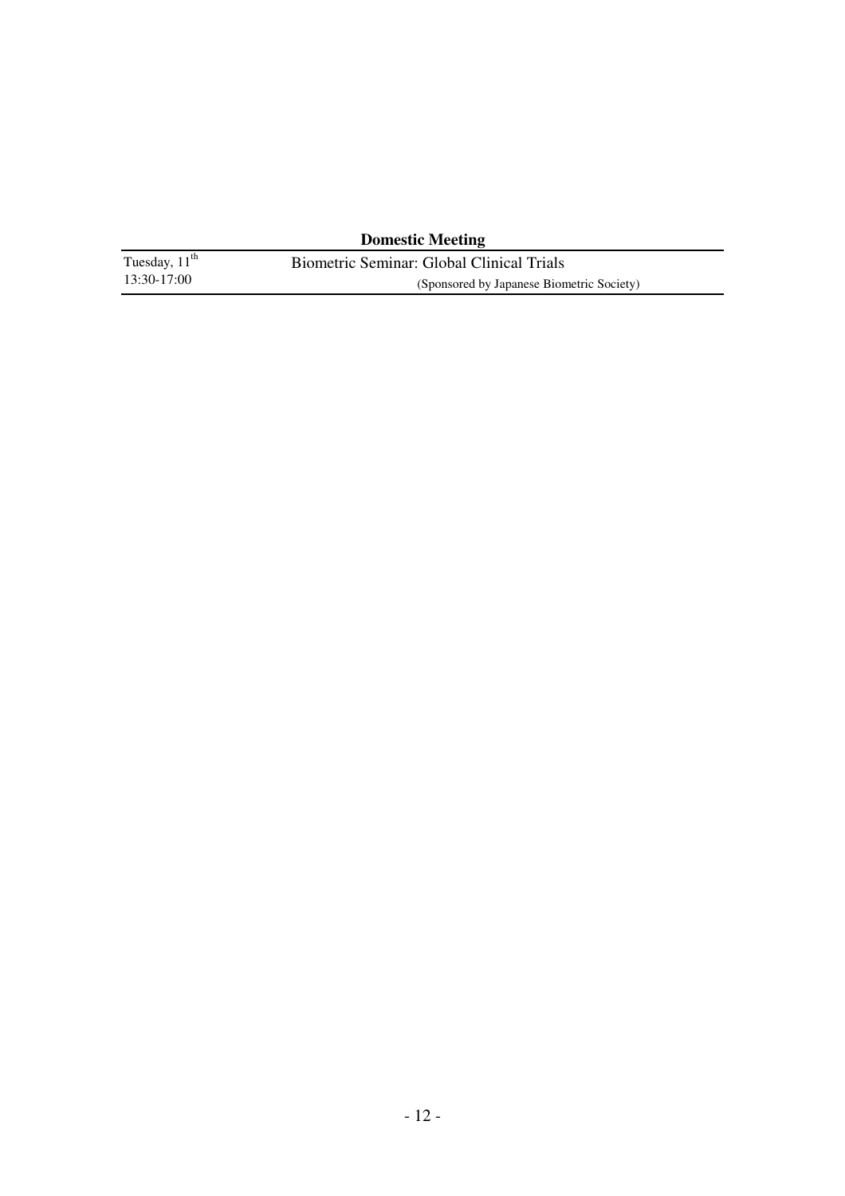## Domestic Meeting

| | |
|---|---|
| Tuesday, 11th<br>13:30-17:00 | Biometric Seminar: Global Clinical Trials<br>(Sponsored by Japanese Biometric Society) |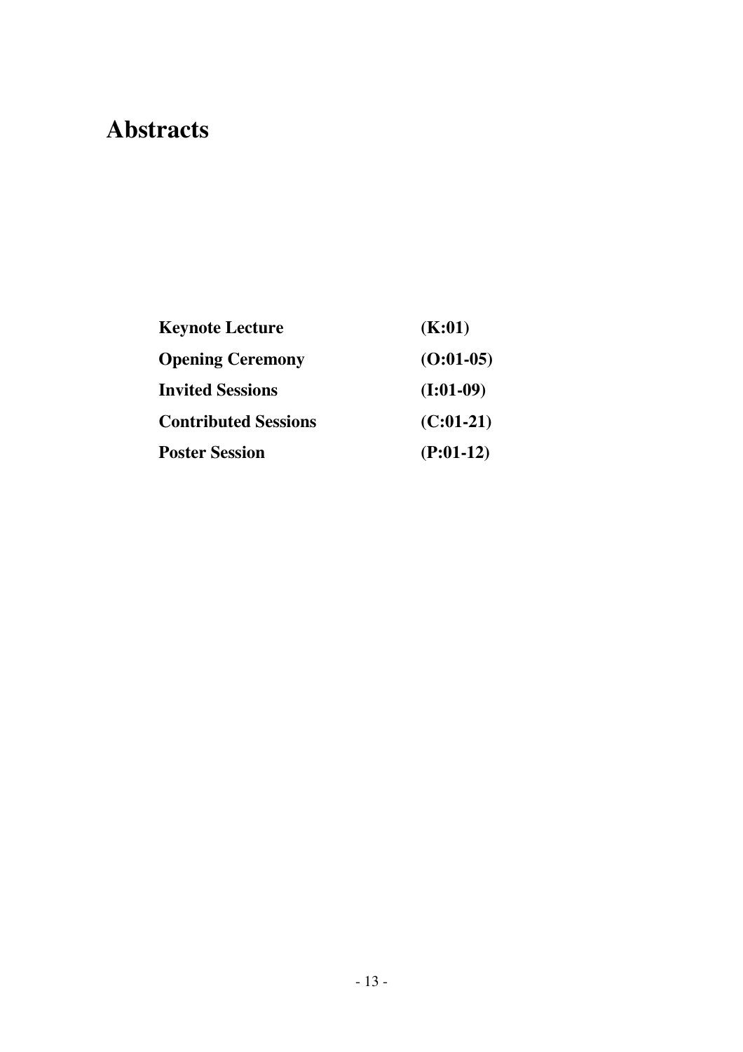# Abstracts

| | |
|---|---|
| **Keynote Lecture** | **(K:01)** |
| **Opening Ceremony** | **(O:01-05)** |
| **Invited Sessions** | **(I:01-09)** |
| **Contributed Sessions** | **(C:01-21)** |
| **Poster Session** | **(P:01-12)** |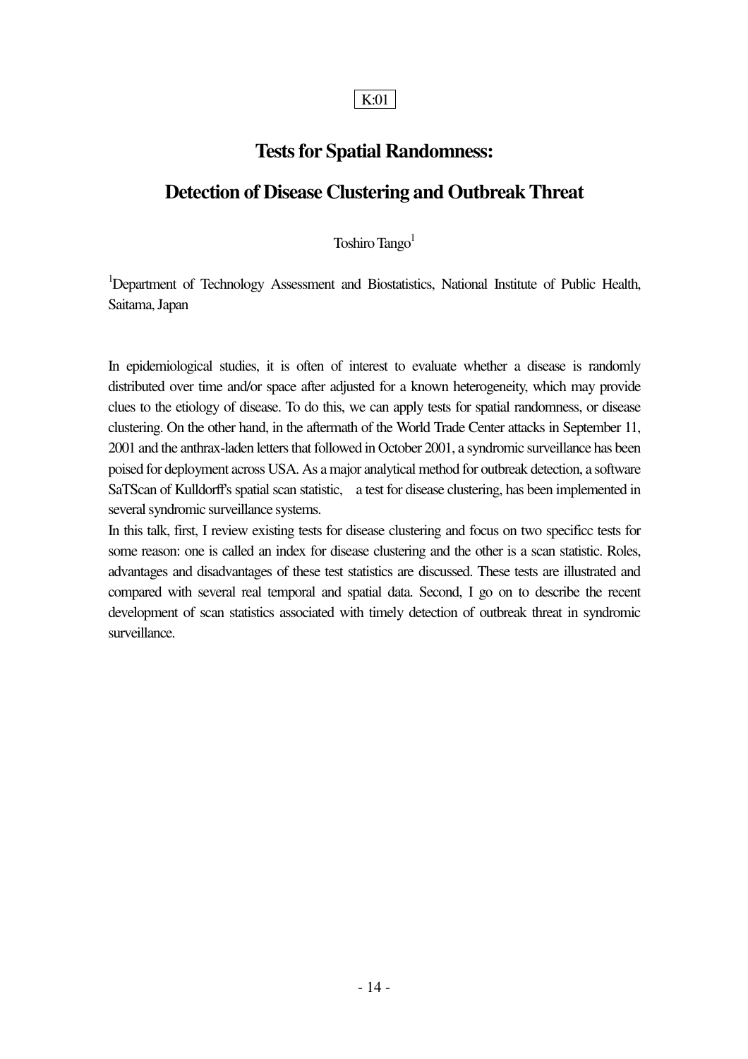K:01

# Tests for Spatial Randomness:

# Detection of Disease Clustering and Outbreak Threat

Toshiro Tango[1]

[1]Department of Technology Assessment and Biostatistics, National Institute of Public Health, Saitama, Japan

In epidemiological studies, it is often of interest to evaluate whether a disease is randomly distributed over time and/or space after adjusted for a known heterogeneity, which may provide clues to the etiology of disease. To do this, we can apply tests for spatial randomness, or disease clustering. On the other hand, in the aftermath of the World Trade Center attacks in September 11, 2001 and the anthrax-laden letters that followed in October 2001, a syndromic surveillance has been poised for deployment across USA. As a major analytical method for outbreak detection, a software SaTScan of Kulldorff's spatial scan statistic, a test for disease clustering, has been implemented in several syndromic surveillance systems.

In this talk, first, I review existing tests for disease clustering and focus on two specificc tests for some reason: one is called an index for disease clustering and the other is a scan statistic. Roles, advantages and disadvantages of these test statistics are discussed. These tests are illustrated and compared with several real temporal and spatial data. Second, I go on to describe the recent development of scan statistics associated with timely detection of outbreak threat in syndromic surveillance.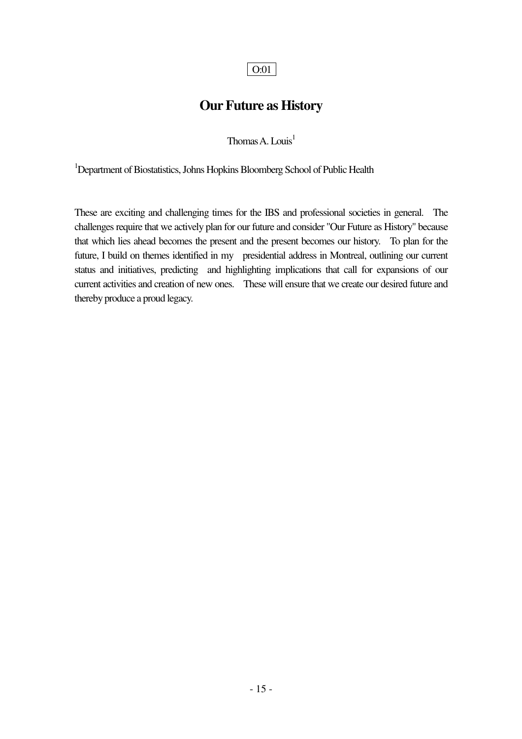O:01

# Our Future as History

Thomas A. Louis[1]

[1]Department of Biostatistics, Johns Hopkins Bloomberg School of Public Health

These are exciting and challenging times for the IBS and professional societies in general. The challenges require that we actively plan for our future and consider "Our Future as History" because that which lies ahead becomes the present and the present becomes our history. To plan for the future, I build on themes identified in my presidential address in Montreal, outlining our current status and initiatives, predicting and highlighting implications that call for expansions of our current activities and creation of new ones. These will ensure that we create our desired future and thereby produce a proud legacy.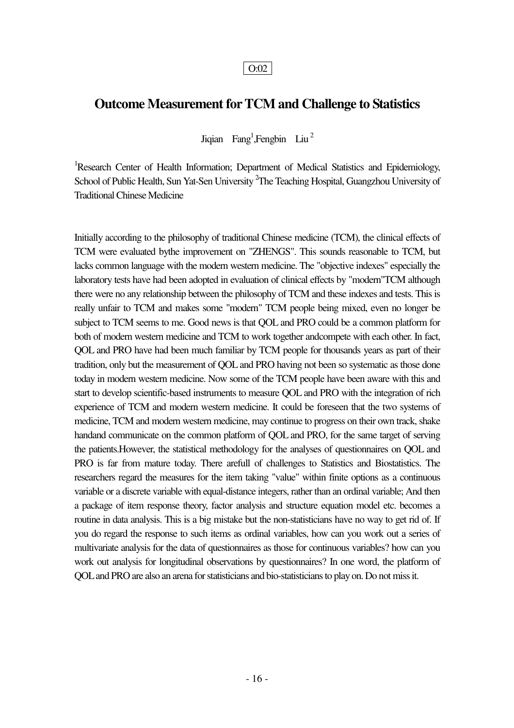O:02

# Outcome Measurement for TCM and Challenge to Statistics

Jiqian Fang[1],Fengbin Liu [2]

[1]Research Center of Health Information; Department of Medical Statistics and Epidemiology, School of Public Health, Sun Yat-Sen University [2]The Teaching Hospital, Guangzhou University of Traditional Chinese Medicine

Initially according to the philosophy of traditional Chinese medicine (TCM), the clinical effects of TCM were evaluated bythe improvement on "ZHENGS". This sounds reasonable to TCM, but lacks common language with the modern western medicine. The "objective indexes" especially the laboratory tests have had been adopted in evaluation of clinical effects by "modern"TCM although there were no any relationship between the philosophy of TCM and these indexes and tests. This is really unfair to TCM and makes some "modern" TCM people being mixed, even no longer be subject to TCM seems to me. Good news is that QOL and PRO could be a common platform for both of modern western medicine and TCM to work together andcompete with each other. In fact, QOL and PRO have had been much familiar by TCM people for thousands years as part of their tradition, only but the measurement of QOL and PRO having not been so systematic as those done today in modern western medicine. Now some of the TCM people have been aware with this and start to develop scientific-based instruments to measure QOL and PRO with the integration of rich experience of TCM and modern western medicine. It could be foreseen that the two systems of medicine, TCM and modern western medicine, may continue to progress on their own track, shake handand communicate on the common platform of QOL and PRO, for the same target of serving the patients.However, the statistical methodology for the analyses of questionnaires on QOL and PRO is far from mature today. There arefull of challenges to Statistics and Biostatistics. The researchers regard the measures for the item taking "value" within finite options as a continuous variable or a discrete variable with equal-distance integers, rather than an ordinal variable; And then a package of item response theory, factor analysis and structure equation model etc. becomes a routine in data analysis. This is a big mistake but the non-statisticians have no way to get rid of. If you do regard the response to such items as ordinal variables, how can you work out a series of multivariate analysis for the data of questionnaires as those for continuous variables? how can you work out analysis for longitudinal observations by questionnaires? In one word, the platform of QOL and PRO are also an arena for statisticians and bio-statisticians to play on. Do not miss it.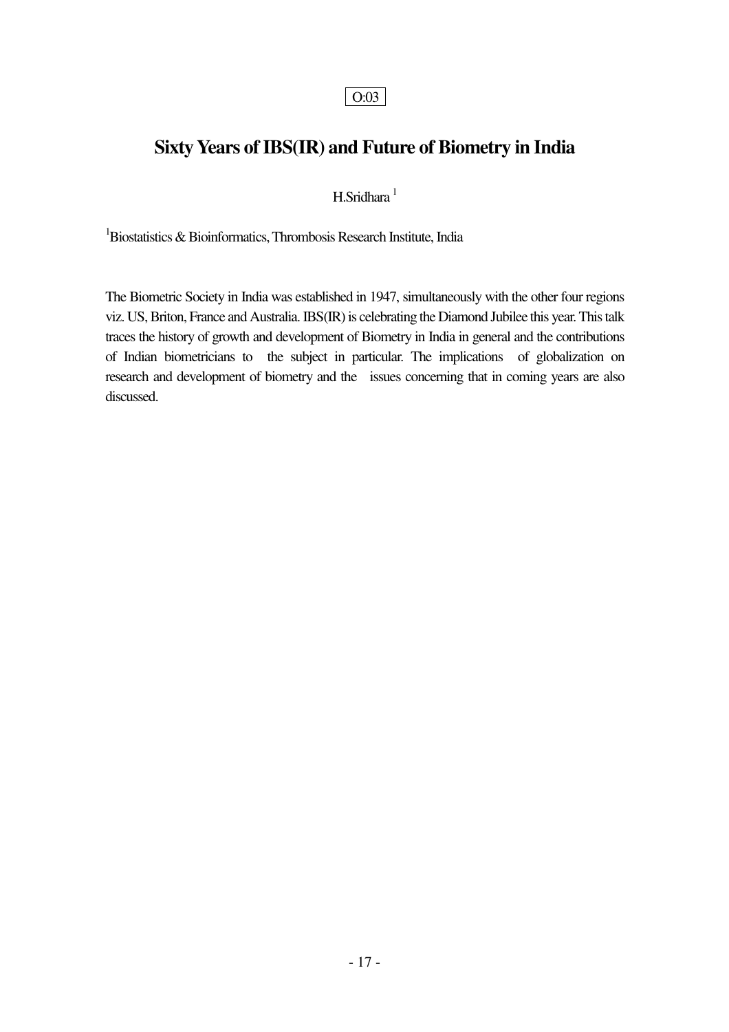O:03

# Sixty Years of IBS(IR) and Future of Biometry in India

H.Sridhara [1]

[1]Biostatistics & Bioinformatics, Thrombosis Research Institute, India

The Biometric Society in India was established in 1947, simultaneously with the other four regions viz. US, Briton, France and Australia. IBS(IR) is celebrating the Diamond Jubilee this year. This talk traces the history of growth and development of Biometry in India in general and the contributions of Indian biometricians to the subject in particular. The implications of globalization on research and development of biometry and the issues concerning that in coming years are also discussed.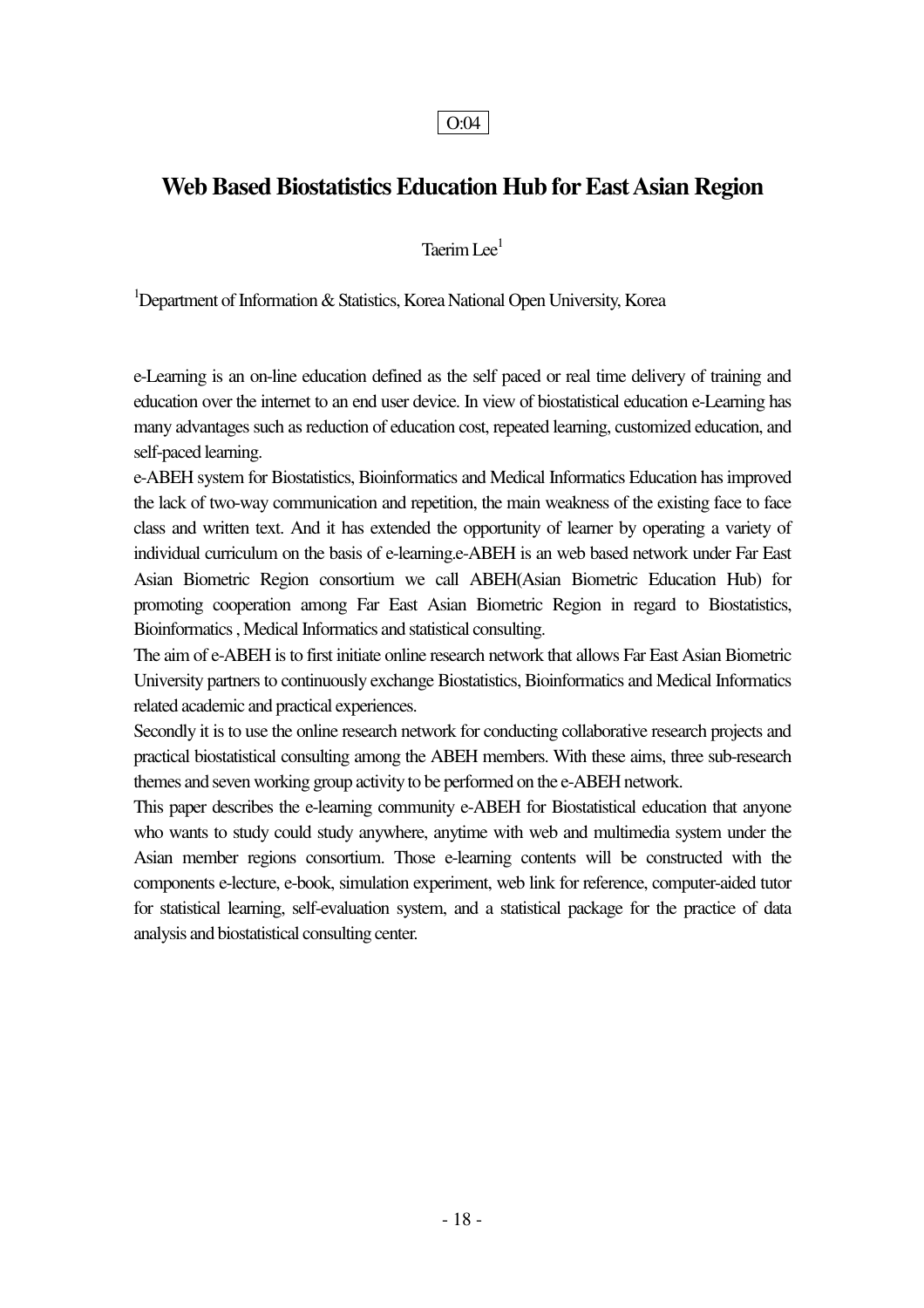O:04

# Web Based Biostatistics Education Hub for East Asian Region

Taerim Lee[1]

[1]Department of Information & Statistics, Korea National Open University, Korea

e-Learning is an on-line education defined as the self paced or real time delivery of training and education over the internet to an end user device. In view of biostatistical education e-Learning has many advantages such as reduction of education cost, repeated learning, customized education, and self-paced learning.

e-ABEH system for Biostatistics, Bioinformatics and Medical Informatics Education has improved the lack of two-way communication and repetition, the main weakness of the existing face to face class and written text. And it has extended the opportunity of learner by operating a variety of individual curriculum on the basis of e-learning.e-ABEH is an web based network under Far East Asian Biometric Region consortium we call ABEH(Asian Biometric Education Hub) for promoting cooperation among Far East Asian Biometric Region in regard to Biostatistics, Bioinformatics , Medical Informatics and statistical consulting.

The aim of e-ABEH is to first initiate online research network that allows Far East Asian Biometric University partners to continuously exchange Biostatistics, Bioinformatics and Medical Informatics related academic and practical experiences.

Secondly it is to use the online research network for conducting collaborative research projects and practical biostatistical consulting among the ABEH members. With these aims, three sub-research themes and seven working group activity to be performed on the e-ABEH network.

This paper describes the e-learning community e-ABEH for Biostatistical education that anyone who wants to study could study anywhere, anytime with web and multimedia system under the Asian member regions consortium. Those e-learning contents will be constructed with the components e-lecture, e-book, simulation experiment, web link for reference, computer-aided tutor for statistical learning, self-evaluation system, and a statistical package for the practice of data analysis and biostatistical consulting center.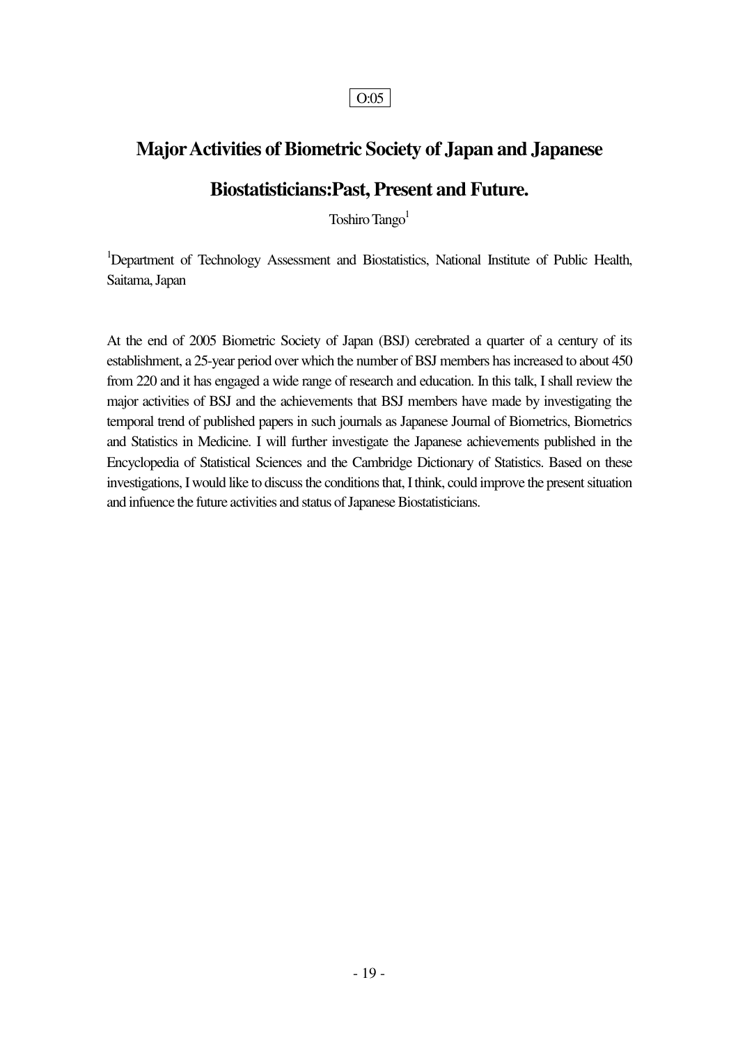O:05

# Major Activities of Biometric Society of Japan and Japanese Biostatisticians:Past, Present and Future.

Toshiro Tango[1]

[1]Department of Technology Assessment and Biostatistics, National Institute of Public Health, Saitama, Japan

At the end of 2005 Biometric Society of Japan (BSJ) cerebrated a quarter of a century of its establishment, a 25-year period over which the number of BSJ members has increased to about 450 from 220 and it has engaged a wide range of research and education. In this talk, I shall review the major activities of BSJ and the achievements that BSJ members have made by investigating the temporal trend of published papers in such journals as Japanese Journal of Biometrics, Biometrics and Statistics in Medicine. I will further investigate the Japanese achievements published in the Encyclopedia of Statistical Sciences and the Cambridge Dictionary of Statistics. Based on these investigations, I would like to discuss the conditions that, I think, could improve the present situation and infuence the future activities and status of Japanese Biostatisticians.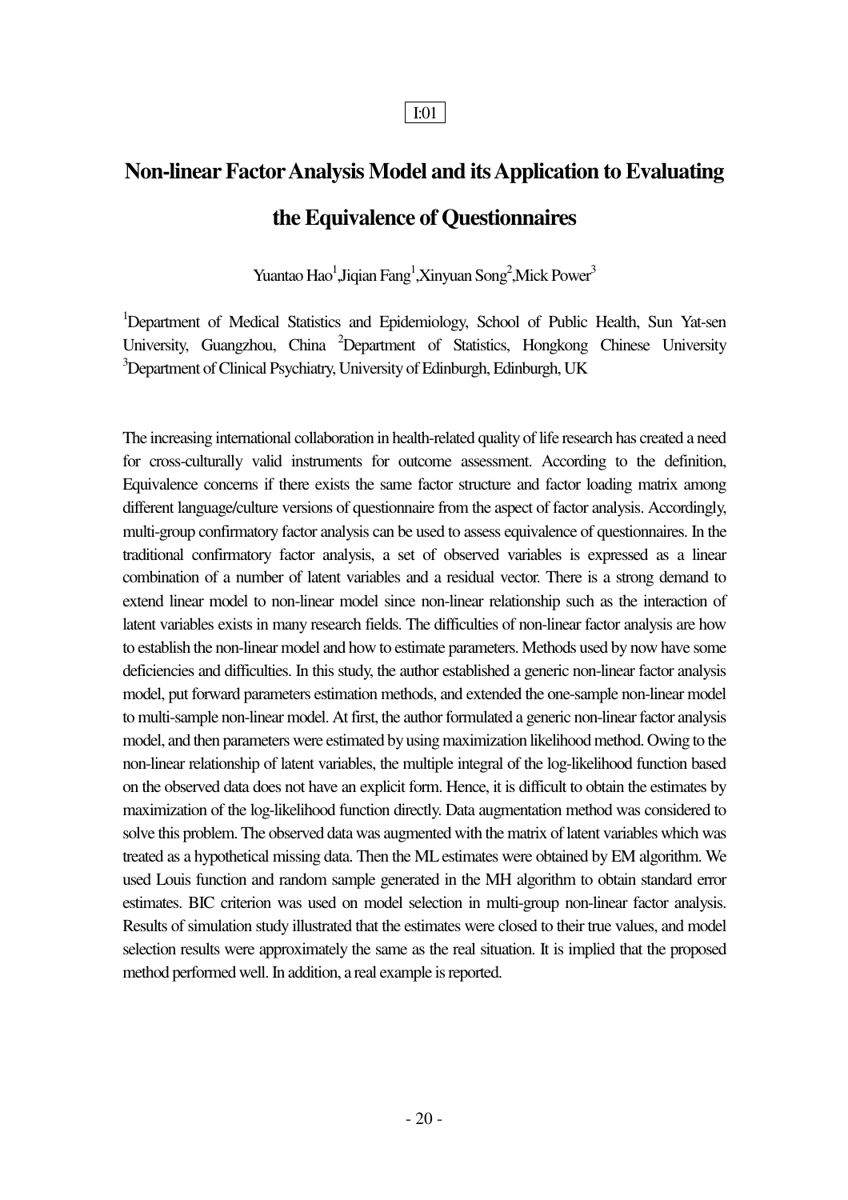I:01

# Non-linear Factor Analysis Model and its Application to Evaluating the Equivalence of Questionnaires

Yuantao Hao[1],Jiqian Fang[1],Xinyuan Song[2],Mick Power[3]

[1]Department of Medical Statistics and Epidemiology, School of Public Health, Sun Yat-sen University, Guangzhou, China [2]Department of Statistics, Hongkong Chinese University [3]Department of Clinical Psychiatry, University of Edinburgh, Edinburgh, UK

The increasing international collaboration in health-related quality of life research has created a need for cross-culturally valid instruments for outcome assessment. According to the definition, Equivalence concerns if there exists the same factor structure and factor loading matrix among different language/culture versions of questionnaire from the aspect of factor analysis. Accordingly, multi-group confirmatory factor analysis can be used to assess equivalence of questionnaires. In the traditional confirmatory factor analysis, a set of observed variables is expressed as a linear combination of a number of latent variables and a residual vector. There is a strong demand to extend linear model to non-linear model since non-linear relationship such as the interaction of latent variables exists in many research fields. The difficulties of non-linear factor analysis are how to establish the non-linear model and how to estimate parameters. Methods used by now have some deficiencies and difficulties. In this study, the author established a generic non-linear factor analysis model, put forward parameters estimation methods, and extended the one-sample non-linear model to multi-sample non-linear model. At first, the author formulated a generic non-linear factor analysis model, and then parameters were estimated by using maximization likelihood method. Owing to the non-linear relationship of latent variables, the multiple integral of the log-likelihood function based on the observed data does not have an explicit form. Hence, it is difficult to obtain the estimates by maximization of the log-likelihood function directly. Data augmentation method was considered to solve this problem. The observed data was augmented with the matrix of latent variables which was treated as a hypothetical missing data. Then the ML estimates were obtained by EM algorithm. We used Louis function and random sample generated in the MH algorithm to obtain standard error estimates. BIC criterion was used on model selection in multi-group non-linear factor analysis. Results of simulation study illustrated that the estimates were closed to their true values, and model selection results were approximately the same as the real situation. It is implied that the proposed method performed well. In addition, a real example is reported.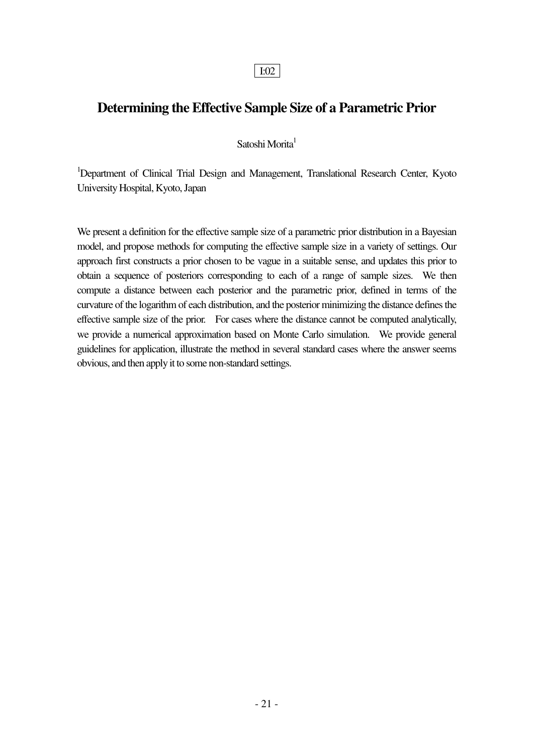I:02

# Determining the Effective Sample Size of a Parametric Prior

Satoshi Morita[1]

[1]Department of Clinical Trial Design and Management, Translational Research Center, Kyoto University Hospital, Kyoto, Japan

We present a definition for the effective sample size of a parametric prior distribution in a Bayesian model, and propose methods for computing the effective sample size in a variety of settings. Our approach first constructs a prior chosen to be vague in a suitable sense, and updates this prior to obtain a sequence of posteriors corresponding to each of a range of sample sizes. We then compute a distance between each posterior and the parametric prior, defined in terms of the curvature of the logarithm of each distribution, and the posterior minimizing the distance defines the effective sample size of the prior. For cases where the distance cannot be computed analytically, we provide a numerical approximation based on Monte Carlo simulation. We provide general guidelines for application, illustrate the method in several standard cases where the answer seems obvious, and then apply it to some non-standard settings.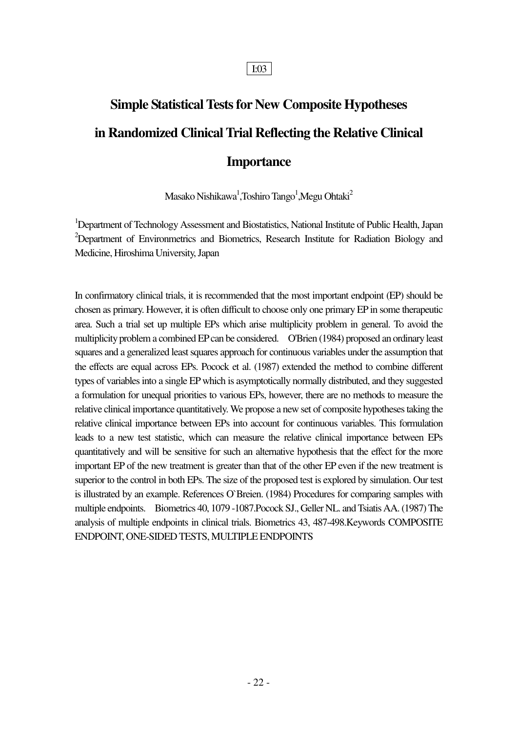I:03

# Simple Statistical Tests for New Composite Hypotheses in Randomized Clinical Trial Reflecting the Relative Clinical Importance

Masako Nishikawa[1], Toshiro Tango[1], Megu Ohtaki[2]

[1]Department of Technology Assessment and Biostatistics, National Institute of Public Health, Japan
[2]Department of Environmetrics and Biometrics, Research Institute for Radiation Biology and Medicine, Hiroshima University, Japan

In confirmatory clinical trials, it is recommended that the most important endpoint (EP) should be chosen as primary. However, it is often difficult to choose only one primary EP in some therapeutic area. Such a trial set up multiple EPs which arise multiplicity problem in general. To avoid the multiplicity problem a combined EP can be considered. O'Brien (1984) proposed an ordinary least squares and a generalized least squares approach for continuous variables under the assumption that the effects are equal across EPs. Pocock et al. (1987) extended the method to combine different types of variables into a single EP which is asymptotically normally distributed, and they suggested a formulation for unequal priorities to various EPs, however, there are no methods to measure the relative clinical importance quantitatively. We propose a new set of composite hypotheses taking the relative clinical importance between EPs into account for continuous variables. This formulation leads to a new test statistic, which can measure the relative clinical importance between EPs quantitatively and will be sensitive for such an alternative hypothesis that the effect for the more important EP of the new treatment is greater than that of the other EP even if the new treatment is superior to the control in both EPs. The size of the proposed test is explored by simulation. Our test is illustrated by an example. References O`Breien. (1984) Procedures for comparing samples with multiple endpoints. Biometrics 40, 1079 -1087.Pocock SJ., Geller NL. and Tsiatis AA. (1987) The analysis of multiple endpoints in clinical trials. Biometrics 43, 487-498.Keywords COMPOSITE ENDPOINT, ONE-SIDED TESTS, MULTIPLE ENDPOINTS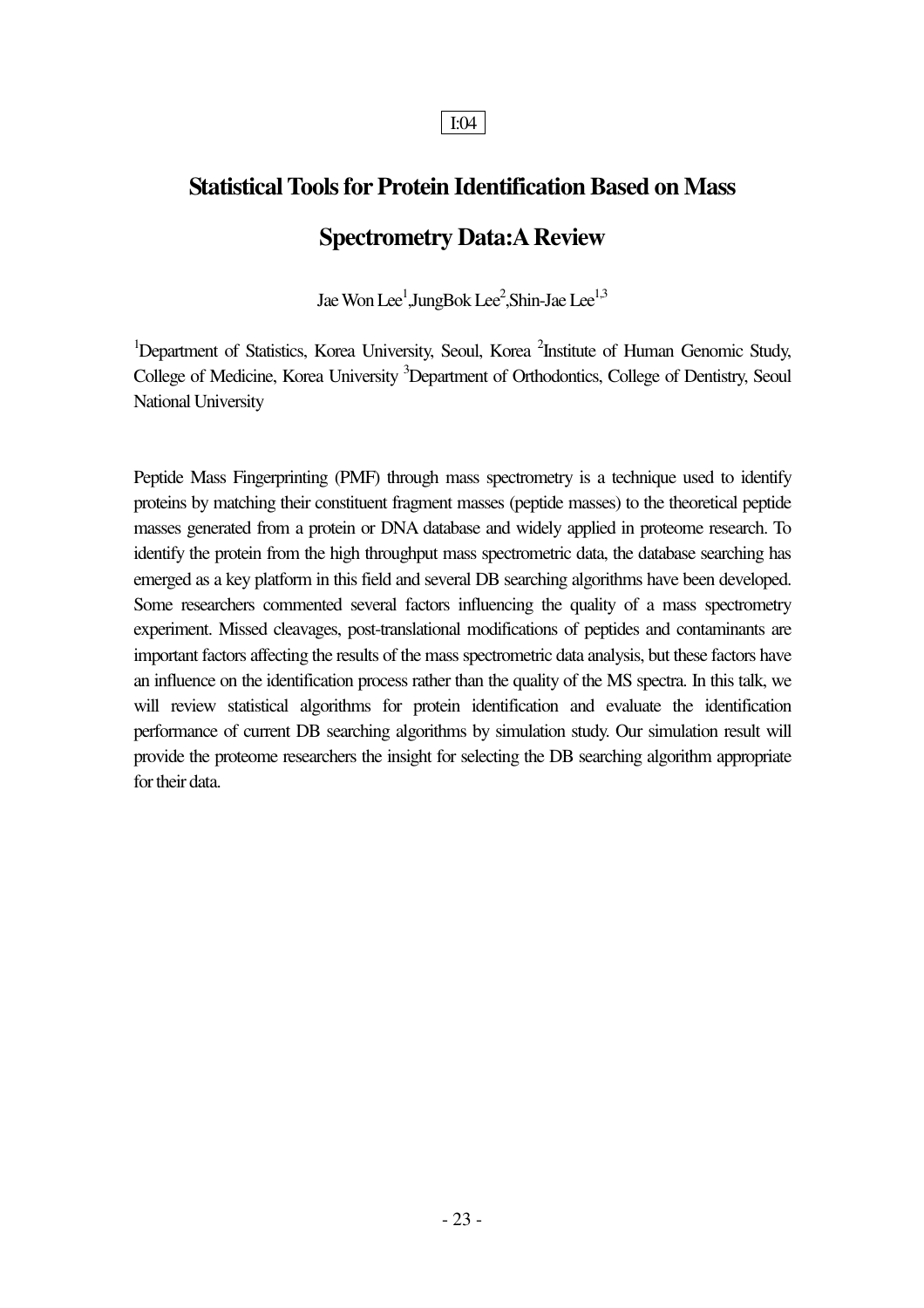I:04

# Statistical Tools for Protein Identification Based on Mass Spectrometry Data:A Review

Jae Won Lee[1],JungBok Lee[2],Shin-Jae Lee[1,3]

[1]Department of Statistics, Korea University, Seoul, Korea [2]Institute of Human Genomic Study, College of Medicine, Korea University [3]Department of Orthodontics, College of Dentistry, Seoul National University

Peptide Mass Fingerprinting (PMF) through mass spectrometry is a technique used to identify proteins by matching their constituent fragment masses (peptide masses) to the theoretical peptide masses generated from a protein or DNA database and widely applied in proteome research. To identify the protein from the high throughput mass spectrometric data, the database searching has emerged as a key platform in this field and several DB searching algorithms have been developed. Some researchers commented several factors influencing the quality of a mass spectrometry experiment. Missed cleavages, post-translational modifications of peptides and contaminants are important factors affecting the results of the mass spectrometric data analysis, but these factors have an influence on the identification process rather than the quality of the MS spectra. In this talk, we will review statistical algorithms for protein identification and evaluate the identification performance of current DB searching algorithms by simulation study. Our simulation result will provide the proteome researchers the insight for selecting the DB searching algorithm appropriate for their data.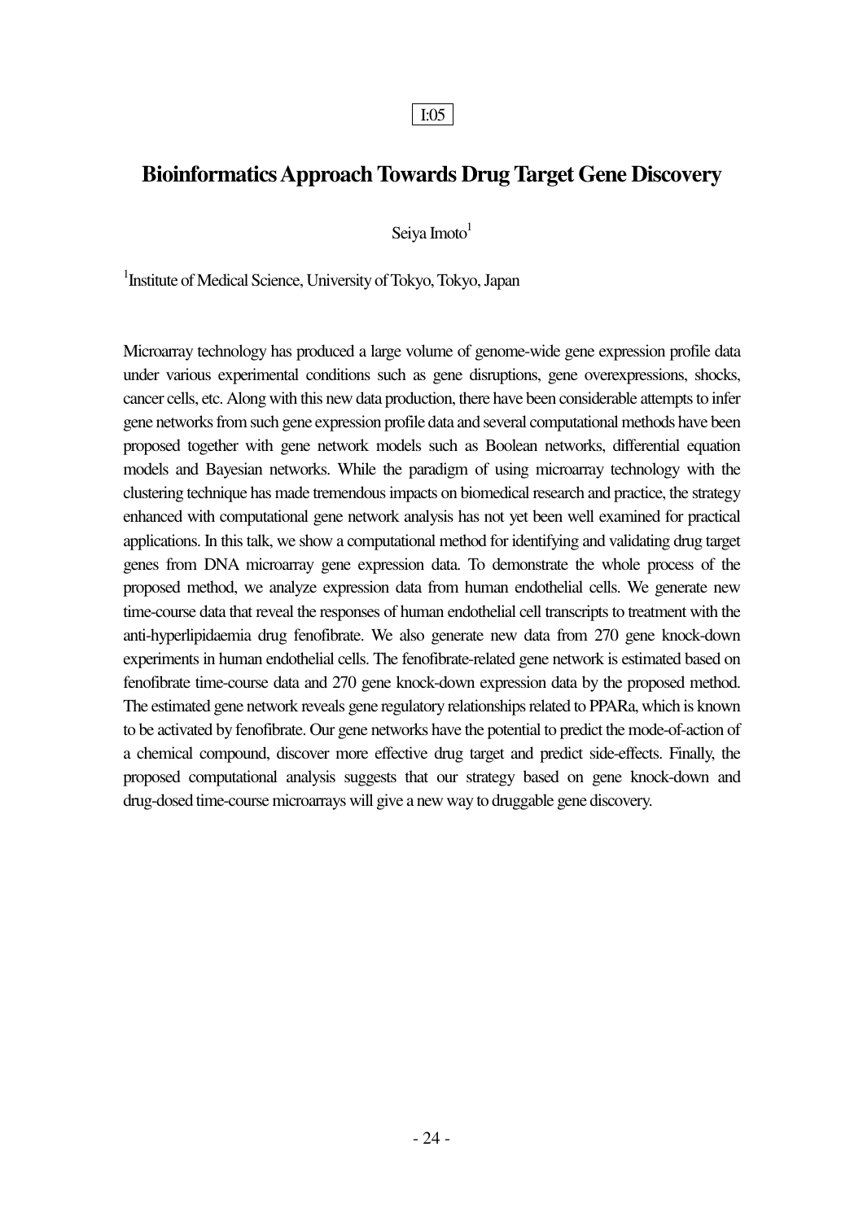I:05

# Bioinformatics Approach Towards Drug Target Gene Discovery

Seiya Imoto[1]

[1]Institute of Medical Science, University of Tokyo, Tokyo, Japan

Microarray technology has produced a large volume of genome-wide gene expression profile data under various experimental conditions such as gene disruptions, gene overexpressions, shocks, cancer cells, etc. Along with this new data production, there have been considerable attempts to infer gene networks from such gene expression profile data and several computational methods have been proposed together with gene network models such as Boolean networks, differential equation models and Bayesian networks. While the paradigm of using microarray technology with the clustering technique has made tremendous impacts on biomedical research and practice, the strategy enhanced with computational gene network analysis has not yet been well examined for practical applications. In this talk, we show a computational method for identifying and validating drug target genes from DNA microarray gene expression data. To demonstrate the whole process of the proposed method, we analyze expression data from human endothelial cells. We generate new time-course data that reveal the responses of human endothelial cell transcripts to treatment with the anti-hyperlipidaemia drug fenofibrate. We also generate new data from 270 gene knock-down experiments in human endothelial cells. The fenofibrate-related gene network is estimated based on fenofibrate time-course data and 270 gene knock-down expression data by the proposed method. The estimated gene network reveals gene regulatory relationships related to PPARa, which is known to be activated by fenofibrate. Our gene networks have the potential to predict the mode-of-action of a chemical compound, discover more effective drug target and predict side-effects. Finally, the proposed computational analysis suggests that our strategy based on gene knock-down and drug-dosed time-course microarrays will give a new way to druggable gene discovery.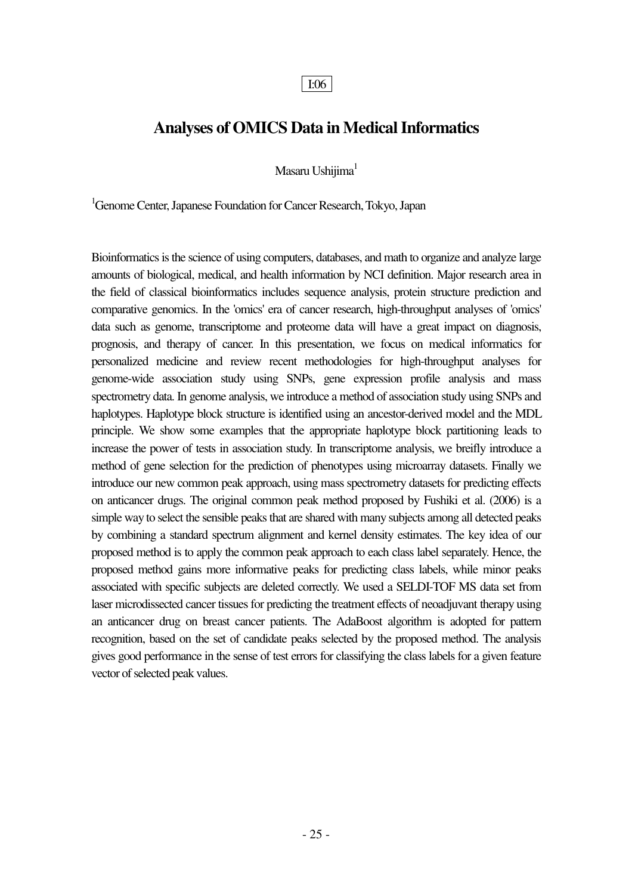I:06

# Analyses of OMICS Data in Medical Informatics

Masaru Ushijima[1]

[1]Genome Center, Japanese Foundation for Cancer Research, Tokyo, Japan

Bioinformatics is the science of using computers, databases, and math to organize and analyze large amounts of biological, medical, and health information by NCI definition. Major research area in the field of classical bioinformatics includes sequence analysis, protein structure prediction and comparative genomics. In the 'omics' era of cancer research, high-throughput analyses of 'omics' data such as genome, transcriptome and proteome data will have a great impact on diagnosis, prognosis, and therapy of cancer. In this presentation, we focus on medical informatics for personalized medicine and review recent methodologies for high-throughput analyses for genome-wide association study using SNPs, gene expression profile analysis and mass spectrometry data. In genome analysis, we introduce a method of association study using SNPs and haplotypes. Haplotype block structure is identified using an ancestor-derived model and the MDL principle. We show some examples that the appropriate haplotype block partitioning leads to increase the power of tests in association study. In transcriptome analysis, we breifly introduce a method of gene selection for the prediction of phenotypes using microarray datasets. Finally we introduce our new common peak approach, using mass spectrometry datasets for predicting effects on anticancer drugs. The original common peak method proposed by Fushiki et al. (2006) is a simple way to select the sensible peaks that are shared with many subjects among all detected peaks by combining a standard spectrum alignment and kernel density estimates. The key idea of our proposed method is to apply the common peak approach to each class label separately. Hence, the proposed method gains more informative peaks for predicting class labels, while minor peaks associated with specific subjects are deleted correctly. We used a SELDI-TOF MS data set from laser microdissected cancer tissues for predicting the treatment effects of neoadjuvant therapy using an anticancer drug on breast cancer patients. The AdaBoost algorithm is adopted for pattern recognition, based on the set of candidate peaks selected by the proposed method. The analysis gives good performance in the sense of test errors for classifying the class labels for a given feature vector of selected peak values.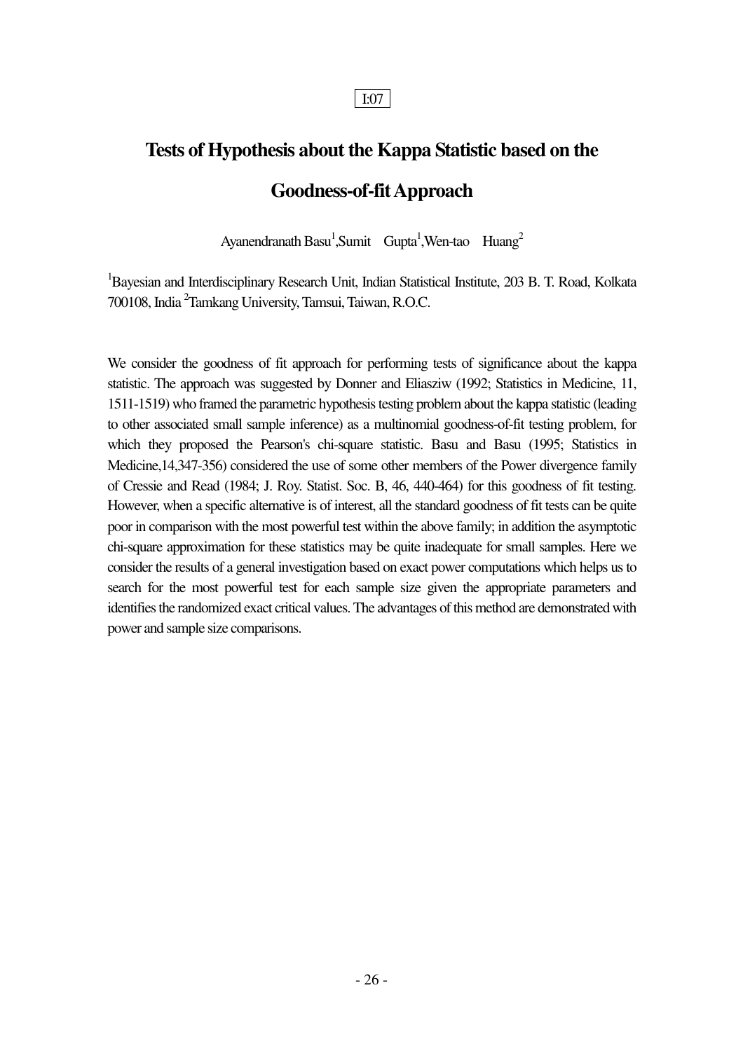I:07

# Tests of Hypothesis about the Kappa Statistic based on the Goodness-of-fit Approach

Ayanendranath Basu[1],Sumit Gupta[1],Wen-tao Huang[2]

[1]Bayesian and Interdisciplinary Research Unit, Indian Statistical Institute, 203 B. T. Road, Kolkata 700108, India [2]Tamkang University, Tamsui, Taiwan, R.O.C.

We consider the goodness of fit approach for performing tests of significance about the kappa statistic. The approach was suggested by Donner and Eliasziw (1992; Statistics in Medicine, 11, 1511-1519) who framed the parametric hypothesis testing problem about the kappa statistic (leading to other associated small sample inference) as a multinomial goodness-of-fit testing problem, for which they proposed the Pearson's chi-square statistic. Basu and Basu (1995; Statistics in Medicine,14,347-356) considered the use of some other members of the Power divergence family of Cressie and Read (1984; J. Roy. Statist. Soc. B, 46, 440-464) for this goodness of fit testing. However, when a specific alternative is of interest, all the standard goodness of fit tests can be quite poor in comparison with the most powerful test within the above family; in addition the asymptotic chi-square approximation for these statistics may be quite inadequate for small samples. Here we consider the results of a general investigation based on exact power computations which helps us to search for the most powerful test for each sample size given the appropriate parameters and identifies the randomized exact critical values. The advantages of this method are demonstrated with power and sample size comparisons.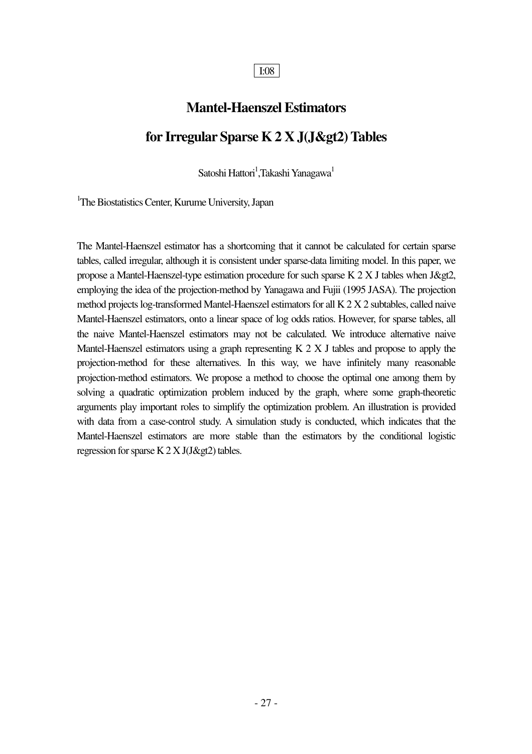I:08

# Mantel-Haenszel Estimators for Irregular Sparse K 2 X J(J&gt2) Tables

Satoshi Hattori[1],Takashi Yanagawa[1]

[1]The Biostatistics Center, Kurume University, Japan

The Mantel-Haenszel estimator has a shortcoming that it cannot be calculated for certain sparse tables, called irregular, although it is consistent under sparse-data limiting model. In this paper, we propose a Mantel-Haenszel-type estimation procedure for such sparse K 2 X J tables when J&gt2, employing the idea of the projection-method by Yanagawa and Fujii (1995 JASA). The projection method projects log-transformed Mantel-Haenszel estimators for all K 2 X 2 subtables, called naive Mantel-Haenszel estimators, onto a linear space of log odds ratios. However, for sparse tables, all the naive Mantel-Haenszel estimators may not be calculated. We introduce alternative naive Mantel-Haenszel estimators using a graph representing K 2 X J tables and propose to apply the projection-method for these alternatives. In this way, we have infinitely many reasonable projection-method estimators. We propose a method to choose the optimal one among them by solving a quadratic optimization problem induced by the graph, where some graph-theoretic arguments play important roles to simplify the optimization problem. An illustration is provided with data from a case-control study. A simulation study is conducted, which indicates that the Mantel-Haenszel estimators are more stable than the estimators by the conditional logistic regression for sparse K 2 X J(J&gt2) tables.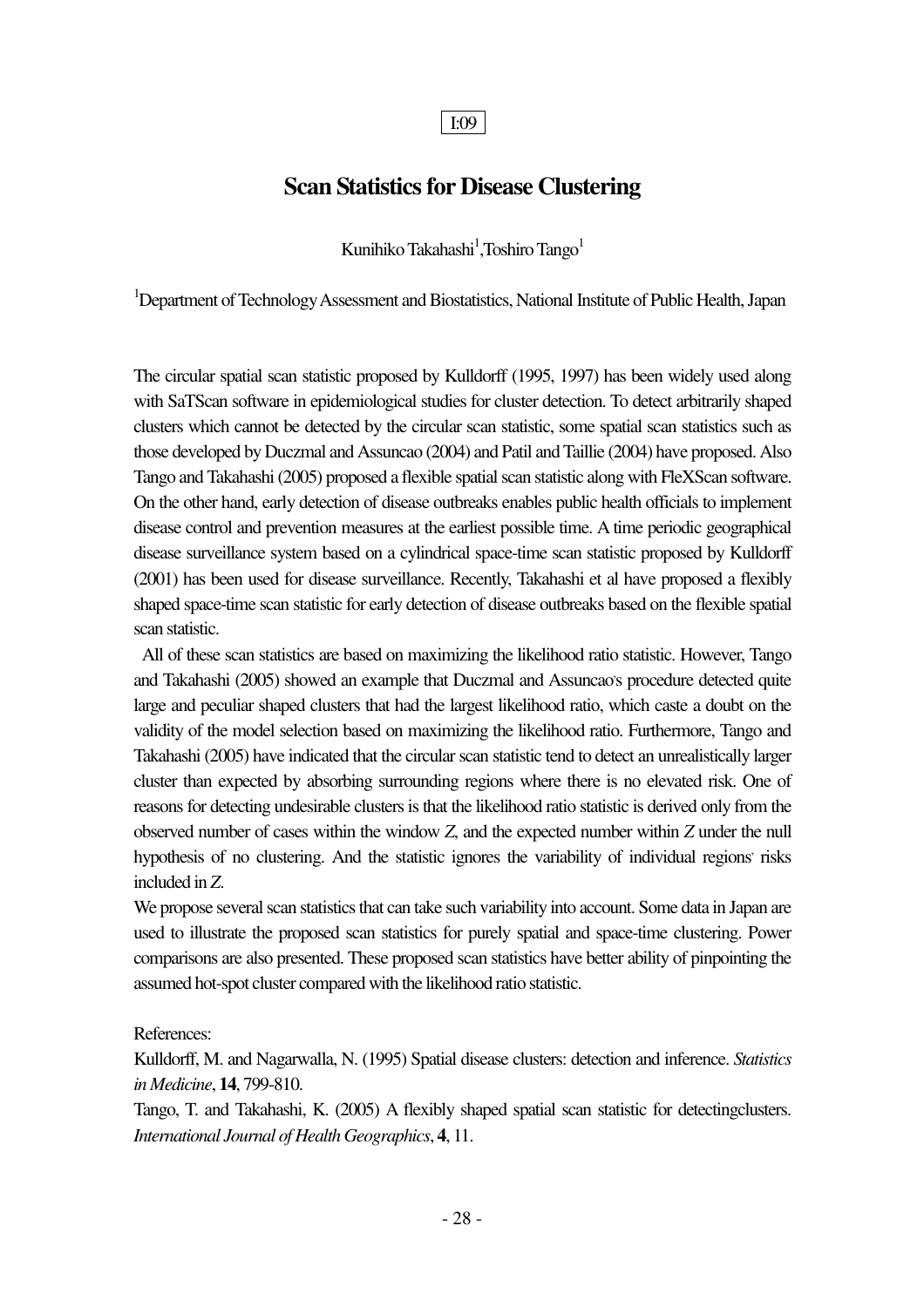I:09

# Scan Statistics for Disease Clustering

Kunihiko Takahashi[1], Toshiro Tango[1]

[1]Department of Technology Assessment and Biostatistics, National Institute of Public Health, Japan

The circular spatial scan statistic proposed by Kulldorff (1995, 1997) has been widely used along with SaTScan software in epidemiological studies for cluster detection. To detect arbitrarily shaped clusters which cannot be detected by the circular scan statistic, some spatial scan statistics such as those developed by Duczmal and Assuncao (2004) and Patil and Taillie (2004) have proposed. Also Tango and Takahashi (2005) proposed a flexible spatial scan statistic along with FleXScan software. On the other hand, early detection of disease outbreaks enables public health officials to implement disease control and prevention measures at the earliest possible time. A time periodic geographical disease surveillance system based on a cylindrical space-time scan statistic proposed by Kulldorff (2001) has been used for disease surveillance. Recently, Takahashi et al have proposed a flexibly shaped space-time scan statistic for early detection of disease outbreaks based on the flexible spatial scan statistic.

All of these scan statistics are based on maximizing the likelihood ratio statistic. However, Tango and Takahashi (2005) showed an example that Duczmal and Assuncao's procedure detected quite large and peculiar shaped clusters that had the largest likelihood ratio, which caste a doubt on the validity of the model selection based on maximizing the likelihood ratio. Furthermore, Tango and Takahashi (2005) have indicated that the circular scan statistic tend to detect an unrealistically larger cluster than expected by absorbing surrounding regions where there is no elevated risk. One of reasons for detecting undesirable clusters is that the likelihood ratio statistic is derived only from the observed number of cases within the window $Z$, and the expected number within $Z$ under the null hypothesis of no clustering. And the statistic ignores the variability of individual regions' risks included in $Z$.

We propose several scan statistics that can take such variability into account. Some data in Japan are used to illustrate the proposed scan statistics for purely spatial and space-time clustering. Power comparisons are also presented. These proposed scan statistics have better ability of pinpointing the assumed hot-spot cluster compared with the likelihood ratio statistic.

References:

Kulldorff, M. and Nagarwalla, N. (1995) Spatial disease clusters: detection and inference. *Statistics in Medicine*, **14**, 799-810.

Tango, T. and Takahashi, K. (2005) A flexibly shaped spatial scan statistic for detectingclusters. *International Journal of Health Geographics*, **4**, 11.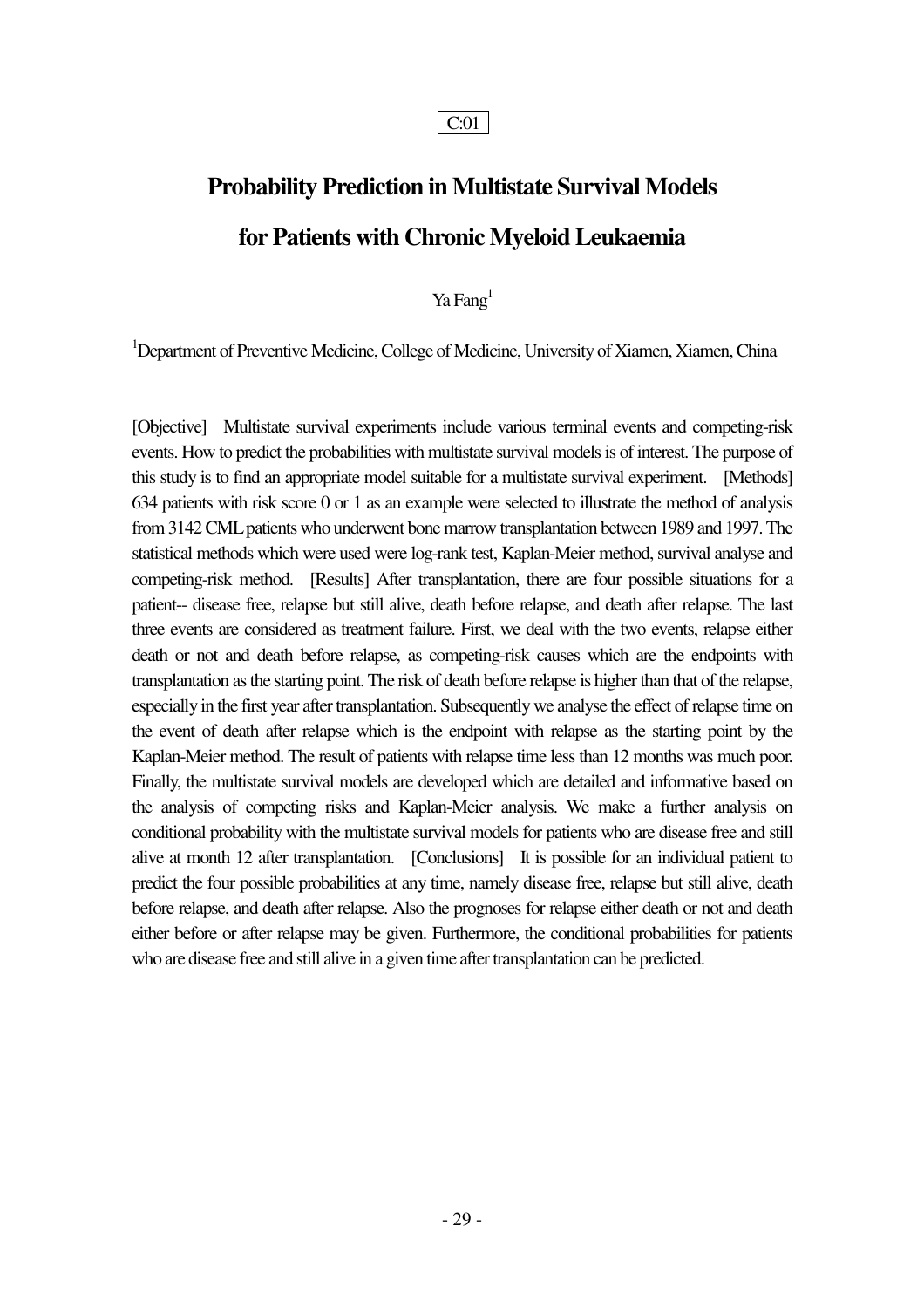C:01

# Probability Prediction in Multistate Survival Models for Patients with Chronic Myeloid Leukaemia

Ya Fang[1]

[1]Department of Preventive Medicine, College of Medicine, University of Xiamen, Xiamen, China

[Objective] Multistate survival experiments include various terminal events and competing-risk events. How to predict the probabilities with multistate survival models is of interest. The purpose of this study is to find an appropriate model suitable for a multistate survival experiment. [Methods] 634 patients with risk score 0 or 1 as an example were selected to illustrate the method of analysis from 3142 CML patients who underwent bone marrow transplantation between 1989 and 1997. The statistical methods which were used were log-rank test, Kaplan-Meier method, survival analyse and competing-risk method. [Results] After transplantation, there are four possible situations for a patient-- disease free, relapse but still alive, death before relapse, and death after relapse. The last three events are considered as treatment failure. First, we deal with the two events, relapse either death or not and death before relapse, as competing-risk causes which are the endpoints with transplantation as the starting point. The risk of death before relapse is higher than that of the relapse, especially in the first year after transplantation. Subsequently we analyse the effect of relapse time on the event of death after relapse which is the endpoint with relapse as the starting point by the Kaplan-Meier method. The result of patients with relapse time less than 12 months was much poor. Finally, the multistate survival models are developed which are detailed and informative based on the analysis of competing risks and Kaplan-Meier analysis. We make a further analysis on conditional probability with the multistate survival models for patients who are disease free and still alive at month 12 after transplantation. [Conclusions] It is possible for an individual patient to predict the four possible probabilities at any time, namely disease free, relapse but still alive, death before relapse, and death after relapse. Also the prognoses for relapse either death or not and death either before or after relapse may be given. Furthermore, the conditional probabilities for patients who are disease free and still alive in a given time after transplantation can be predicted.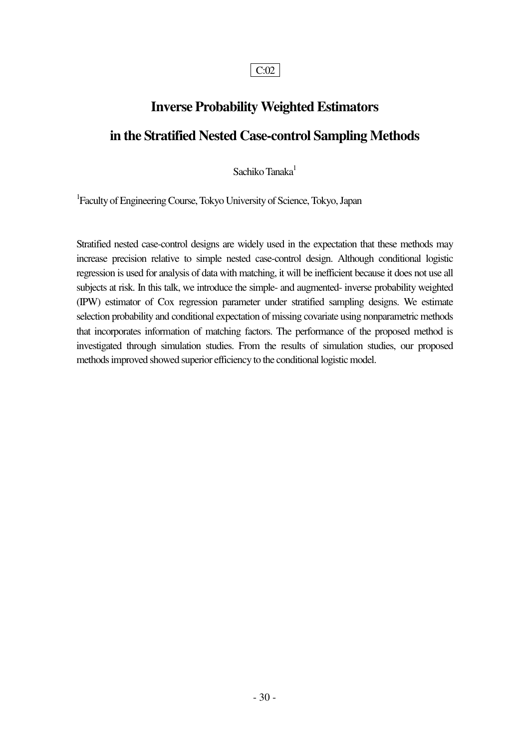C:02

# Inverse Probability Weighted Estimators in the Stratified Nested Case-control Sampling Methods

Sachiko Tanaka[1]

[1]Faculty of Engineering Course, Tokyo University of Science, Tokyo, Japan

Stratified nested case-control designs are widely used in the expectation that these methods may increase precision relative to simple nested case-control design. Although conditional logistic regression is used for analysis of data with matching, it will be inefficient because it does not use all subjects at risk. In this talk, we introduce the simple- and augmented- inverse probability weighted (IPW) estimator of Cox regression parameter under stratified sampling designs. We estimate selection probability and conditional expectation of missing covariate using nonparametric methods that incorporates information of matching factors. The performance of the proposed method is investigated through simulation studies. From the results of simulation studies, our proposed methods improved showed superior efficiency to the conditional logistic model.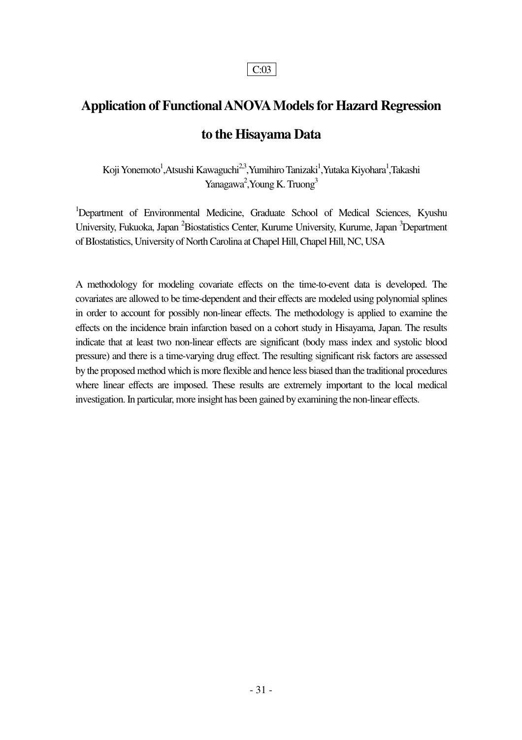C:03

# Application of Functional ANOVA Models for Hazard Regression to the Hisayama Data

Koji Yonemoto[1],Atsushi Kawaguchi[2,3],Yumihiro Tanizaki[1],Yutaka Kiyohara[1],Takashi Yanagawa[2],Young K. Truong[3]

[1]Department of Environmental Medicine, Graduate School of Medical Sciences, Kyushu University, Fukuoka, Japan [2]Biostatistics Center, Kurume University, Kurume, Japan [3]Department of BIostatistics, University of North Carolina at Chapel Hill, Chapel Hill, NC, USA

A methodology for modeling covariate effects on the time-to-event data is developed. The covariates are allowed to be time-dependent and their effects are modeled using polynomial splines in order to account for possibly non-linear effects. The methodology is applied to examine the effects on the incidence brain infarction based on a cohort study in Hisayama, Japan. The results indicate that at least two non-linear effects are significant (body mass index and systolic blood pressure) and there is a time-varying drug effect. The resulting significant risk factors are assessed by the proposed method which is more flexible and hence less biased than the traditional procedures where linear effects are imposed. These results are extremely important to the local medical investigation. In particular, more insight has been gained by examining the non-linear effects.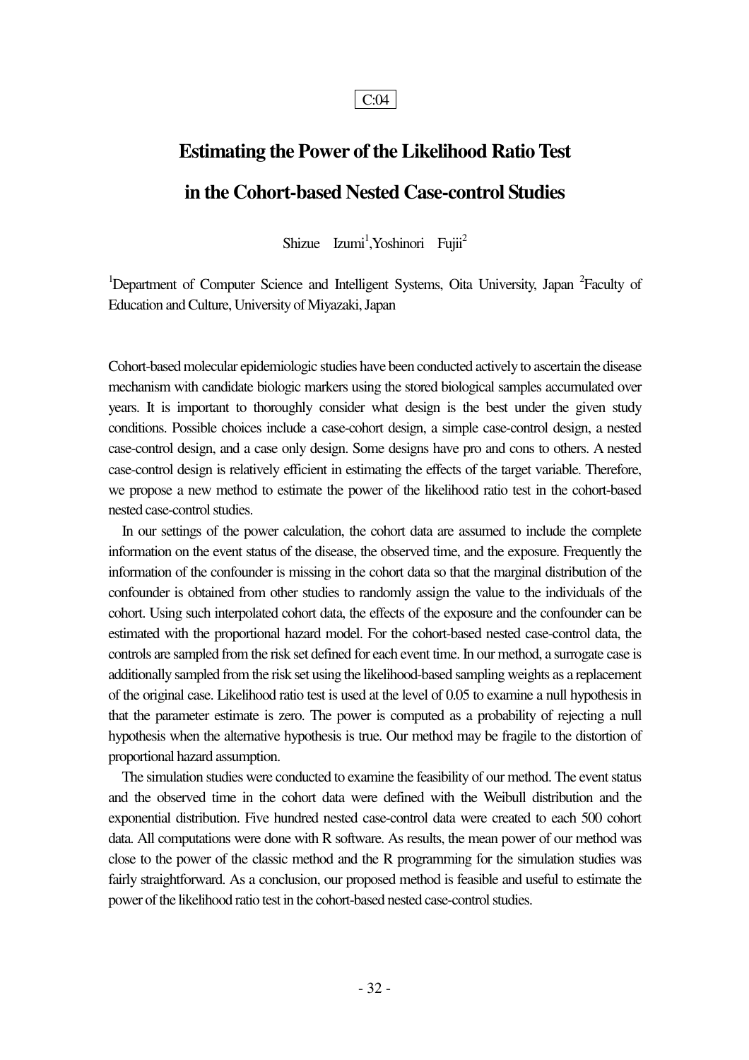C:04

# Estimating the Power of the Likelihood Ratio Test in the Cohort-based Nested Case-control Studies

Shizue Izumi[1], Yoshinori Fujii[2]

[1]Department of Computer Science and Intelligent Systems, Oita University, Japan [2]Faculty of Education and Culture, University of Miyazaki, Japan

Cohort-based molecular epidemiologic studies have been conducted actively to ascertain the disease mechanism with candidate biologic markers using the stored biological samples accumulated over years. It is important to thoroughly consider what design is the best under the given study conditions. Possible choices include a case-cohort design, a simple case-control design, a nested case-control design, and a case only design. Some designs have pro and cons to others. A nested case-control design is relatively efficient in estimating the effects of the target variable. Therefore, we propose a new method to estimate the power of the likelihood ratio test in the cohort-based nested case-control studies.

In our settings of the power calculation, the cohort data are assumed to include the complete information on the event status of the disease, the observed time, and the exposure. Frequently the information of the confounder is missing in the cohort data so that the marginal distribution of the confounder is obtained from other studies to randomly assign the value to the individuals of the cohort. Using such interpolated cohort data, the effects of the exposure and the confounder can be estimated with the proportional hazard model. For the cohort-based nested case-control data, the controls are sampled from the risk set defined for each event time. In our method, a surrogate case is additionally sampled from the risk set using the likelihood-based sampling weights as a replacement of the original case. Likelihood ratio test is used at the level of 0.05 to examine a null hypothesis in that the parameter estimate is zero. The power is computed as a probability of rejecting a null hypothesis when the alternative hypothesis is true. Our method may be fragile to the distortion of proportional hazard assumption.

The simulation studies were conducted to examine the feasibility of our method. The event status and the observed time in the cohort data were defined with the Weibull distribution and the exponential distribution. Five hundred nested case-control data were created to each 500 cohort data. All computations were done with R software. As results, the mean power of our method was close to the power of the classic method and the R programming for the simulation studies was fairly straightforward. As a conclusion, our proposed method is feasible and useful to estimate the power of the likelihood ratio test in the cohort-based nested case-control studies.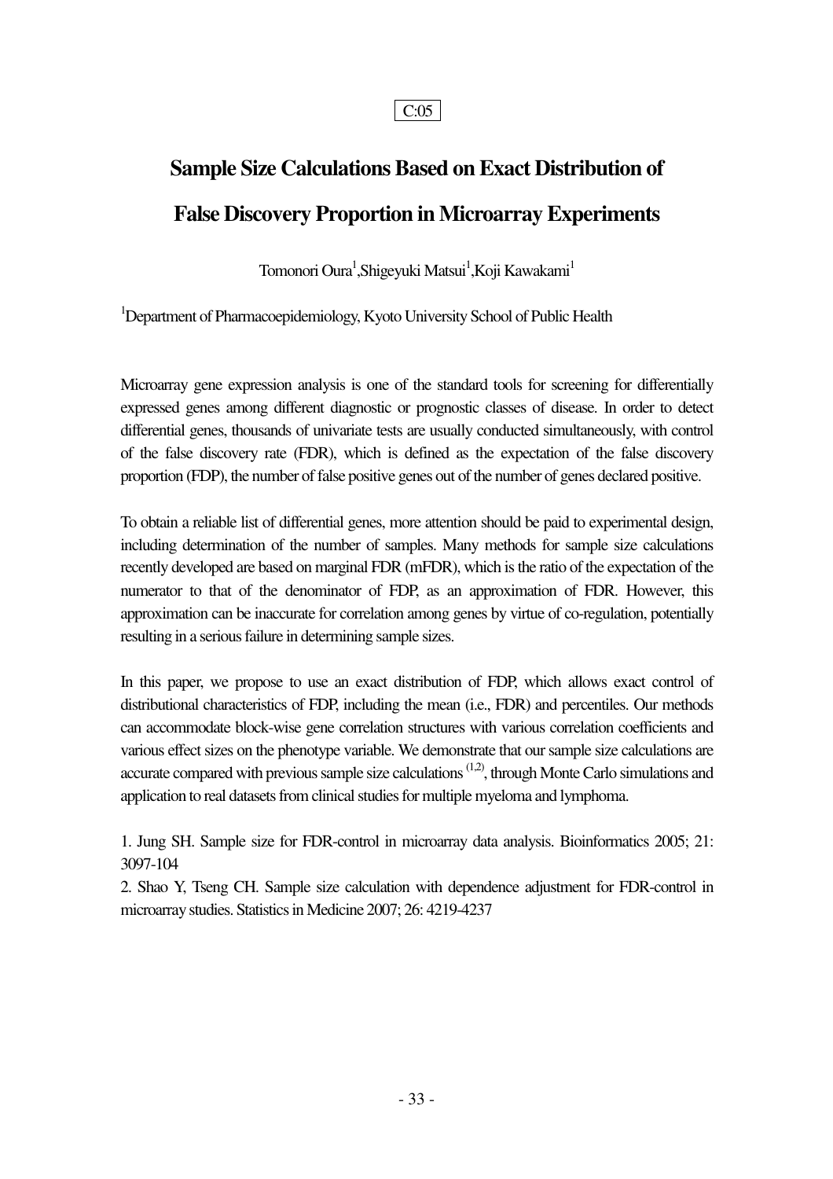C:05

# Sample Size Calculations Based on Exact Distribution of False Discovery Proportion in Microarray Experiments

Tomonori Oura[1], Shigeyuki Matsui[1], Koji Kawakami[1]

[1]Department of Pharmacoepidemiology, Kyoto University School of Public Health

Microarray gene expression analysis is one of the standard tools for screening for differentially expressed genes among different diagnostic or prognostic classes of disease. In order to detect differential genes, thousands of univariate tests are usually conducted simultaneously, with control of the false discovery rate (FDR), which is defined as the expectation of the false discovery proportion (FDP), the number of false positive genes out of the number of genes declared positive.

To obtain a reliable list of differential genes, more attention should be paid to experimental design, including determination of the number of samples. Many methods for sample size calculations recently developed are based on marginal FDR (mFDR), which is the ratio of the expectation of the numerator to that of the denominator of FDP, as an approximation of FDR. However, this approximation can be inaccurate for correlation among genes by virtue of co-regulation, potentially resulting in a serious failure in determining sample sizes.

In this paper, we propose to use an exact distribution of FDP, which allows exact control of distributional characteristics of FDP, including the mean (i.e., FDR) and percentiles. Our methods can accommodate block-wise gene correlation structures with various correlation coefficients and various effect sizes on the phenotype variable. We demonstrate that our sample size calculations are accurate compared with previous sample size calculations [1,2], through Monte Carlo simulations and application to real datasets from clinical studies for multiple myeloma and lymphoma.

1. Jung SH. Sample size for FDR-control in microarray data analysis. Bioinformatics 2005; 21: 3097-104
2. Shao Y, Tseng CH. Sample size calculation with dependence adjustment for FDR-control in microarray studies. Statistics in Medicine 2007; 26: 4219-4237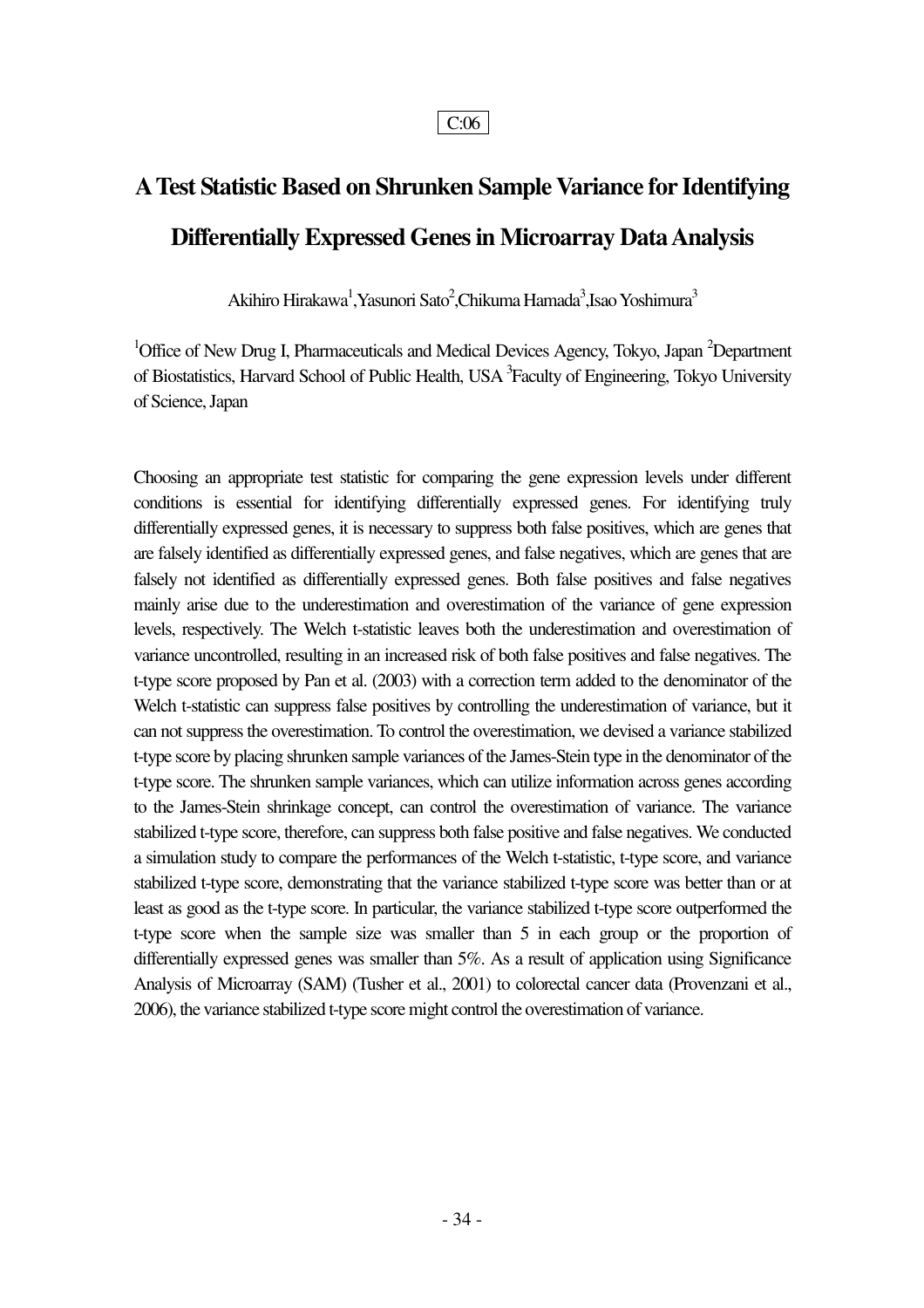C:06

# A Test Statistic Based on Shrunken Sample Variance for Identifying Differentially Expressed Genes in Microarray Data Analysis

Akihiro Hirakawa[1], Yasunori Sato[2], Chikuma Hamada[3], Isao Yoshimura[3]

[1]Office of New Drug I, Pharmaceuticals and Medical Devices Agency, Tokyo, Japan [2]Department of Biostatistics, Harvard School of Public Health, USA [3]Faculty of Engineering, Tokyo University of Science, Japan

Choosing an appropriate test statistic for comparing the gene expression levels under different conditions is essential for identifying differentially expressed genes. For identifying truly differentially expressed genes, it is necessary to suppress both false positives, which are genes that are falsely identified as differentially expressed genes, and false negatives, which are genes that are falsely not identified as differentially expressed genes. Both false positives and false negatives mainly arise due to the underestimation and overestimation of the variance of gene expression levels, respectively. The Welch t-statistic leaves both the underestimation and overestimation of variance uncontrolled, resulting in an increased risk of both false positives and false negatives. The t-type score proposed by Pan et al. (2003) with a correction term added to the denominator of the Welch t-statistic can suppress false positives by controlling the underestimation of variance, but it can not suppress the overestimation. To control the overestimation, we devised a variance stabilized t-type score by placing shrunken sample variances of the James-Stein type in the denominator of the t-type score. The shrunken sample variances, which can utilize information across genes according to the James-Stein shrinkage concept, can control the overestimation of variance. The variance stabilized t-type score, therefore, can suppress both false positive and false negatives. We conducted a simulation study to compare the performances of the Welch t-statistic, t-type score, and variance stabilized t-type score, demonstrating that the variance stabilized t-type score was better than or at least as good as the t-type score. In particular, the variance stabilized t-type score outperformed the t-type score when the sample size was smaller than 5 in each group or the proportion of differentially expressed genes was smaller than 5%. As a result of application using Significance Analysis of Microarray (SAM) (Tusher et al., 2001) to colorectal cancer data (Provenzani et al., 2006), the variance stabilized t-type score might control the overestimation of variance.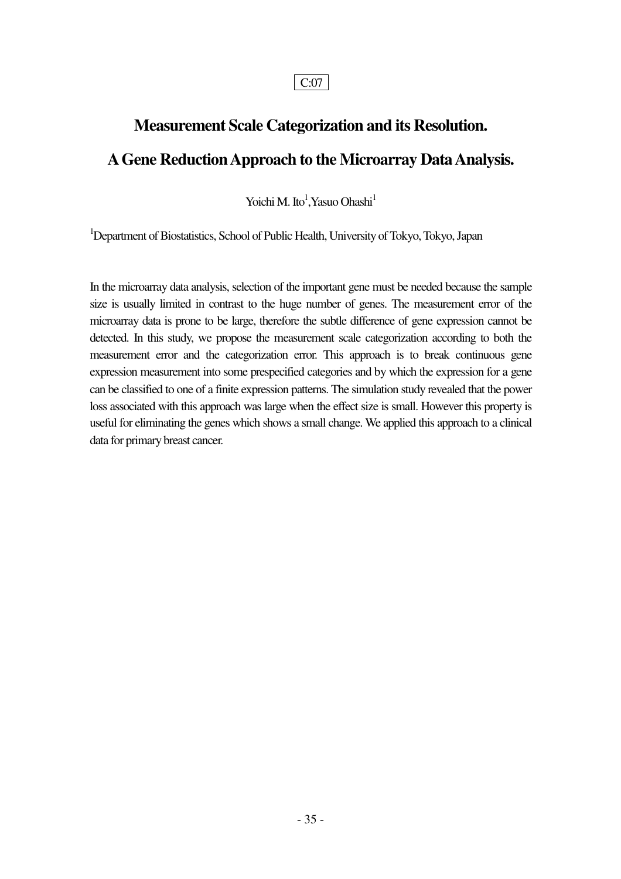C:07

# Measurement Scale Categorization and its Resolution.

# A Gene Reduction Approach to the Microarray Data Analysis.

Yoichi M. Ito[1],Yasuo Ohashi[1]

[1]Department of Biostatistics, School of Public Health, University of Tokyo, Tokyo, Japan

In the microarray data analysis, selection of the important gene must be needed because the sample size is usually limited in contrast to the huge number of genes. The measurement error of the microarray data is prone to be large, therefore the subtle difference of gene expression cannot be detected. In this study, we propose the measurement scale categorization according to both the measurement error and the categorization error. This approach is to break continuous gene expression measurement into some prespecified categories and by which the expression for a gene can be classified to one of a finite expression patterns. The simulation study revealed that the power loss associated with this approach was large when the effect size is small. However this property is useful for eliminating the genes which shows a small change. We applied this approach to a clinical data for primary breast cancer.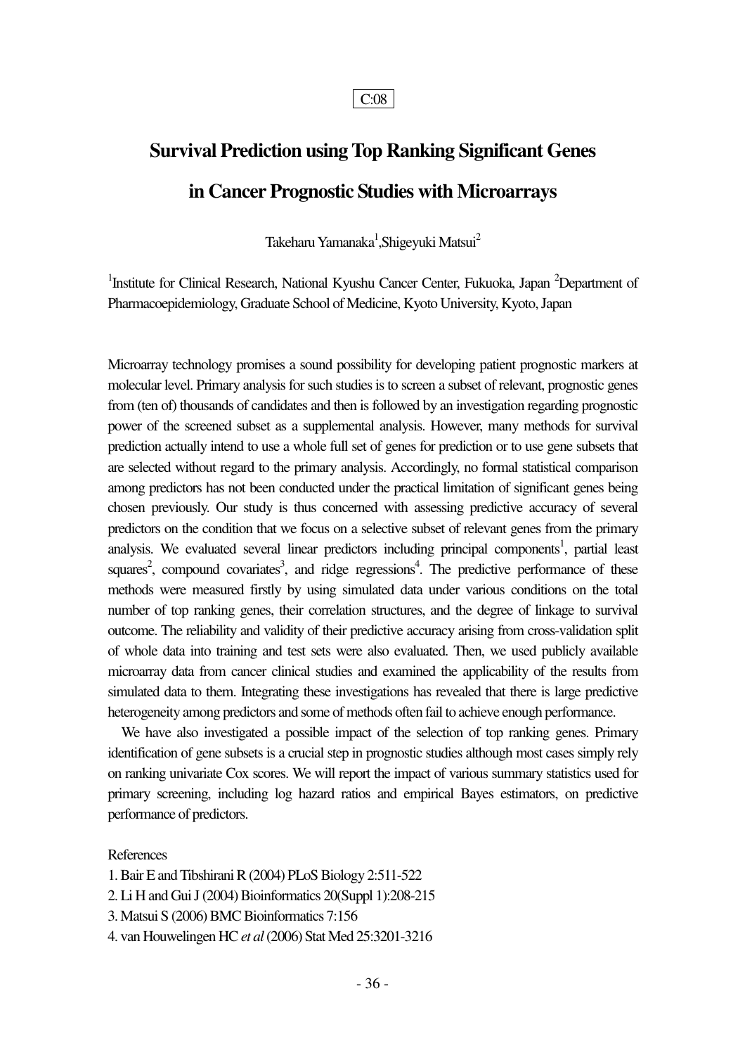C:08

# Survival Prediction using Top Ranking Significant Genes in Cancer Prognostic Studies with Microarrays

Takeharu Yamanaka[1],Shigeyuki Matsui[2]

[1]Institute for Clinical Research, National Kyushu Cancer Center, Fukuoka, Japan [2]Department of Pharmacoepidemiology, Graduate School of Medicine, Kyoto University, Kyoto, Japan

Microarray technology promises a sound possibility for developing patient prognostic markers at molecular level. Primary analysis for such studies is to screen a subset of relevant, prognostic genes from (ten of) thousands of candidates and then is followed by an investigation regarding prognostic power of the screened subset as a supplemental analysis. However, many methods for survival prediction actually intend to use a whole full set of genes for prediction or to use gene subsets that are selected without regard to the primary analysis. Accordingly, no formal statistical comparison among predictors has not been conducted under the practical limitation of significant genes being chosen previously. Our study is thus concerned with assessing predictive accuracy of several predictors on the condition that we focus on a selective subset of relevant genes from the primary analysis. We evaluated several linear predictors including principal components[1], partial least squares[2], compound covariates[3], and ridge regressions[4]. The predictive performance of these methods were measured firstly by using simulated data under various conditions on the total number of top ranking genes, their correlation structures, and the degree of linkage to survival outcome. The reliability and validity of their predictive accuracy arising from cross-validation split of whole data into training and test sets were also evaluated. Then, we used publicly available microarray data from cancer clinical studies and examined the applicability of the results from simulated data to them. Integrating these investigations has revealed that there is large predictive heterogeneity among predictors and some of methods often fail to achieve enough performance.

We have also investigated a possible impact of the selection of top ranking genes. Primary identification of gene subsets is a crucial step in prognostic studies although most cases simply rely on ranking univariate Cox scores. We will report the impact of various summary statistics used for primary screening, including log hazard ratios and empirical Bayes estimators, on predictive performance of predictors.

References

1. Bair E and Tibshirani R (2004) PLoS Biology 2:511-522
2. Li H and Gui J (2004) Bioinformatics 20(Suppl 1):208-215
3. Matsui S (2006) BMC Bioinformatics 7:156
4. van Houwelingen HC *et al* (2006) Stat Med 25:3201-3216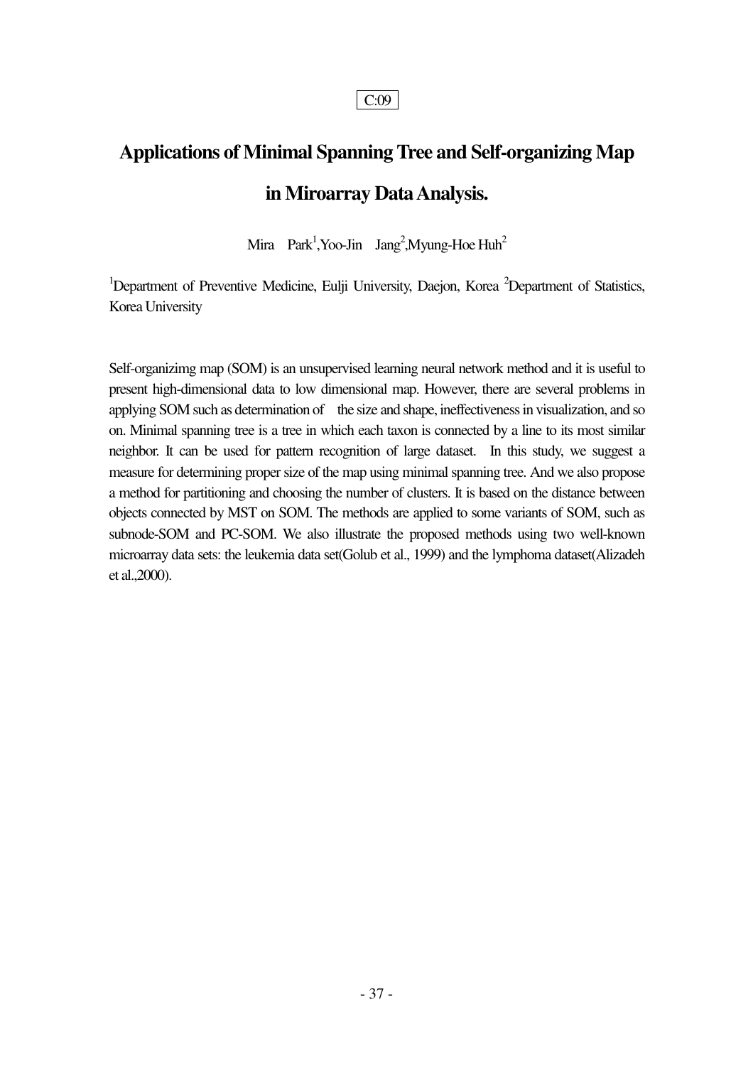C:09

# Applications of Minimal Spanning Tree and Self-organizing Map in Miroarray Data Analysis.

Mira Park[1], Yoo-Jin Jang[2], Myung-Hoe Huh[2]

[1]Department of Preventive Medicine, Eulji University, Daejon, Korea [2]Department of Statistics, Korea University

Self-organizimg map (SOM) is an unsupervised learning neural network method and it is useful to present high-dimensional data to low dimensional map. However, there are several problems in applying SOM such as determination of the size and shape, ineffectiveness in visualization, and so on. Minimal spanning tree is a tree in which each taxon is connected by a line to its most similar neighbor. It can be used for pattern recognition of large dataset. In this study, we suggest a measure for determining proper size of the map using minimal spanning tree. And we also propose a method for partitioning and choosing the number of clusters. It is based on the distance between objects connected by MST on SOM. The methods are applied to some variants of SOM, such as subnode-SOM and PC-SOM. We also illustrate the proposed methods using two well-known microarray data sets: the leukemia data set(Golub et al., 1999) and the lymphoma dataset(Alizadeh et al.,2000).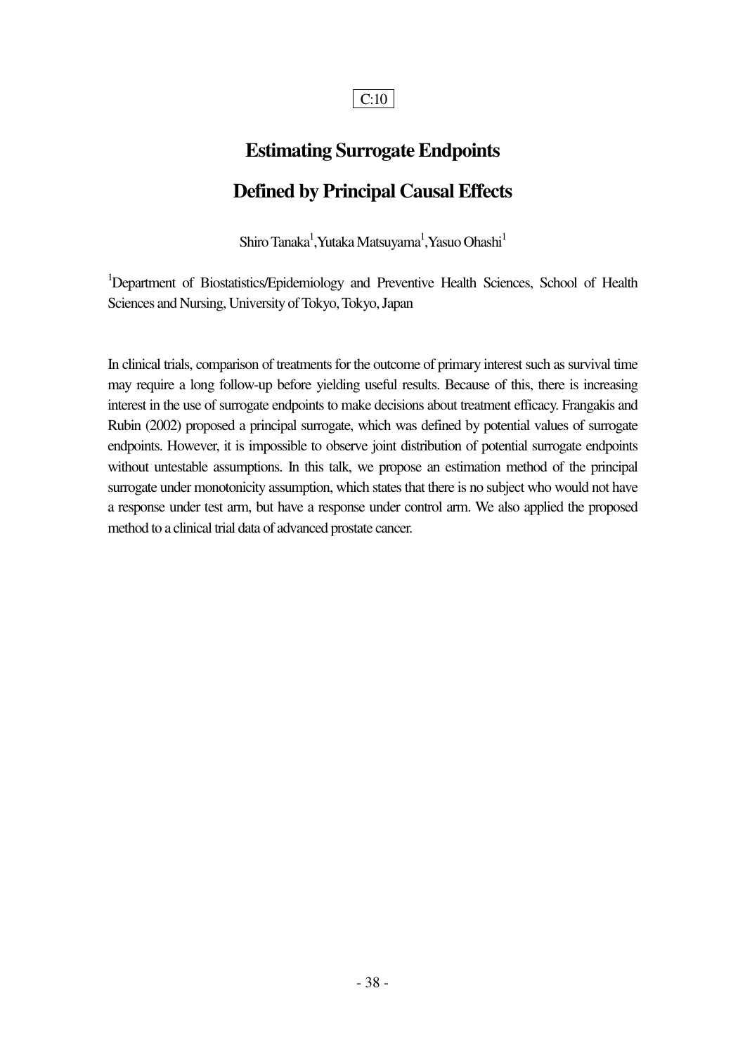C:10

# Estimating Surrogate Endpoints Defined by Principal Causal Effects

Shiro Tanaka[1], Yutaka Matsuyama[1], Yasuo Ohashi[1]

[1]Department of Biostatistics/Epidemiology and Preventive Health Sciences, School of Health Sciences and Nursing, University of Tokyo, Tokyo, Japan

In clinical trials, comparison of treatments for the outcome of primary interest such as survival time may require a long follow-up before yielding useful results. Because of this, there is increasing interest in the use of surrogate endpoints to make decisions about treatment efficacy. Frangakis and Rubin (2002) proposed a principal surrogate, which was defined by potential values of surrogate endpoints. However, it is impossible to observe joint distribution of potential surrogate endpoints without untestable assumptions. In this talk, we propose an estimation method of the principal surrogate under monotonicity assumption, which states that there is no subject who would not have a response under test arm, but have a response under control arm. We also applied the proposed method to a clinical trial data of advanced prostate cancer.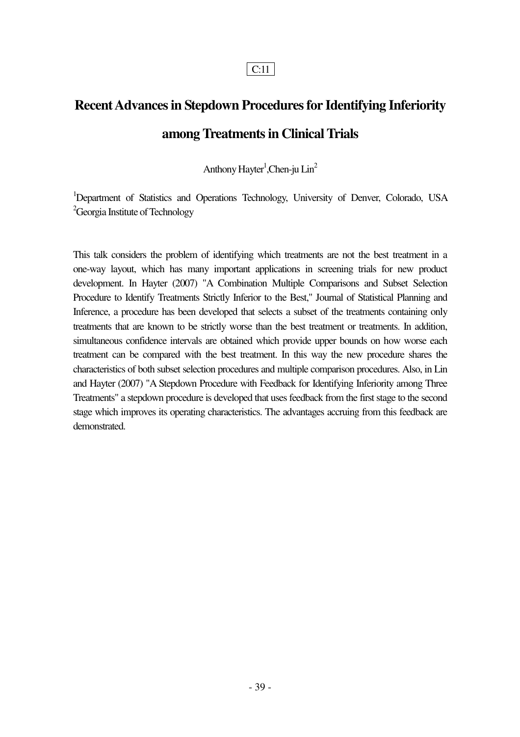C:11

# Recent Advances in Stepdown Procedures for Identifying Inferiority among Treatments in Clinical Trials

Anthony Hayter[1],Chen-ju Lin[2]

[1]Department of Statistics and Operations Technology, University of Denver, Colorado, USA
[2]Georgia Institute of Technology

This talk considers the problem of identifying which treatments are not the best treatment in a one-way layout, which has many important applications in screening trials for new product development. In Hayter (2007) "A Combination Multiple Comparisons and Subset Selection Procedure to Identify Treatments Strictly Inferior to the Best," Journal of Statistical Planning and Inference, a procedure has been developed that selects a subset of the treatments containing only treatments that are known to be strictly worse than the best treatment or treatments. In addition, simultaneous confidence intervals are obtained which provide upper bounds on how worse each treatment can be compared with the best treatment. In this way the new procedure shares the characteristics of both subset selection procedures and multiple comparison procedures. Also, in Lin and Hayter (2007) "A Stepdown Procedure with Feedback for Identifying Inferiority among Three Treatments" a stepdown procedure is developed that uses feedback from the first stage to the second stage which improves its operating characteristics. The advantages accruing from this feedback are demonstrated.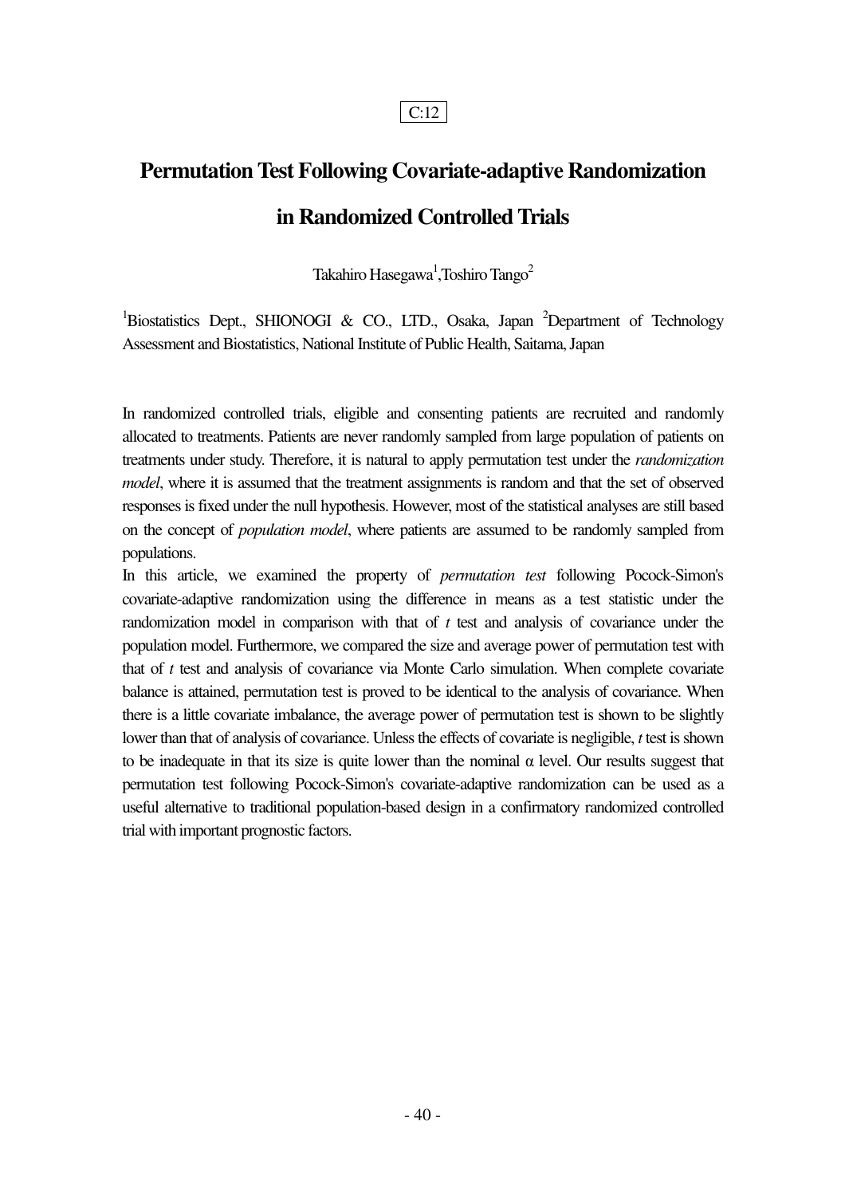C:12

# Permutation Test Following Covariate-adaptive Randomization in Randomized Controlled Trials

Takahiro Hasegawa[1],Toshiro Tango[2]

[1]Biostatistics Dept., SHIONOGI & CO., LTD., Osaka, Japan [2]Department of Technology Assessment and Biostatistics, National Institute of Public Health, Saitama, Japan

In randomized controlled trials, eligible and consenting patients are recruited and randomly allocated to treatments. Patients are never randomly sampled from large population of patients on treatments under study. Therefore, it is natural to apply permutation test under the *randomization model*, where it is assumed that the treatment assignments is random and that the set of observed responses is fixed under the null hypothesis. However, most of the statistical analyses are still based on the concept of *population model*, where patients are assumed to be randomly sampled from populations.

In this article, we examined the property of *permutation test* following Pocock-Simon's covariate-adaptive randomization using the difference in means as a test statistic under the randomization model in comparison with that of *t* test and analysis of covariance under the population model. Furthermore, we compared the size and average power of permutation test with that of *t* test and analysis of covariance via Monte Carlo simulation. When complete covariate balance is attained, permutation test is proved to be identical to the analysis of covariance. When there is a little covariate imbalance, the average power of permutation test is shown to be slightly lower than that of analysis of covariance. Unless the effects of covariate is negligible, *t* test is shown to be inadequate in that its size is quite lower than the nominal $\alpha$ level. Our results suggest that permutation test following Pocock-Simon's covariate-adaptive randomization can be used as a useful alternative to traditional population-based design in a confirmatory randomized controlled trial with important prognostic factors.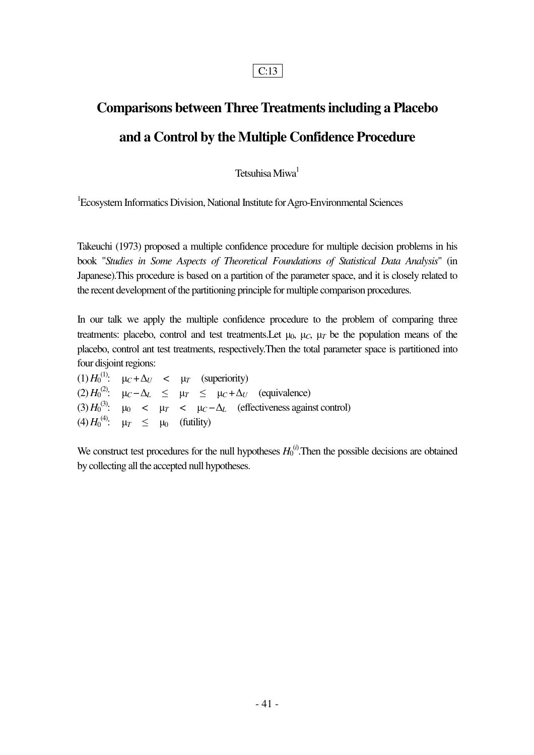C:13

# Comparisons between Three Treatments including a Placebo and a Control by the Multiple Confidence Procedure

Tetsuhisa Miwa[1]

[1]Ecosystem Informatics Division, National Institute for Agro-Environmental Sciences

Takeuchi (1973) proposed a multiple confidence procedure for multiple decision problems in his book "*Studies in Some Aspects of Theoretical Foundations of Statistical Data Analysis*" (in Japanese).This procedure is based on a partition of the parameter space, and it is closely related to the recent development of the partitioning principle for multiple comparison procedures.

In our talk we apply the multiple confidence procedure to the problem of comparing three treatments: placebo, control and test treatments.Let $\mu_0$, $\mu_C$, $\mu_T$ be the population means of the placebo, control ant test treatments, respectively.Then the total parameter space is partitioned into four disjoint regions:

(1) $H_0^{(1)}$: $\mu_C + \Delta_U < \mu_T$ (superiority)

(2) $H_0^{(2)}$: $\mu_C - \Delta_L \leq \mu_T \leq \mu_C + \Delta_U$ (equivalence)

(3) $H_0^{(3)}$: $\mu_0 < \mu_T < \mu_C - \Delta_L$ (effectiveness against control)

(4) $H_0^{(4)}$: $\mu_T \leq \mu_0$ (futility)

We construct test procedures for the null hypotheses $H_0^{(i)}$.Then the possible decisions are obtained by collecting all the accepted null hypotheses.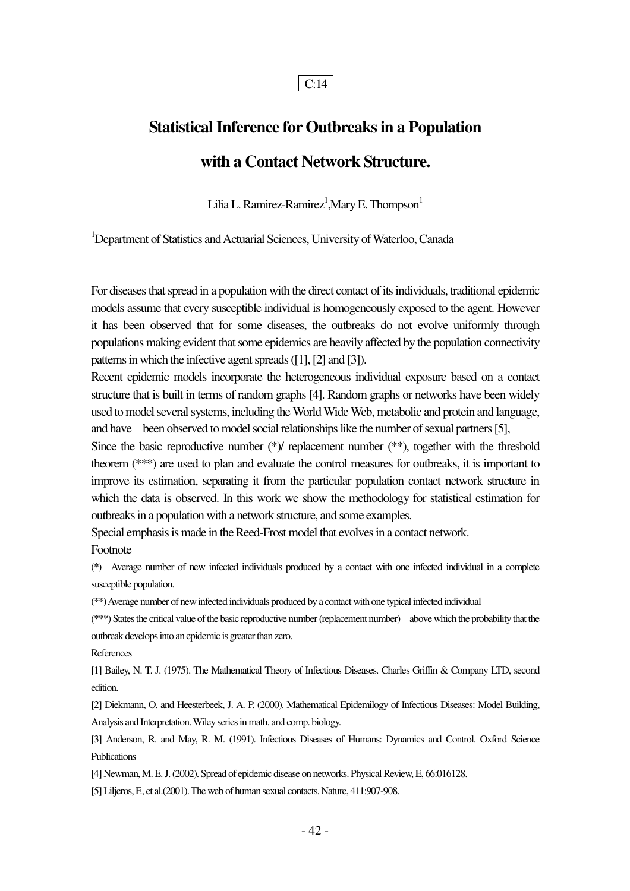C:14

# Statistical Inference for Outbreaks in a Population with a Contact Network Structure.

Lilia L. Ramirez-Ramirez[1],Mary E. Thompson[1]

[1]Department of Statistics and Actuarial Sciences, University of Waterloo, Canada

For diseases that spread in a population with the direct contact of its individuals, traditional epidemic models assume that every susceptible individual is homogeneously exposed to the agent. However it has been observed that for some diseases, the outbreaks do not evolve uniformly through populations making evident that some epidemics are heavily affected by the population connectivity patterns in which the infective agent spreads ([1], [2] and [3]).

Recent epidemic models incorporate the heterogeneous individual exposure based on a contact structure that is built in terms of random graphs [4]. Random graphs or networks have been widely used to model several systems, including the World Wide Web, metabolic and protein and language, and have been observed to model social relationships like the number of sexual partners [5],

Since the basic reproductive number (*)/ replacement number (**), together with the threshold theorem (***) are used to plan and evaluate the control measures for outbreaks, it is important to improve its estimation, separating it from the particular population contact network structure in which the data is observed. In this work we show the methodology for statistical estimation for outbreaks in a population with a network structure, and some examples.

Special emphasis is made in the Reed-Frost model that evolves in a contact network.

Footnote

(*) Average number of new infected individuals produced by a contact with one infected individual in a complete susceptible population.

(**) Average number of new infected individuals produced by a contact with one typical infected individual

(***) States the critical value of the basic reproductive number (replacement number) above which the probability that the outbreak develops into an epidemic is greater than zero.

References

[1] Bailey, N. T. J. (1975). The Mathematical Theory of Infectious Diseases. Charles Griffin & Company LTD, second edition.

[2] Diekmann, O. and Heesterbeek, J. A. P. (2000). Mathematical Epidemilogy of Infectious Diseases: Model Building, Analysis and Interpretation. Wiley series in math. and comp. biology.

[3] Anderson, R. and May, R. M. (1991). Infectious Diseases of Humans: Dynamics and Control. Oxford Science Publications

[4] Newman, M. E. J. (2002). Spread of epidemic disease on networks. Physical Review, E, 66:016128.

[5] Liljeros, F., et al.(2001). The web of human sexual contacts. Nature, 411:907-908.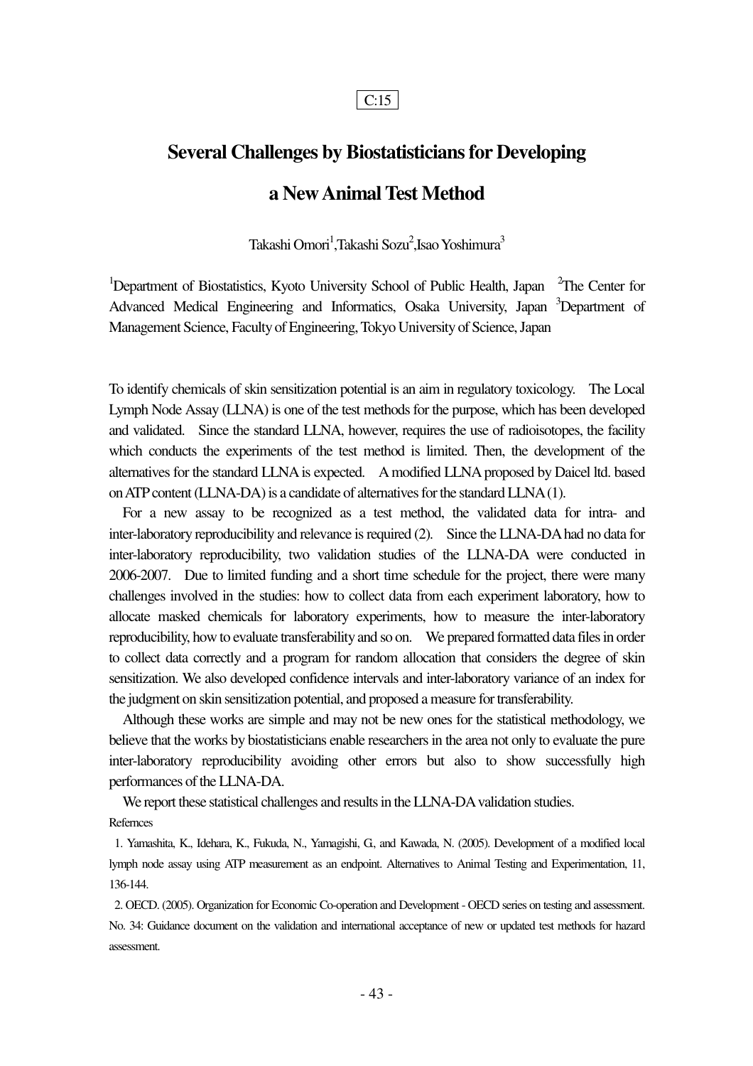C:15

# Several Challenges by Biostatisticians for Developing a New Animal Test Method

Takashi Omori[1], Takashi Sozu[2], Isao Yoshimura[3]

[1]Department of Biostatistics, Kyoto University School of Public Health, Japan [2]The Center for Advanced Medical Engineering and Informatics, Osaka University, Japan [3]Department of Management Science, Faculty of Engineering, Tokyo University of Science, Japan

To identify chemicals of skin sensitization potential is an aim in regulatory toxicology. The Local Lymph Node Assay (LLNA) is one of the test methods for the purpose, which has been developed and validated. Since the standard LLNA, however, requires the use of radioisotopes, the facility which conducts the experiments of the test method is limited. Then, the development of the alternatives for the standard LLNA is expected. A modified LLNA proposed by Daicel ltd. based on ATP content (LLNA-DA) is a candidate of alternatives for the standard LLNA (1).

For a new assay to be recognized as a test method, the validated data for intra- and inter-laboratory reproducibility and relevance is required (2). Since the LLNA-DA had no data for inter-laboratory reproducibility, two validation studies of the LLNA-DA were conducted in 2006-2007. Due to limited funding and a short time schedule for the project, there were many challenges involved in the studies: how to collect data from each experiment laboratory, how to allocate masked chemicals for laboratory experiments, how to measure the inter-laboratory reproducibility, how to evaluate transferability and so on. We prepared formatted data files in order to collect data correctly and a program for random allocation that considers the degree of skin sensitization. We also developed confidence intervals and inter-laboratory variance of an index for the judgment on skin sensitization potential, and proposed a measure for transferability.

Although these works are simple and may not be new ones for the statistical methodology, we believe that the works by biostatisticians enable researchers in the area not only to evaluate the pure inter-laboratory reproducibility avoiding other errors but also to show successfully high performances of the LLNA-DA.

We report these statistical challenges and results in the LLNA-DA validation studies.

Refernces

1. Yamashita, K., Idehara, K., Fukuda, N., Yamagishi, G., and Kawada, N. (2005). Development of a modified local lymph node assay using ATP measurement as an endpoint. Alternatives to Animal Testing and Experimentation, 11, 136-144.

2. OECD. (2005). Organization for Economic Co-operation and Development - OECD series on testing and assessment. No. 34: Guidance document on the validation and international acceptance of new or updated test methods for hazard assessment.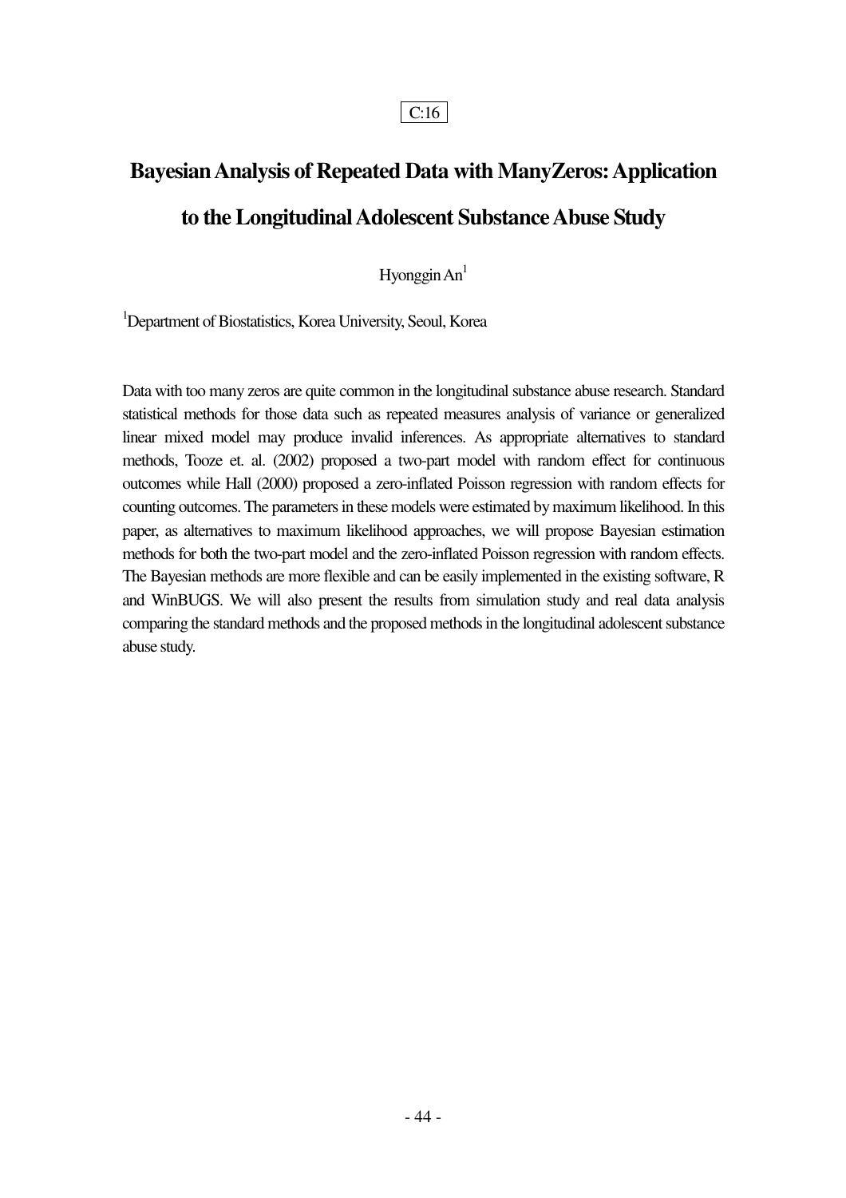C:16

# Bayesian Analysis of Repeated Data with ManyZeros: Application to the Longitudinal Adolescent Substance Abuse Study

Hyonggin An[1]

[1]Department of Biostatistics, Korea University, Seoul, Korea

Data with too many zeros are quite common in the longitudinal substance abuse research. Standard statistical methods for those data such as repeated measures analysis of variance or generalized linear mixed model may produce invalid inferences. As appropriate alternatives to standard methods, Tooze et. al. (2002) proposed a two-part model with random effect for continuous outcomes while Hall (2000) proposed a zero-inflated Poisson regression with random effects for counting outcomes. The parameters in these models were estimated by maximum likelihood. In this paper, as alternatives to maximum likelihood approaches, we will propose Bayesian estimation methods for both the two-part model and the zero-inflated Poisson regression with random effects. The Bayesian methods are more flexible and can be easily implemented in the existing software, R and WinBUGS. We will also present the results from simulation study and real data analysis comparing the standard methods and the proposed methods in the longitudinal adolescent substance abuse study.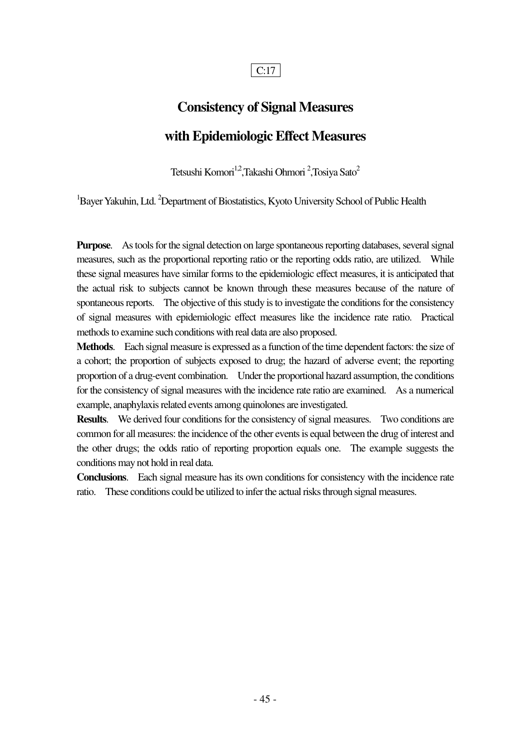C:17

# Consistency of Signal Measures with Epidemiologic Effect Measures

Tetsushi Komori[1,2], Takashi Ohmori [2], Tosiya Sato[2]

[1]Bayer Yakuhin, Ltd. [2]Department of Biostatistics, Kyoto University School of Public Health

**Purpose**. As tools for the signal detection on large spontaneous reporting databases, several signal measures, such as the proportional reporting ratio or the reporting odds ratio, are utilized. While these signal measures have similar forms to the epidemiologic effect measures, it is anticipated that the actual risk to subjects cannot be known through these measures because of the nature of spontaneous reports. The objective of this study is to investigate the conditions for the consistency of signal measures with epidemiologic effect measures like the incidence rate ratio. Practical methods to examine such conditions with real data are also proposed.

**Methods**. Each signal measure is expressed as a function of the time dependent factors: the size of a cohort; the proportion of subjects exposed to drug; the hazard of adverse event; the reporting proportion of a drug-event combination. Under the proportional hazard assumption, the conditions for the consistency of signal measures with the incidence rate ratio are examined. As a numerical example, anaphylaxis related events among quinolones are investigated.

**Results**. We derived four conditions for the consistency of signal measures. Two conditions are common for all measures: the incidence of the other events is equal between the drug of interest and the other drugs; the odds ratio of reporting proportion equals one. The example suggests the conditions may not hold in real data.

**Conclusions**. Each signal measure has its own conditions for consistency with the incidence rate ratio. These conditions could be utilized to infer the actual risks through signal measures.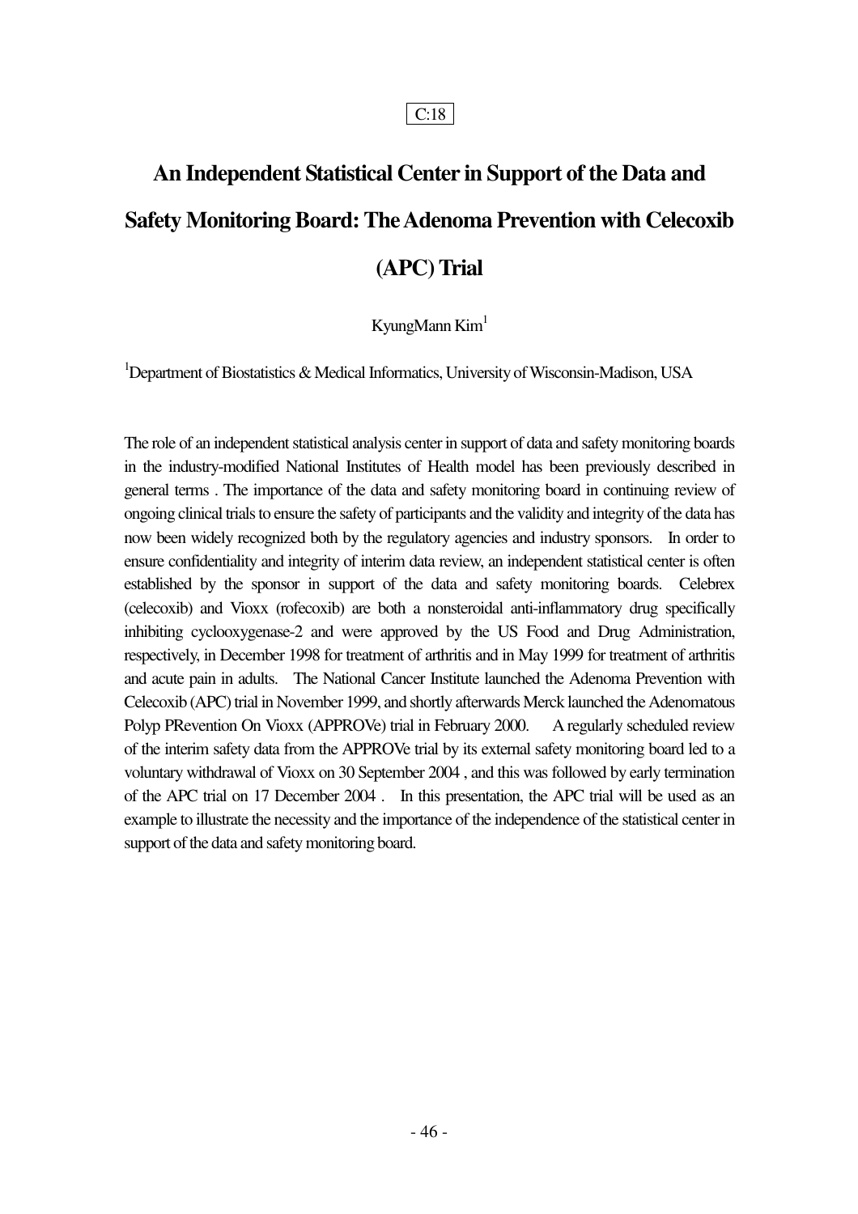C:18

# An Independent Statistical Center in Support of the Data and Safety Monitoring Board: The Adenoma Prevention with Celecoxib (APC) Trial

KyungMann Kim[1]

[1]Department of Biostatistics & Medical Informatics, University of Wisconsin-Madison, USA

The role of an independent statistical analysis center in support of data and safety monitoring boards in the industry-modified National Institutes of Health model has been previously described in general terms . The importance of the data and safety monitoring board in continuing review of ongoing clinical trials to ensure the safety of participants and the validity and integrity of the data has now been widely recognized both by the regulatory agencies and industry sponsors. In order to ensure confidentiality and integrity of interim data review, an independent statistical center is often established by the sponsor in support of the data and safety monitoring boards. Celebrex (celecoxib) and Vioxx (rofecoxib) are both a nonsteroidal anti-inflammatory drug specifically inhibiting cyclooxygenase-2 and were approved by the US Food and Drug Administration, respectively, in December 1998 for treatment of arthritis and in May 1999 for treatment of arthritis and acute pain in adults. The National Cancer Institute launched the Adenoma Prevention with Celecoxib (APC) trial in November 1999, and shortly afterwards Merck launched the Adenomatous Polyp PRevention On Vioxx (APPROVe) trial in February 2000. A regularly scheduled review of the interim safety data from the APPROVe trial by its external safety monitoring board led to a voluntary withdrawal of Vioxx on 30 September 2004 , and this was followed by early termination of the APC trial on 17 December 2004 . In this presentation, the APC trial will be used as an example to illustrate the necessity and the importance of the independence of the statistical center in support of the data and safety monitoring board.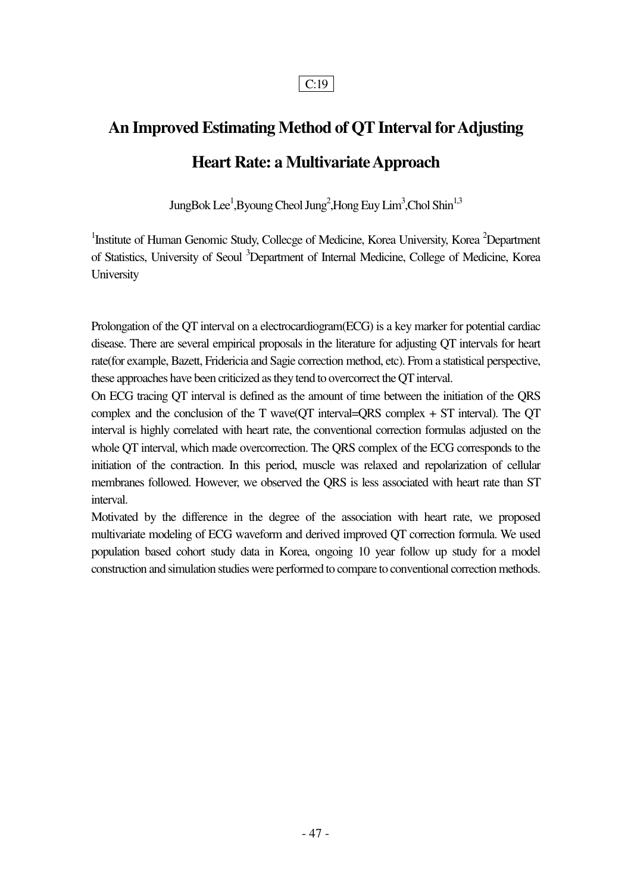C:19

# An Improved Estimating Method of QT Interval for Adjusting Heart Rate: a Multivariate Approach

JungBok Lee[1],Byoung Cheol Jung[2],Hong Euy Lim[3],Chol Shin[1,3]

[1]Institute of Human Genomic Study, Collecge of Medicine, Korea University, Korea [2]Department of Statistics, University of Seoul [3]Department of Internal Medicine, College of Medicine, Korea University

Prolongation of the QT interval on a electrocardiogram(ECG) is a key marker for potential cardiac disease. There are several empirical proposals in the literature for adjusting QT intervals for heart rate(for example, Bazett, Fridericia and Sagie correction method, etc). From a statistical perspective, these approaches have been criticized as they tend to overcorrect the QT interval.

On ECG tracing QT interval is defined as the amount of time between the initiation of the QRS complex and the conclusion of the T wave(QT interval=QRS complex + ST interval). The QT interval is highly correlated with heart rate, the conventional correction formulas adjusted on the whole QT interval, which made overcorrection. The QRS complex of the ECG corresponds to the initiation of the contraction. In this period, muscle was relaxed and repolarization of cellular membranes followed. However, we observed the QRS is less associated with heart rate than ST interval.

Motivated by the difference in the degree of the association with heart rate, we proposed multivariate modeling of ECG waveform and derived improved QT correction formula. We used population based cohort study data in Korea, ongoing 10 year follow up study for a model construction and simulation studies were performed to compare to conventional correction methods.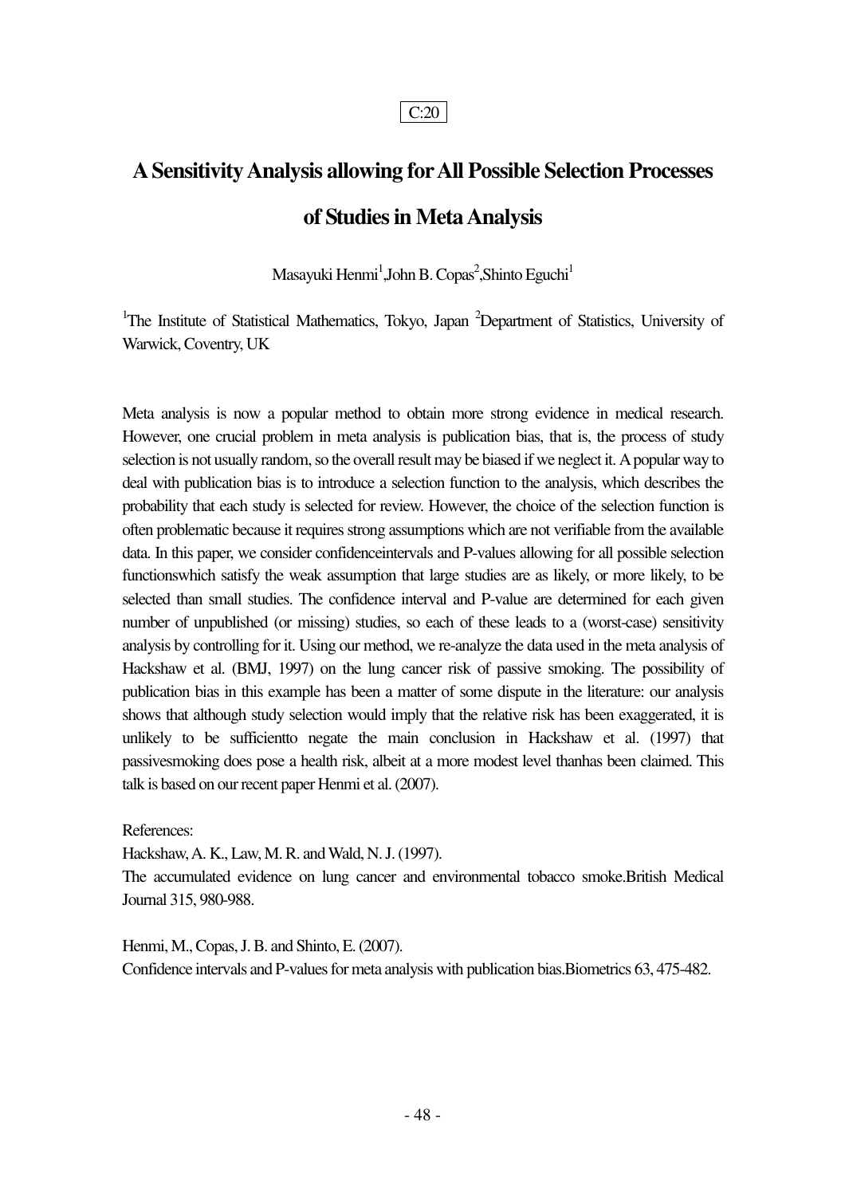C:20

# A Sensitivity Analysis allowing for All Possible Selection Processes of Studies in Meta Analysis

Masayuki Henmi[1],John B. Copas[2],Shinto Eguchi[1]

[1]The Institute of Statistical Mathematics, Tokyo, Japan [2]Department of Statistics, University of Warwick, Coventry, UK

Meta analysis is now a popular method to obtain more strong evidence in medical research. However, one crucial problem in meta analysis is publication bias, that is, the process of study selection is not usually random, so the overall result may be biased if we neglect it. A popular way to deal with publication bias is to introduce a selection function to the analysis, which describes the probability that each study is selected for review. However, the choice of the selection function is often problematic because it requires strong assumptions which are not verifiable from the available data. In this paper, we consider confidenceintervals and P-values allowing for all possible selection functionswhich satisfy the weak assumption that large studies are as likely, or more likely, to be selected than small studies. The confidence interval and P-value are determined for each given number of unpublished (or missing) studies, so each of these leads to a (worst-case) sensitivity analysis by controlling for it. Using our method, we re-analyze the data used in the meta analysis of Hackshaw et al. (BMJ, 1997) on the lung cancer risk of passive smoking. The possibility of publication bias in this example has been a matter of some dispute in the literature: our analysis shows that although study selection would imply that the relative risk has been exaggerated, it is unlikely to be sufficientto negate the main conclusion in Hackshaw et al. (1997) that passivesmoking does pose a health risk, albeit at a more modest level thanhas been claimed. This talk is based on our recent paper Henmi et al. (2007).

References:

Hackshaw, A. K., Law, M. R. and Wald, N. J. (1997).
The accumulated evidence on lung cancer and environmental tobacco smoke.British Medical Journal 315, 980-988.

Henmi, M., Copas, J. B. and Shinto, E. (2007).
Confidence intervals and P-values for meta analysis with publication bias.Biometrics 63, 475-482.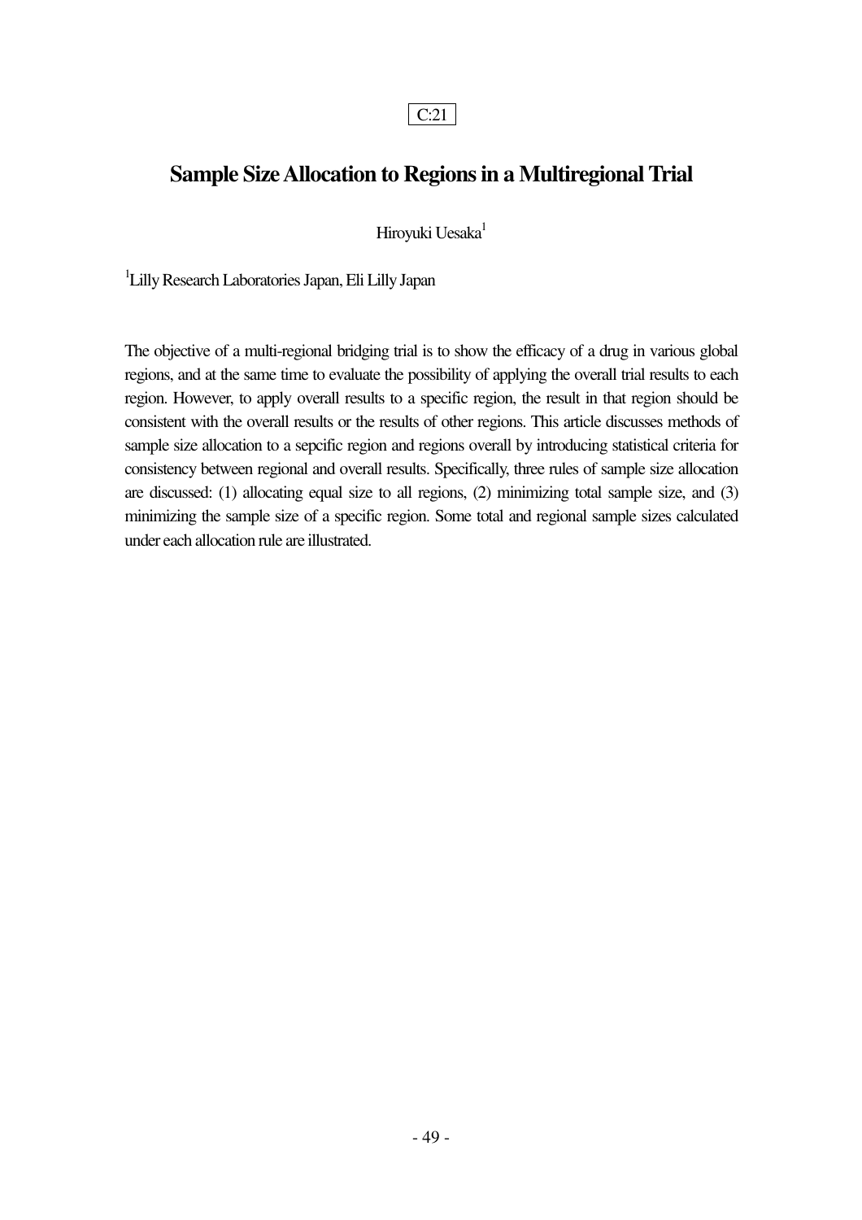C:21

# Sample Size Allocation to Regions in a Multiregional Trial

Hiroyuki Uesaka[1]

[1]Lilly Research Laboratories Japan, Eli Lilly Japan

The objective of a multi-regional bridging trial is to show the efficacy of a drug in various global regions, and at the same time to evaluate the possibility of applying the overall trial results to each region. However, to apply overall results to a specific region, the result in that region should be consistent with the overall results or the results of other regions. This article discusses methods of sample size allocation to a sepcific region and regions overall by introducing statistical criteria for consistency between regional and overall results. Specifically, three rules of sample size allocation are discussed: (1) allocating equal size to all regions, (2) minimizing total sample size, and (3) minimizing the sample size of a specific region. Some total and regional sample sizes calculated under each allocation rule are illustrated.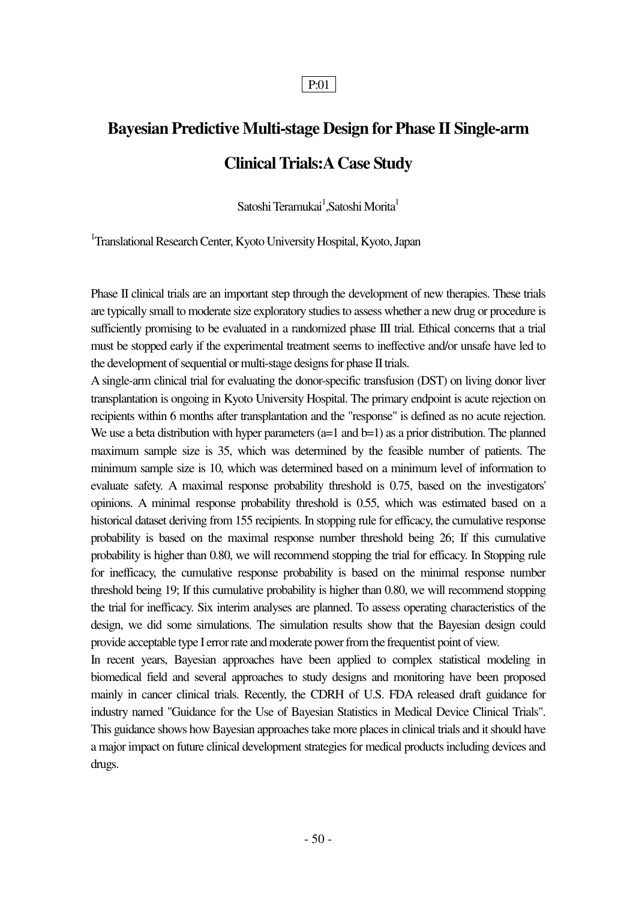P:01

# Bayesian Predictive Multi-stage Design for Phase II Single-arm Clinical Trials:A Case Study

Satoshi Teramukai[1],Satoshi Morita[1]

[1]Translational Research Center, Kyoto University Hospital, Kyoto, Japan

Phase II clinical trials are an important step through the development of new therapies. These trials are typically small to moderate size exploratory studies to assess whether a new drug or procedure is sufficiently promising to be evaluated in a randomized phase III trial. Ethical concerns that a trial must be stopped early if the experimental treatment seems to ineffective and/or unsafe have led to the development of sequential or multi-stage designs for phase II trials.

A single-arm clinical trial for evaluating the donor-specific transfusion (DST) on living donor liver transplantation is ongoing in Kyoto University Hospital. The primary endpoint is acute rejection on recipients within 6 months after transplantation and the "response" is defined as no acute rejection. We use a beta distribution with hyper parameters (a=1 and b=1) as a prior distribution. The planned maximum sample size is 35, which was determined by the feasible number of patients. The minimum sample size is 10, which was determined based on a minimum level of information to evaluate safety. A maximal response probability threshold is 0.75, based on the investigators' opinions. A minimal response probability threshold is 0.55, which was estimated based on a historical dataset deriving from 155 recipients. In stopping rule for efficacy, the cumulative response probability is based on the maximal response number threshold being 26; If this cumulative probability is higher than 0.80, we will recommend stopping the trial for efficacy. In Stopping rule for inefficacy, the cumulative response probability is based on the minimal response number threshold being 19; If this cumulative probability is higher than 0.80, we will recommend stopping the trial for inefficacy. Six interim analyses are planned. To assess operating characteristics of the design, we did some simulations. The simulation results show that the Bayesian design could provide acceptable type I error rate and moderate power from the frequentist point of view.

In recent years, Bayesian approaches have been applied to complex statistical modeling in biomedical field and several approaches to study designs and monitoring have been proposed mainly in cancer clinical trials. Recently, the CDRH of U.S. FDA released draft guidance for industry named "Guidance for the Use of Bayesian Statistics in Medical Device Clinical Trials". This guidance shows how Bayesian approaches take more places in clinical trials and it should have a major impact on future clinical development strategies for medical products including devices and drugs.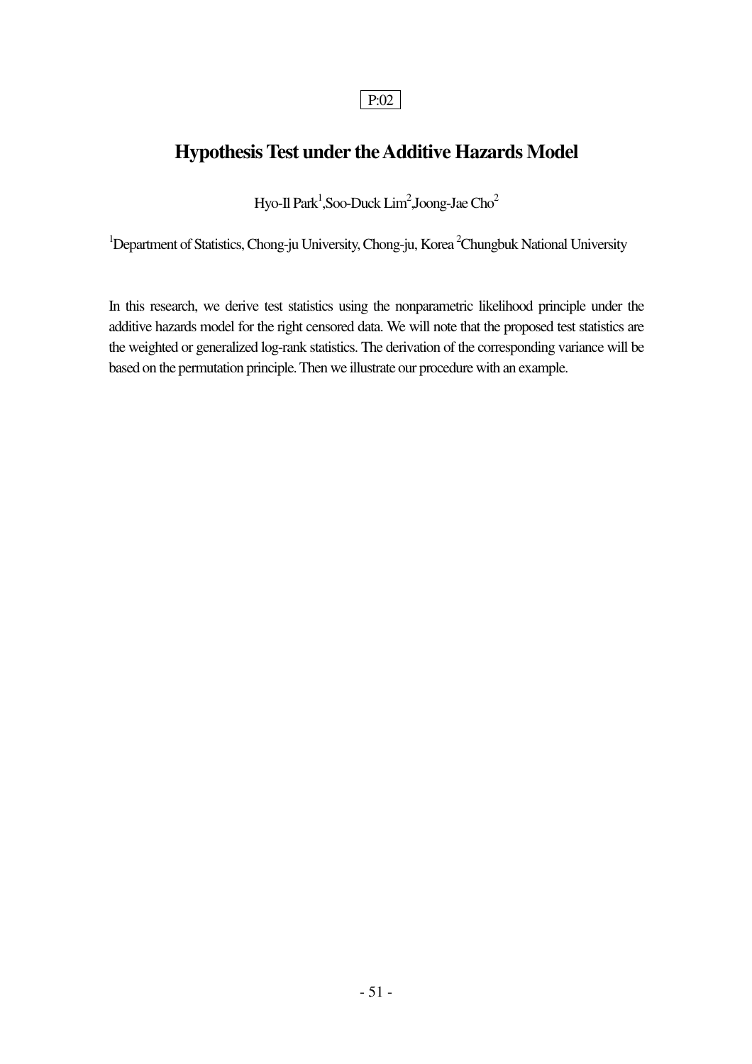P:02

# Hypothesis Test under the Additive Hazards Model

Hyo-Il Park[1],Soo-Duck Lim[2],Joong-Jae Cho[2]

[1]Department of Statistics, Chong-ju University, Chong-ju, Korea [2]Chungbuk National University

In this research, we derive test statistics using the nonparametric likelihood principle under the additive hazards model for the right censored data. We will note that the proposed test statistics are the weighted or generalized log-rank statistics. The derivation of the corresponding variance will be based on the permutation principle. Then we illustrate our procedure with an example.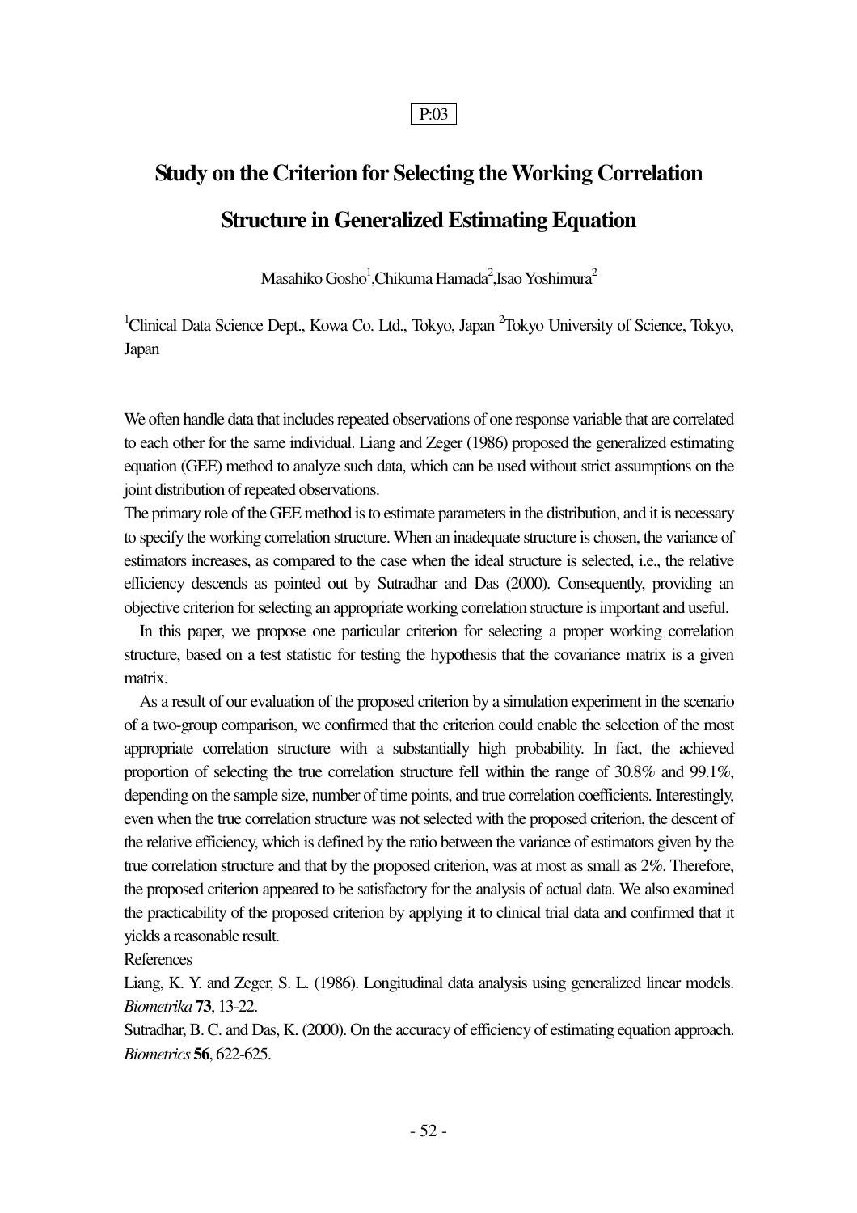P:03

# Study on the Criterion for Selecting the Working Correlation Structure in Generalized Estimating Equation

Masahiko Gosho[1],Chikuma Hamada[2],Isao Yoshimura[2]

[1]Clinical Data Science Dept., Kowa Co. Ltd., Tokyo, Japan [2]Tokyo University of Science, Tokyo, Japan

We often handle data that includes repeated observations of one response variable that are correlated to each other for the same individual. Liang and Zeger (1986) proposed the generalized estimating equation (GEE) method to analyze such data, which can be used without strict assumptions on the joint distribution of repeated observations.

The primary role of the GEE method is to estimate parameters in the distribution, and it is necessary to specify the working correlation structure. When an inadequate structure is chosen, the variance of estimators increases, as compared to the case when the ideal structure is selected, i.e., the relative efficiency descends as pointed out by Sutradhar and Das (2000). Consequently, providing an objective criterion for selecting an appropriate working correlation structure is important and useful.

In this paper, we propose one particular criterion for selecting a proper working correlation structure, based on a test statistic for testing the hypothesis that the covariance matrix is a given matrix.

As a result of our evaluation of the proposed criterion by a simulation experiment in the scenario of a two-group comparison, we confirmed that the criterion could enable the selection of the most appropriate correlation structure with a substantially high probability. In fact, the achieved proportion of selecting the true correlation structure fell within the range of 30.8% and 99.1%, depending on the sample size, number of time points, and true correlation coefficients. Interestingly, even when the true correlation structure was not selected with the proposed criterion, the descent of the relative efficiency, which is defined by the ratio between the variance of estimators given by the true correlation structure and that by the proposed criterion, was at most as small as 2%. Therefore, the proposed criterion appeared to be satisfactory for the analysis of actual data. We also examined the practicability of the proposed criterion by applying it to clinical trial data and confirmed that it yields a reasonable result.

References

Liang, K. Y. and Zeger, S. L. (1986). Longitudinal data analysis using generalized linear models. *Biometrika* **73**, 13-22.

Sutradhar, B. C. and Das, K. (2000). On the accuracy of efficiency of estimating equation approach. *Biometrics* **56**, 622-625.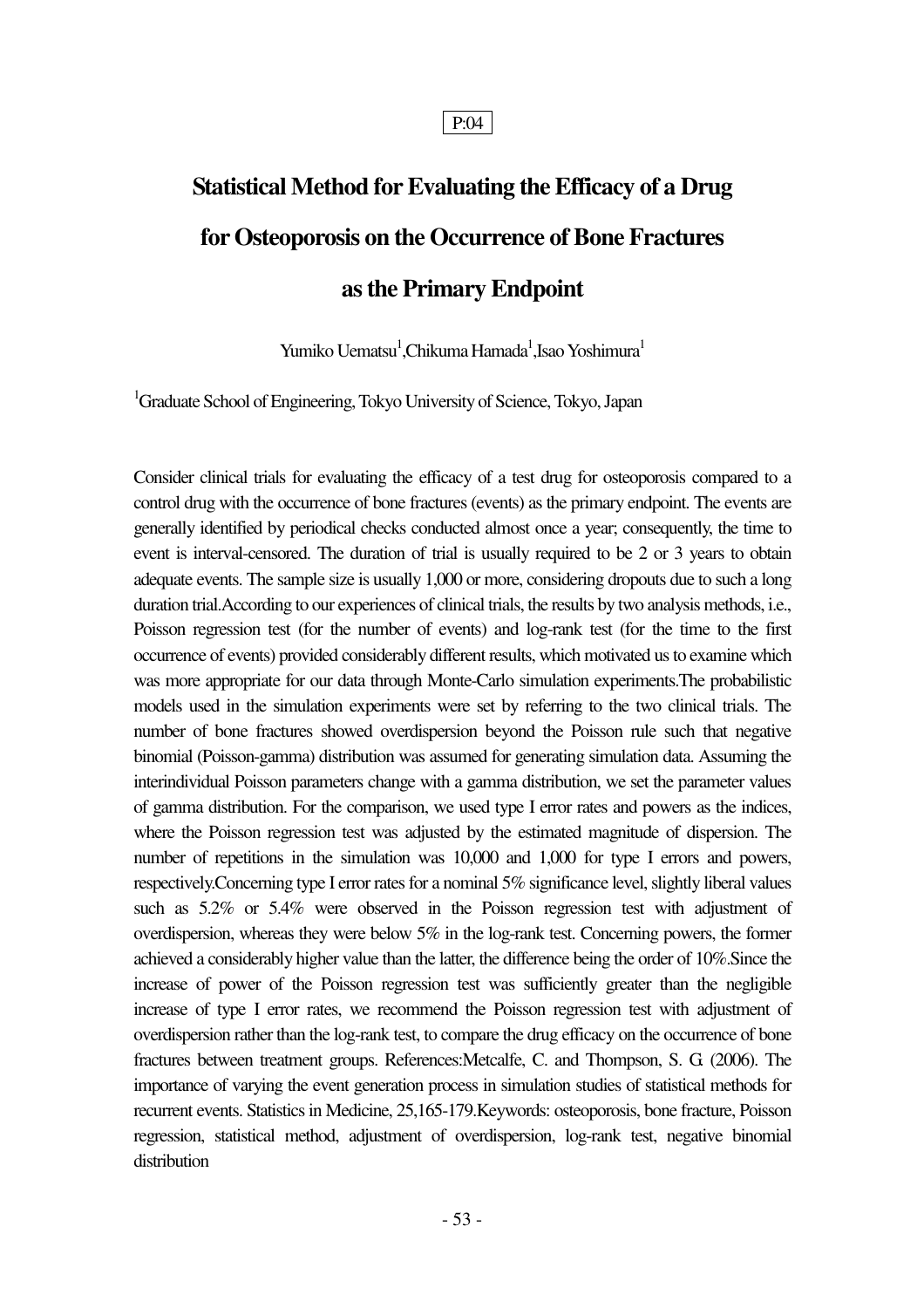P:04

# Statistical Method for Evaluating the Efficacy of a Drug for Osteoporosis on the Occurrence of Bone Fractures as the Primary Endpoint

Yumiko Uematsu[1],Chikuma Hamada[1],Isao Yoshimura[1]

[1]Graduate School of Engineering, Tokyo University of Science, Tokyo, Japan

Consider clinical trials for evaluating the efficacy of a test drug for osteoporosis compared to a control drug with the occurrence of bone fractures (events) as the primary endpoint. The events are generally identified by periodical checks conducted almost once a year; consequently, the time to event is interval-censored. The duration of trial is usually required to be 2 or 3 years to obtain adequate events. The sample size is usually 1,000 or more, considering dropouts due to such a long duration trial.According to our experiences of clinical trials, the results by two analysis methods, i.e., Poisson regression test (for the number of events) and log-rank test (for the time to the first occurrence of events) provided considerably different results, which motivated us to examine which was more appropriate for our data through Monte-Carlo simulation experiments.The probabilistic models used in the simulation experiments were set by referring to the two clinical trials. The number of bone fractures showed overdispersion beyond the Poisson rule such that negative binomial (Poisson-gamma) distribution was assumed for generating simulation data. Assuming the interindividual Poisson parameters change with a gamma distribution, we set the parameter values of gamma distribution. For the comparison, we used type I error rates and powers as the indices, where the Poisson regression test was adjusted by the estimated magnitude of dispersion. The number of repetitions in the simulation was 10,000 and 1,000 for type I errors and powers, respectively.Concerning type I error rates for a nominal 5% significance level, slightly liberal values such as 5.2% or 5.4% were observed in the Poisson regression test with adjustment of overdispersion, whereas they were below 5% in the log-rank test. Concerning powers, the former achieved a considerably higher value than the latter, the difference being the order of 10%.Since the increase of power of the Poisson regression test was sufficiently greater than the negligible increase of type I error rates, we recommend the Poisson regression test with adjustment of overdispersion rather than the log-rank test, to compare the drug efficacy on the occurrence of bone fractures between treatment groups. References:Metcalfe, C. and Thompson, S. G. (2006). The importance of varying the event generation process in simulation studies of statistical methods for recurrent events. Statistics in Medicine, 25,165-179.Keywords: osteoporosis, bone fracture, Poisson regression, statistical method, adjustment of overdispersion, log-rank test, negative binomial distribution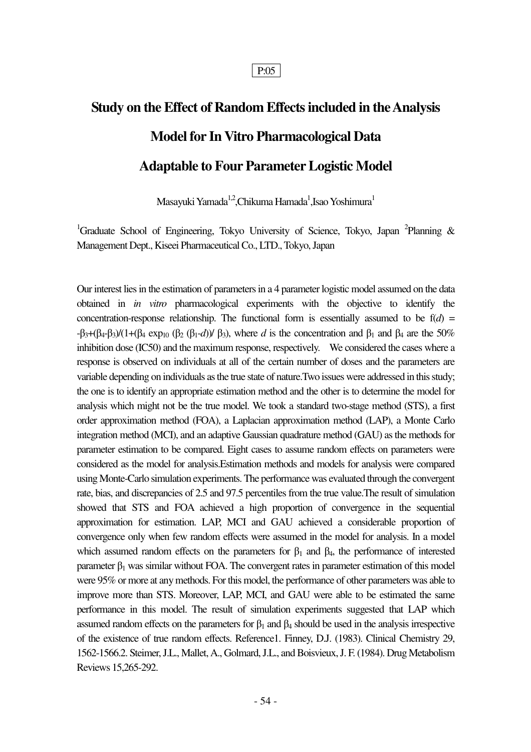P:05

# Study on the Effect of Random Effects included in the Analysis Model for In Vitro Pharmacological Data Adaptable to Four Parameter Logistic Model

Masayuki Yamada[1,2], Chikuma Hamada[1], Isao Yoshimura[1]

[1]Graduate School of Engineering, Tokyo University of Science, Tokyo, Japan [2]Planning & Management Dept., Kiseei Pharmaceutical Co., LTD., Tokyo, Japan

Our interest lies in the estimation of parameters in a 4 parameter logistic model assumed on the data obtained in *in vitro* pharmacological experiments with the objective to identify the concentration-response relationship. The functional form is essentially assumed to be $f(d) = -\beta_3+(\beta_4-\beta_3)/(1+(\beta_4 \exp_{10} (\beta_2 (\beta_1-d))/ \beta_3)$, where $d$ is the concentration and $\beta_1$ and $\beta_4$ are the 50% inhibition dose (IC50) and the maximum response, respectively. We considered the cases where a response is observed on individuals at all of the certain number of doses and the parameters are variable depending on individuals as the true state of nature.Two issues were addressed in this study; the one is to identify an appropriate estimation method and the other is to determine the model for analysis which might not be the true model. We took a standard two-stage method (STS), a first order approximation method (FOA), a Laplacian approximation method (LAP), a Monte Carlo integration method (MCI), and an adaptive Gaussian quadrature method (GAU) as the methods for parameter estimation to be compared. Eight cases to assume random effects on parameters were considered as the model for analysis.Estimation methods and models for analysis were compared using Monte-Carlo simulation experiments. The performance was evaluated through the convergent rate, bias, and discrepancies of 2.5 and 97.5 percentiles from the true value.The result of simulation showed that STS and FOA achieved a high proportion of convergence in the sequential approximation for estimation. LAP, MCI and GAU achieved a considerable proportion of convergence only when few random effects were assumed in the model for analysis. In a model which assumed random effects on the parameters for $\beta_1$ and $\beta_4$, the performance of interested parameter $\beta_1$ was similar without FOA. The convergent rates in parameter estimation of this model were 95% or more at any methods. For this model, the performance of other parameters was able to improve more than STS. Moreover, LAP, MCI, and GAU were able to be estimated the same performance in this model. The result of simulation experiments suggested that LAP which assumed random effects on the parameters for $\beta_1$ and $\beta_4$ should be used in the analysis irrespective of the existence of true random effects. Reference1. Finney, D.J. (1983). Clinical Chemistry 29, 1562-1566.2. Steimer, J.L., Mallet, A., Golmard, J.L., and Boisvieux, J. F. (1984). Drug Metabolism Reviews 15,265-292.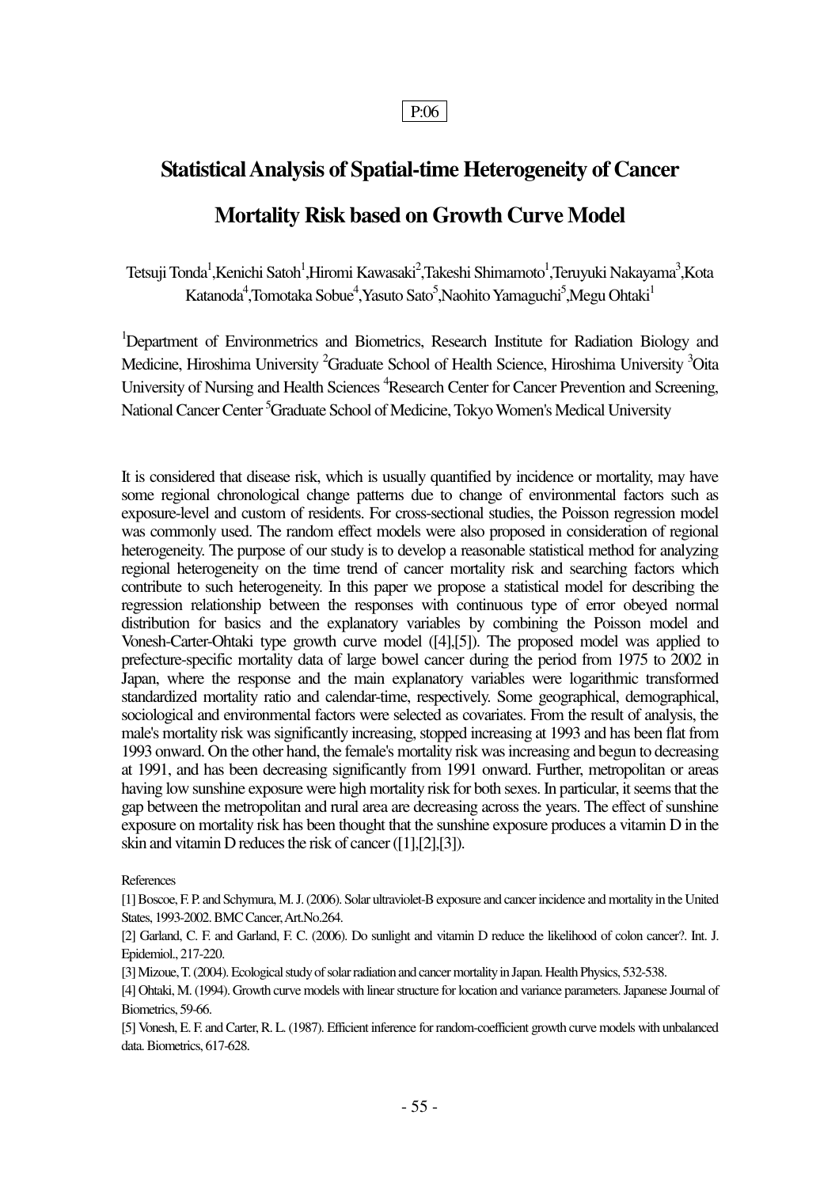P:06

# Statistical Analysis of Spatial-time Heterogeneity of Cancer Mortality Risk based on Growth Curve Model

Tetsuji Tonda[1],Kenichi Satoh[1],Hiromi Kawasaki[2],Takeshi Shimamoto[1],Teruyuki Nakayama[3],Kota Katanoda[4],Tomotaka Sobue[4],Yasuto Sato[5],Naohito Yamaguchi[5],Megu Ohtaki[1]

[1]Department of Environmetrics and Biometrics, Research Institute for Radiation Biology and Medicine, Hiroshima University [2]Graduate School of Health Science, Hiroshima University [3]Oita University of Nursing and Health Sciences [4]Research Center for Cancer Prevention and Screening, National Cancer Center [5]Graduate School of Medicine, Tokyo Women's Medical University

It is considered that disease risk, which is usually quantified by incidence or mortality, may have some regional chronological change patterns due to change of environmental factors such as exposure-level and custom of residents. For cross-sectional studies, the Poisson regression model was commonly used. The random effect models were also proposed in consideration of regional heterogeneity. The purpose of our study is to develop a reasonable statistical method for analyzing regional heterogeneity on the time trend of cancer mortality risk and searching factors which contribute to such heterogeneity. In this paper we propose a statistical model for describing the regression relationship between the responses with continuous type of error obeyed normal distribution for basics and the explanatory variables by combining the Poisson model and Vonesh-Carter-Ohtaki type growth curve model ([4],[5]). The proposed model was applied to prefecture-specific mortality data of large bowel cancer during the period from 1975 to 2002 in Japan, where the response and the main explanatory variables were logarithmic transformed standardized mortality ratio and calendar-time, respectively. Some geographical, demographical, sociological and environmental factors were selected as covariates. From the result of analysis, the male's mortality risk was significantly increasing, stopped increasing at 1993 and has been flat from 1993 onward. On the other hand, the female's mortality risk was increasing and begun to decreasing at 1991, and has been decreasing significantly from 1991 onward. Further, metropolitan or areas having low sunshine exposure were high mortality risk for both sexes. In particular, it seems that the gap between the metropolitan and rural area are decreasing across the years. The effect of sunshine exposure on mortality risk has been thought that the sunshine exposure produces a vitamin D in the skin and vitamin D reduces the risk of cancer ([1],[2],[3]).

References

[1] Boscoe, F. P. and Schymura, M. J. (2006). Solar ultraviolet-B exposure and cancer incidence and mortality in the United States, 1993-2002. BMC Cancer, Art.No.264.

[2] Garland, C. F. and Garland, F. C. (2006). Do sunlight and vitamin D reduce the likelihood of colon cancer?. Int. J. Epidemiol., 217-220.

[3] Mizoue, T. (2004). Ecological study of solar radiation and cancer mortality in Japan. Health Physics, 532-538.

[4] Ohtaki, M. (1994). Growth curve models with linear structure for location and variance parameters. Japanese Journal of Biometrics, 59-66.

[5] Vonesh, E. F. and Carter, R. L. (1987). Efficient inference for random-coefficient growth curve models with unbalanced data. Biometrics, 617-628.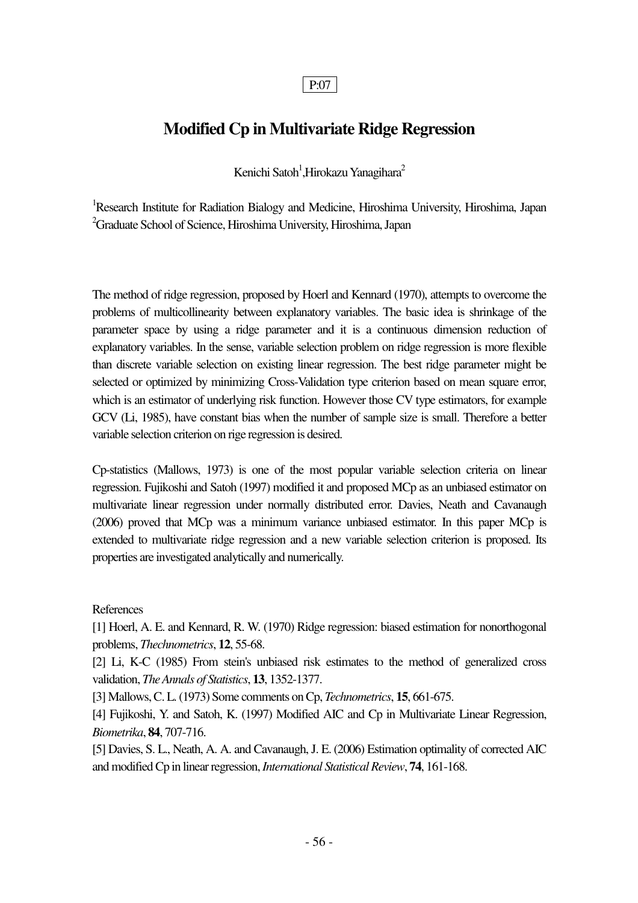P:07

# Modified Cp in Multivariate Ridge Regression

Kenichi Satoh[1],Hirokazu Yanagihara[2]

[1]Research Institute for Radiation Bialogy and Medicine, Hiroshima University, Hiroshima, Japan
[2]Graduate School of Science, Hiroshima University, Hiroshima, Japan

The method of ridge regression, proposed by Hoerl and Kennard (1970), attempts to overcome the problems of multicollinearity between explanatory variables. The basic idea is shrinkage of the parameter space by using a ridge parameter and it is a continuous dimension reduction of explanatory variables. In the sense, variable selection problem on ridge regression is more flexible than discrete variable selection on existing linear regression. The best ridge parameter might be selected or optimized by minimizing Cross-Validation type criterion based on mean square error, which is an estimator of underlying risk function. However those CV type estimators, for example GCV (Li, 1985), have constant bias when the number of sample size is small. Therefore a better variable selection criterion on rige regression is desired.

Cp-statistics (Mallows, 1973) is one of the most popular variable selection criteria on linear regression. Fujikoshi and Satoh (1997) modified it and proposed MCp as an unbiased estimator on multivariate linear regression under normally distributed error. Davies, Neath and Cavanaugh (2006) proved that MCp was a minimum variance unbiased estimator. In this paper MCp is extended to multivariate ridge regression and a new variable selection criterion is proposed. Its properties are investigated analytically and numerically.

References

[1] Hoerl, A. E. and Kennard, R. W. (1970) Ridge regression: biased estimation for nonorthogonal problems, *Thechnometrics*, **12**, 55-68.

[2] Li, K-C (1985) From stein's unbiased risk estimates to the method of generalized cross validation, *The Annals of Statistics*, **13**, 1352-1377.

[3] Mallows, C. L. (1973) Some comments on Cp, *Technometrics*, **15**, 661-675.

[4] Fujikoshi, Y. and Satoh, K. (1997) Modified AIC and Cp in Multivariate Linear Regression, *Biometrika*, **84**, 707-716.

[5] Davies, S. L., Neath, A. A. and Cavanaugh, J. E. (2006) Estimation optimality of corrected AIC and modified Cp in linear regression, *International Statistical Review*, **74**, 161-168.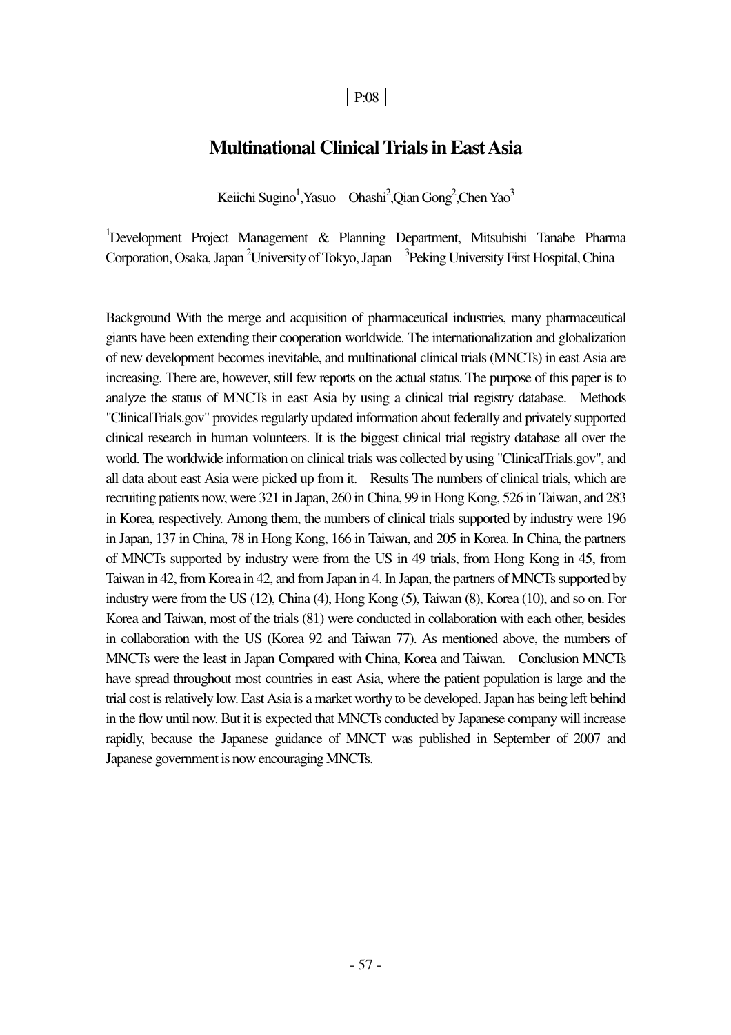P:08

# Multinational Clinical Trials in East Asia

Keiichi Sugino[1], Yasuo Ohashi[2], Qian Gong[2], Chen Yao[3]

[1]Development Project Management & Planning Department, Mitsubishi Tanabe Pharma Corporation, Osaka, Japan [2]University of Tokyo, Japan [3]Peking University First Hospital, China

Background With the merge and acquisition of pharmaceutical industries, many pharmaceutical giants have been extending their cooperation worldwide. The internationalization and globalization of new development becomes inevitable, and multinational clinical trials (MNCTs) in east Asia are increasing. There are, however, still few reports on the actual status. The purpose of this paper is to analyze the status of MNCTs in east Asia by using a clinical trial registry database. Methods "ClinicalTrials.gov" provides regularly updated information about federally and privately supported clinical research in human volunteers. It is the biggest clinical trial registry database all over the world. The worldwide information on clinical trials was collected by using "ClinicalTrials.gov", and all data about east Asia were picked up from it. Results The numbers of clinical trials, which are recruiting patients now, were 321 in Japan, 260 in China, 99 in Hong Kong, 526 in Taiwan, and 283 in Korea, respectively. Among them, the numbers of clinical trials supported by industry were 196 in Japan, 137 in China, 78 in Hong Kong, 166 in Taiwan, and 205 in Korea. In China, the partners of MNCTs supported by industry were from the US in 49 trials, from Hong Kong in 45, from Taiwan in 42, from Korea in 42, and from Japan in 4. In Japan, the partners of MNCTs supported by industry were from the US (12), China (4), Hong Kong (5), Taiwan (8), Korea (10), and so on. For Korea and Taiwan, most of the trials (81) were conducted in collaboration with each other, besides in collaboration with the US (Korea 92 and Taiwan 77). As mentioned above, the numbers of MNCTs were the least in Japan Compared with China, Korea and Taiwan. Conclusion MNCTs have spread throughout most countries in east Asia, where the patient population is large and the trial cost is relatively low. East Asia is a market worthy to be developed. Japan has being left behind in the flow until now. But it is expected that MNCTs conducted by Japanese company will increase rapidly, because the Japanese guidance of MNCT was published in September of 2007 and Japanese government is now encouraging MNCTs.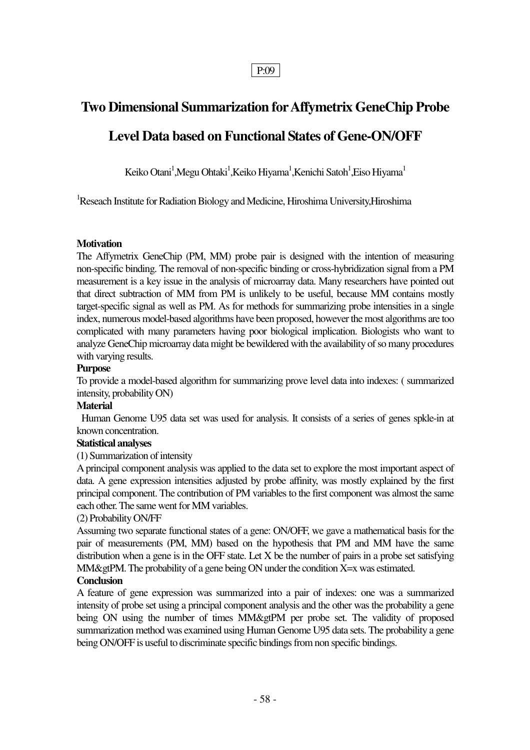P:09

# Two Dimensional Summarization for Affymetrix GeneChip Probe Level Data based on Functional States of Gene-ON/OFF

Keiko Otani[1],Megu Ohtaki[1],Keiko Hiyama[1],Kenichi Satoh[1],Eiso Hiyama[1]

[1]Reseach Institute for Radiation Biology and Medicine, Hiroshima University,Hiroshima

**Motivation**

The Affymetrix GeneChip (PM, MM) probe pair is designed with the intention of measuring non-specific binding. The removal of non-specific binding or cross-hybridization signal from a PM measurement is a key issue in the analysis of microarray data. Many researchers have pointed out that direct subtraction of MM from PM is unlikely to be useful, because MM contains mostly target-specific signal as well as PM. As for methods for summarizing probe intensities in a single index, numerous model-based algorithms have been proposed, however the most algorithms are too complicated with many parameters having poor biological implication. Biologists who want to analyze GeneChip microarray data might be bewildered with the availability of so many procedures with varying results.

**Purpose**

To provide a model-based algorithm for summarizing prove level data into indexes: ( summarized intensity, probability ON)

**Material**

Human Genome U95 data set was used for analysis. It consists of a series of genes spkle-in at known concentration.

**Statistical analyses**

(1) Summarization of intensity

A principal component analysis was applied to the data set to explore the most important aspect of data. A gene expression intensities adjusted by probe affinity, was mostly explained by the first principal component. The contribution of PM variables to the first component was almost the same each other. The same went for MM variables.

(2) Probability ON/FF

Assuming two separate functional states of a gene: ON/OFF, we gave a mathematical basis for the pair of measurements (PM, MM) based on the hypothesis that PM and MM have the same distribution when a gene is in the OFF state. Let X be the number of pairs in a probe set satisfying MM&gtPM. The probability of a gene being ON under the condition X=x was estimated.

**Conclusion**

A feature of gene expression was summarized into a pair of indexes: one was a summarized intensity of probe set using a principal component analysis and the other was the probability a gene being ON using the number of times MM&gtPM per probe set. The validity of proposed summarization method was examined using Human Genome U95 data sets. The probability a gene being ON/OFF is useful to discriminate specific bindings from non specific bindings.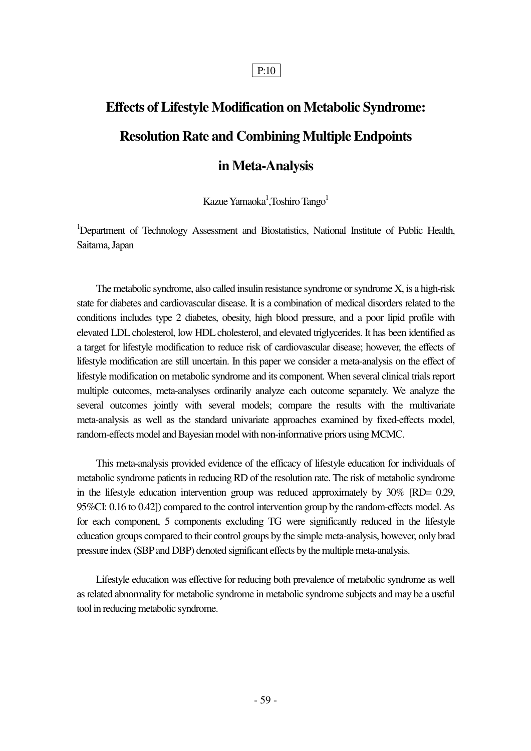P:10

# Effects of Lifestyle Modification on Metabolic Syndrome: Resolution Rate and Combining Multiple Endpoints in Meta-Analysis

Kazue Yamaoka[1],Toshiro Tango[1]

[1]Department of Technology Assessment and Biostatistics, National Institute of Public Health, Saitama, Japan

The metabolic syndrome, also called insulin resistance syndrome or syndrome X, is a high-risk state for diabetes and cardiovascular disease. It is a combination of medical disorders related to the conditions includes type 2 diabetes, obesity, high blood pressure, and a poor lipid profile with elevated LDL cholesterol, low HDL cholesterol, and elevated triglycerides. It has been identified as a target for lifestyle modification to reduce risk of cardiovascular disease; however, the effects of lifestyle modification are still uncertain. In this paper we consider a meta-analysis on the effect of lifestyle modification on metabolic syndrome and its component. When several clinical trials report multiple outcomes, meta-analyses ordinarily analyze each outcome separately. We analyze the several outcomes jointly with several models; compare the results with the multivariate meta-analysis as well as the standard univariate approaches examined by fixed-effects model, random-effects model and Bayesian model with non-informative priors using MCMC.

This meta-analysis provided evidence of the efficacy of lifestyle education for individuals of metabolic syndrome patients in reducing RD of the resolution rate. The risk of metabolic syndrome in the lifestyle education intervention group was reduced approximately by 30% [RD= 0.29, 95%CI: 0.16 to 0.42]) compared to the control intervention group by the random-effects model. As for each component, 5 components excluding TG were significantly reduced in the lifestyle education groups compared to their control groups by the simple meta-analysis, however, only brad pressure index (SBP and DBP) denoted significant effects by the multiple meta-analysis.

Lifestyle education was effective for reducing both prevalence of metabolic syndrome as well as related abnormality for metabolic syndrome in metabolic syndrome subjects and may be a useful tool in reducing metabolic syndrome.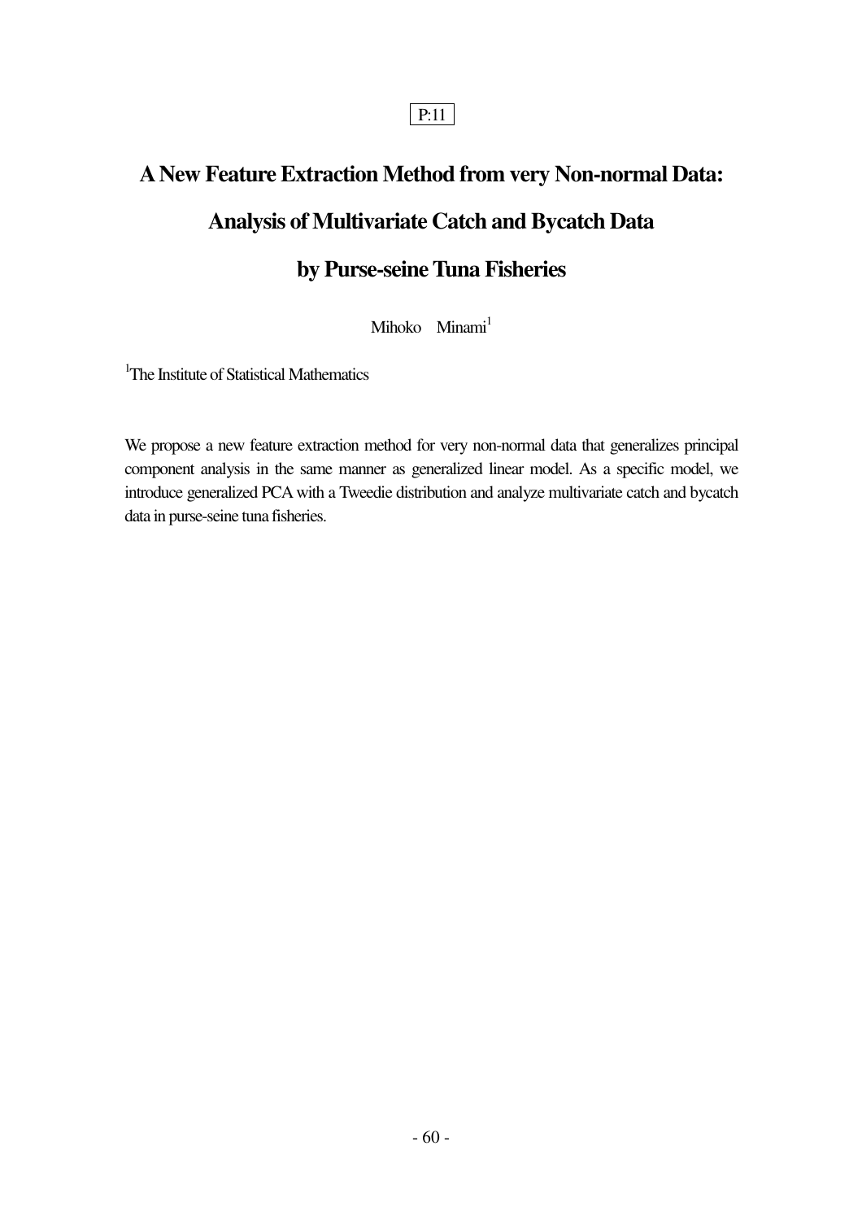P:11

# A New Feature Extraction Method from very Non-normal Data: Analysis of Multivariate Catch and Bycatch Data by Purse-seine Tuna Fisheries

Mihoko Minami[1]

[1]The Institute of Statistical Mathematics

We propose a new feature extraction method for very non-normal data that generalizes principal component analysis in the same manner as generalized linear model. As a specific model, we introduce generalized PCA with a Tweedie distribution and analyze multivariate catch and bycatch data in purse-seine tuna fisheries.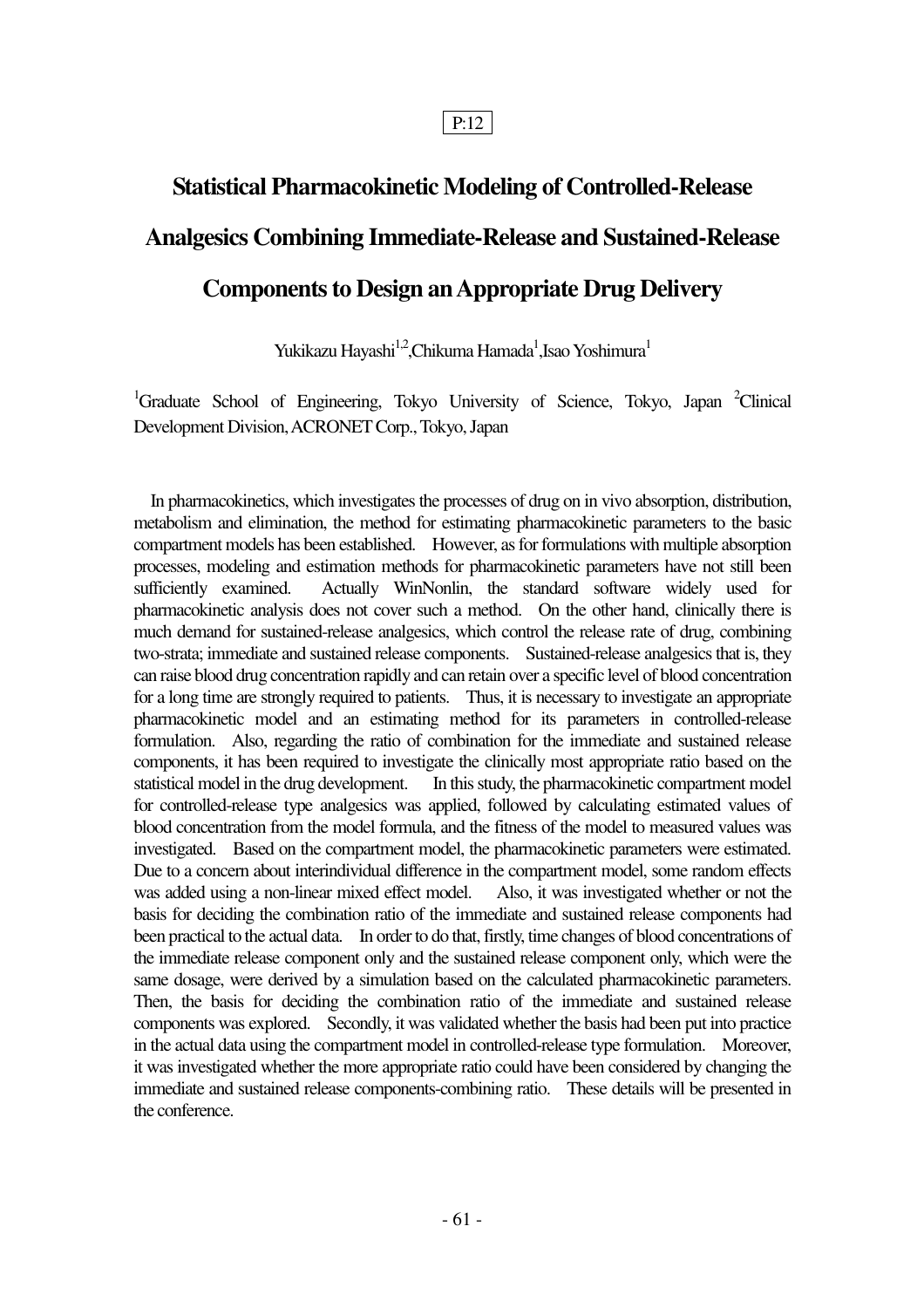P:12

# Statistical Pharmacokinetic Modeling of Controlled-Release Analgesics Combining Immediate-Release and Sustained-Release Components to Design an Appropriate Drug Delivery

Yukikazu Hayashi[1,2], Chikuma Hamada[1], Isao Yoshimura[1]

[1]Graduate School of Engineering, Tokyo University of Science, Tokyo, Japan [2]Clinical Development Division, ACRONET Corp., Tokyo, Japan

In pharmacokinetics, which investigates the processes of drug on in vivo absorption, distribution, metabolism and elimination, the method for estimating pharmacokinetic parameters to the basic compartment models has been established. However, as for formulations with multiple absorption processes, modeling and estimation methods for pharmacokinetic parameters have not still been sufficiently examined. Actually WinNonlin, the standard software widely used for pharmacokinetic analysis does not cover such a method. On the other hand, clinically there is much demand for sustained-release analgesics, which control the release rate of drug, combining two-strata; immediate and sustained release components. Sustained-release analgesics that is, they can raise blood drug concentration rapidly and can retain over a specific level of blood concentration for a long time are strongly required to patients. Thus, it is necessary to investigate an appropriate pharmacokinetic model and an estimating method for its parameters in controlled-release formulation. Also, regarding the ratio of combination for the immediate and sustained release components, it has been required to investigate the clinically most appropriate ratio based on the statistical model in the drug development. In this study, the pharmacokinetic compartment model for controlled-release type analgesics was applied, followed by calculating estimated values of blood concentration from the model formula, and the fitness of the model to measured values was investigated. Based on the compartment model, the pharmacokinetic parameters were estimated. Due to a concern about interindividual difference in the compartment model, some random effects was added using a non-linear mixed effect model. Also, it was investigated whether or not the basis for deciding the combination ratio of the immediate and sustained release components had been practical to the actual data. In order to do that, firstly, time changes of blood concentrations of the immediate release component only and the sustained release component only, which were the same dosage, were derived by a simulation based on the calculated pharmacokinetic parameters. Then, the basis for deciding the combination ratio of the immediate and sustained release components was explored. Secondly, it was validated whether the basis had been put into practice in the actual data using the compartment model in controlled-release type formulation. Moreover, it was investigated whether the more appropriate ratio could have been considered by changing the immediate and sustained release components-combining ratio. These details will be presented in the conference.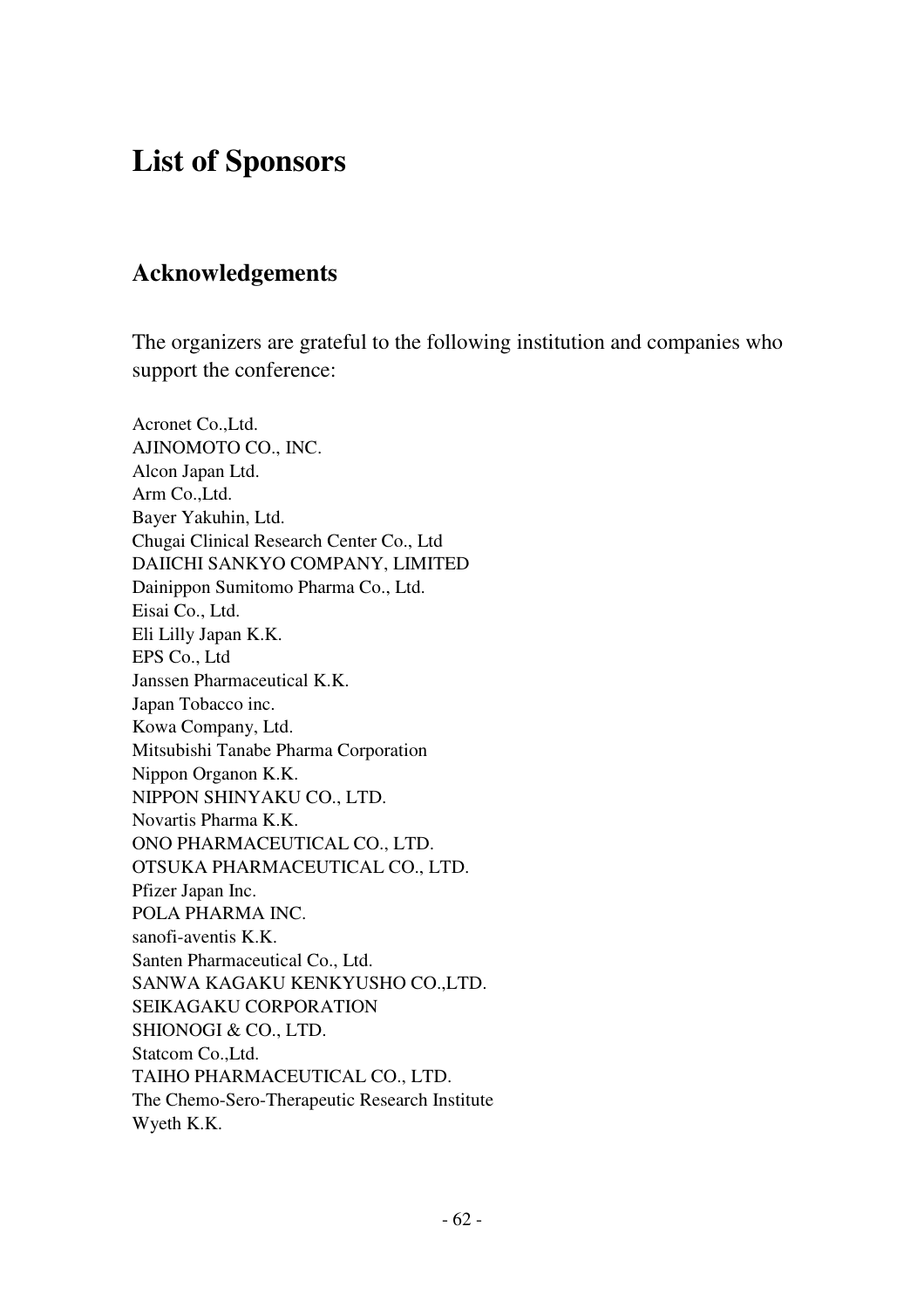# List of Sponsors

## Acknowledgements

The organizers are grateful to the following institution and companies who support the conference:

Acronet Co.,Ltd.
AJINOMOTO CO., INC.
Alcon Japan Ltd.
Arm Co.,Ltd.
Bayer Yakuhin, Ltd.
Chugai Clinical Research Center Co., Ltd
DAIICHI SANKYO COMPANY, LIMITED
Dainippon Sumitomo Pharma Co., Ltd.
Eisai Co., Ltd.
Eli Lilly Japan K.K.
EPS Co., Ltd
Janssen Pharmaceutical K.K.
Japan Tobacco inc.
Kowa Company, Ltd.
Mitsubishi Tanabe Pharma Corporation
Nippon Organon K.K.
NIPPON SHINYAKU CO., LTD.
Novartis Pharma K.K.
ONO PHARMACEUTICAL CO., LTD.
OTSUKA PHARMACEUTICAL CO., LTD.
Pfizer Japan Inc.
POLA PHARMA INC.
sanofi-aventis K.K.
Santen Pharmaceutical Co., Ltd.
SANWA KAGAKU KENKYUSHO CO.,LTD.
SEIKAGAKU CORPORATION
SHIONOGI & CO., LTD.
Statcom Co.,Ltd.
TAIHO PHARMACEUTICAL CO., LTD.
The Chemo-Sero-Therapeutic Research Institute
Wyeth K.K.